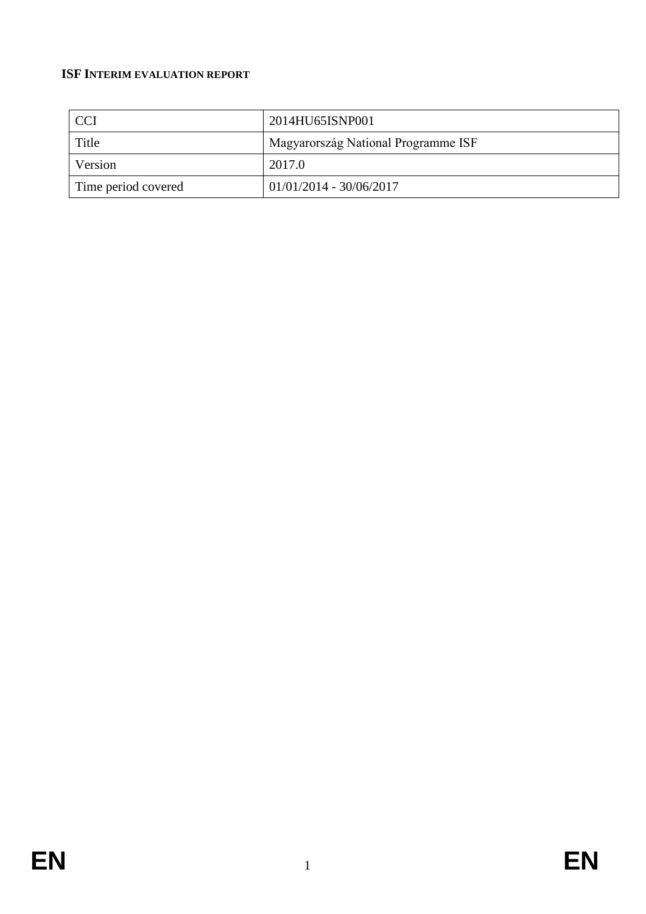**ISF INTERIM EVALUATION REPORT**

| CCI | 2014HU65ISNP001 |
|---|---|
| Title | Magyarország National Programme ISF |
| Version | 2017.0 |
| Time period covered | 01/01/2014 - 30/06/2017 |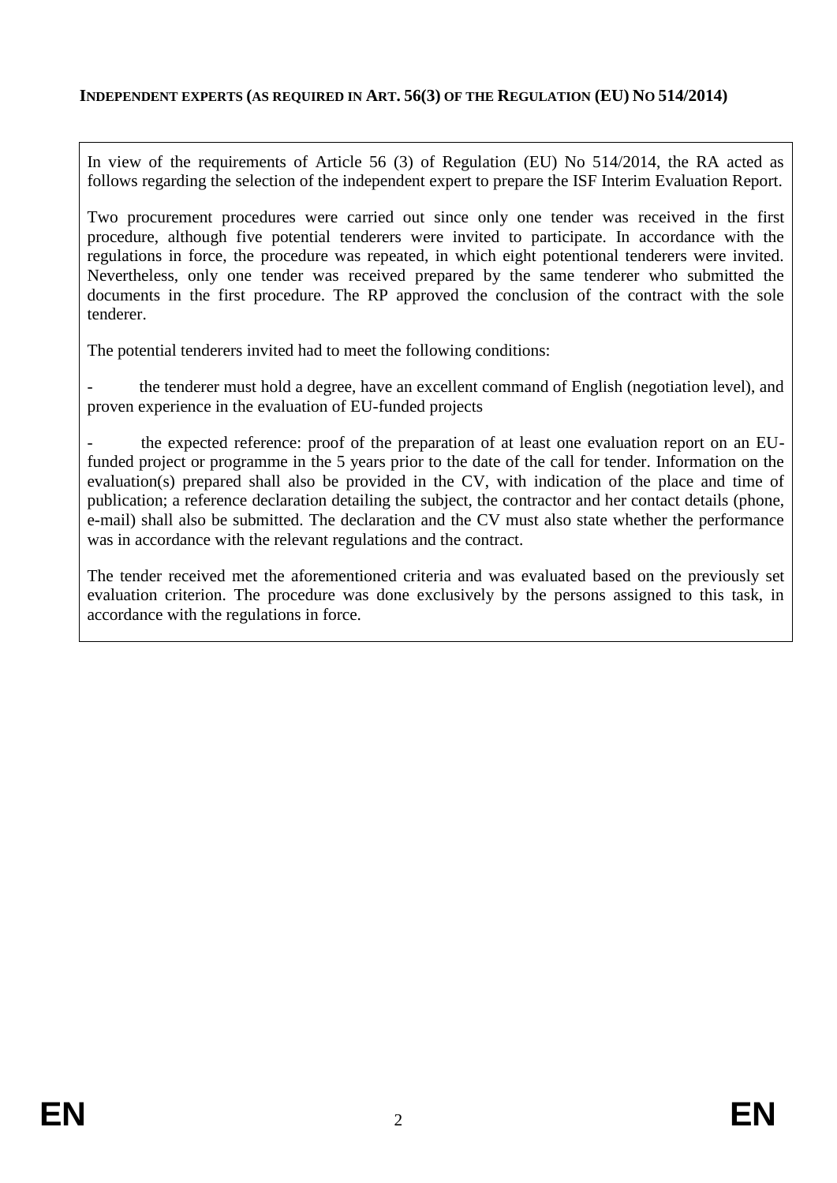## Independent experts (as required in Art. 56(3) of the Regulation (EU) No 514/2014)

In view of the requirements of Article 56 (3) of Regulation (EU) No 514/2014, the RA acted as follows regarding the selection of the independent expert to prepare the ISF Interim Evaluation Report.

Two procurement procedures were carried out since only one tender was received in the first procedure, although five potential tenderers were invited to participate. In accordance with the regulations in force, the procedure was repeated, in which eight potentional tenderers were invited. Nevertheless, only one tender was received prepared by the same tenderer who submitted the documents in the first procedure. The RP approved the conclusion of the contract with the sole tenderer.

The potential tenderers invited had to meet the following conditions:

- the tenderer must hold a degree, have an excellent command of English (negotiation level), and proven experience in the evaluation of EU-funded projects
- the expected reference: proof of the preparation of at least one evaluation report on an EU-funded project or programme in the 5 years prior to the date of the call for tender. Information on the evaluation(s) prepared shall also be provided in the CV, with indication of the place and time of publication; a reference declaration detailing the subject, the contractor and her contact details (phone, e-mail) shall also be submitted. The declaration and the CV must also state whether the performance was in accordance with the relevant regulations and the contract.

The tender received met the aforementioned criteria and was evaluated based on the previously set evaluation criterion. The procedure was done exclusively by the persons assigned to this task, in accordance with the regulations in force.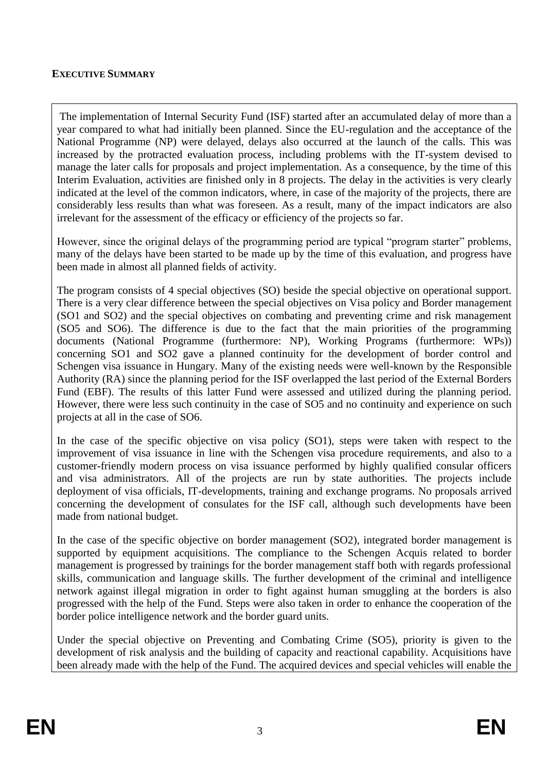## EXECUTIVE SUMMARY

The implementation of Internal Security Fund (ISF) started after an accumulated delay of more than a year compared to what had initially been planned. Since the EU-regulation and the acceptance of the National Programme (NP) were delayed, delays also occurred at the launch of the calls. This was increased by the protracted evaluation process, including problems with the IT-system devised to manage the later calls for proposals and project implementation. As a consequence, by the time of this Interim Evaluation, activities are finished only in 8 projects. The delay in the activities is very clearly indicated at the level of the common indicators, where, in case of the majority of the projects, there are considerably less results than what was foreseen. As a result, many of the impact indicators are also irrelevant for the assessment of the efficacy or efficiency of the projects so far.

However, since the original delays of the programming period are typical "program starter" problems, many of the delays have been started to be made up by the time of this evaluation, and progress have been made in almost all planned fields of activity.

The program consists of 4 special objectives (SO) beside the special objective on operational support. There is a very clear difference between the special objectives on Visa policy and Border management (SO1 and SO2) and the special objectives on combating and preventing crime and risk management (SO5 and SO6). The difference is due to the fact that the main priorities of the programming documents (National Programme (furthermore: NP), Working Programs (furthermore: WPs)) concerning SO1 and SO2 gave a planned continuity for the development of border control and Schengen visa issuance in Hungary. Many of the existing needs were well-known by the Responsible Authority (RA) since the planning period for the ISF overlapped the last period of the External Borders Fund (EBF). The results of this latter Fund were assessed and utilized during the planning period. However, there were less such continuity in the case of SO5 and no continuity and experience on such projects at all in the case of SO6.

In the case of the specific objective on visa policy (SO1), steps were taken with respect to the improvement of visa issuance in line with the Schengen visa procedure requirements, and also to a customer-friendly modern process on visa issuance performed by highly qualified consular officers and visa administrators. All of the projects are run by state authorities. The projects include deployment of visa officials, IT-developments, training and exchange programs. No proposals arrived concerning the development of consulates for the ISF call, although such developments have been made from national budget.

In the case of the specific objective on border management (SO2), integrated border management is supported by equipment acquisitions. The compliance to the Schengen Acquis related to border management is progressed by trainings for the border management staff both with regards professional skills, communication and language skills. The further development of the criminal and intelligence network against illegal migration in order to fight against human smuggling at the borders is also progressed with the help of the Fund. Steps were also taken in order to enhance the cooperation of the border police intelligence network and the border guard units.

Under the special objective on Preventing and Combating Crime (SO5), priority is given to the development of risk analysis and the building of capacity and reactional capability. Acquisitions have been already made with the help of the Fund. The acquired devices and special vehicles will enable the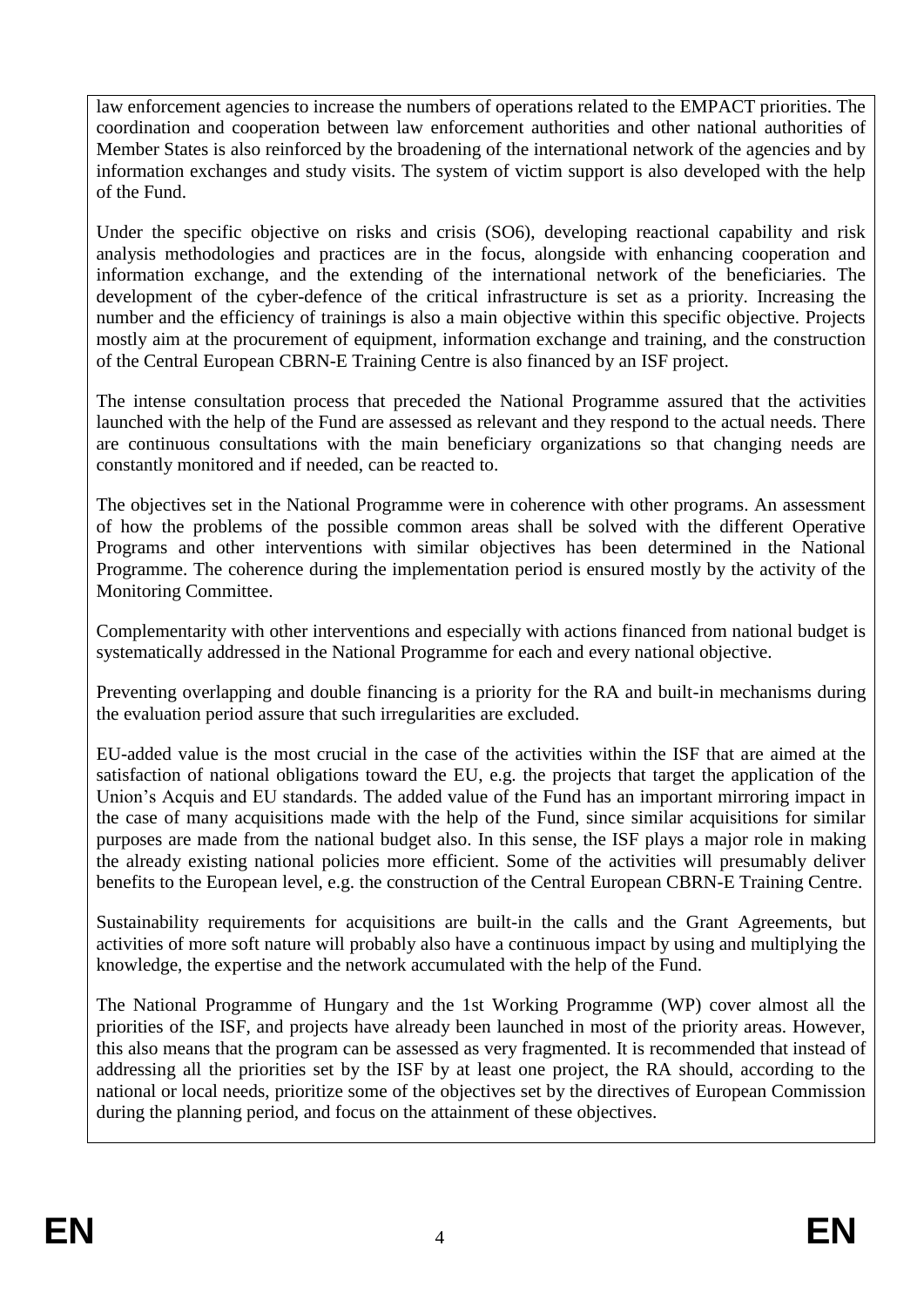law enforcement agencies to increase the numbers of operations related to the EMPACT priorities. The coordination and cooperation between law enforcement authorities and other national authorities of Member States is also reinforced by the broadening of the international network of the agencies and by information exchanges and study visits. The system of victim support is also developed with the help of the Fund.

Under the specific objective on risks and crisis (SO6), developing reactional capability and risk analysis methodologies and practices are in the focus, alongside with enhancing cooperation and information exchange, and the extending of the international network of the beneficiaries. The development of the cyber-defence of the critical infrastructure is set as a priority. Increasing the number and the efficiency of trainings is also a main objective within this specific objective. Projects mostly aim at the procurement of equipment, information exchange and training, and the construction of the Central European CBRN-E Training Centre is also financed by an ISF project.

The intense consultation process that preceded the National Programme assured that the activities launched with the help of the Fund are assessed as relevant and they respond to the actual needs. There are continuous consultations with the main beneficiary organizations so that changing needs are constantly monitored and if needed, can be reacted to.

The objectives set in the National Programme were in coherence with other programs. An assessment of how the problems of the possible common areas shall be solved with the different Operative Programs and other interventions with similar objectives has been determined in the National Programme. The coherence during the implementation period is ensured mostly by the activity of the Monitoring Committee.

Complementarity with other interventions and especially with actions financed from national budget is systematically addressed in the National Programme for each and every national objective.

Preventing overlapping and double financing is a priority for the RA and built-in mechanisms during the evaluation period assure that such irregularities are excluded.

EU-added value is the most crucial in the case of the activities within the ISF that are aimed at the satisfaction of national obligations toward the EU, e.g. the projects that target the application of the Union's Acquis and EU standards. The added value of the Fund has an important mirroring impact in the case of many acquisitions made with the help of the Fund, since similar acquisitions for similar purposes are made from the national budget also. In this sense, the ISF plays a major role in making the already existing national policies more efficient. Some of the activities will presumably deliver benefits to the European level, e.g. the construction of the Central European CBRN-E Training Centre.

Sustainability requirements for acquisitions are built-in the calls and the Grant Agreements, but activities of more soft nature will probably also have a continuous impact by using and multiplying the knowledge, the expertise and the network accumulated with the help of the Fund.

The National Programme of Hungary and the 1st Working Programme (WP) cover almost all the priorities of the ISF, and projects have already been launched in most of the priority areas. However, this also means that the program can be assessed as very fragmented. It is recommended that instead of addressing all the priorities set by the ISF by at least one project, the RA should, according to the national or local needs, prioritize some of the objectives set by the directives of European Commission during the planning period, and focus on the attainment of these objectives.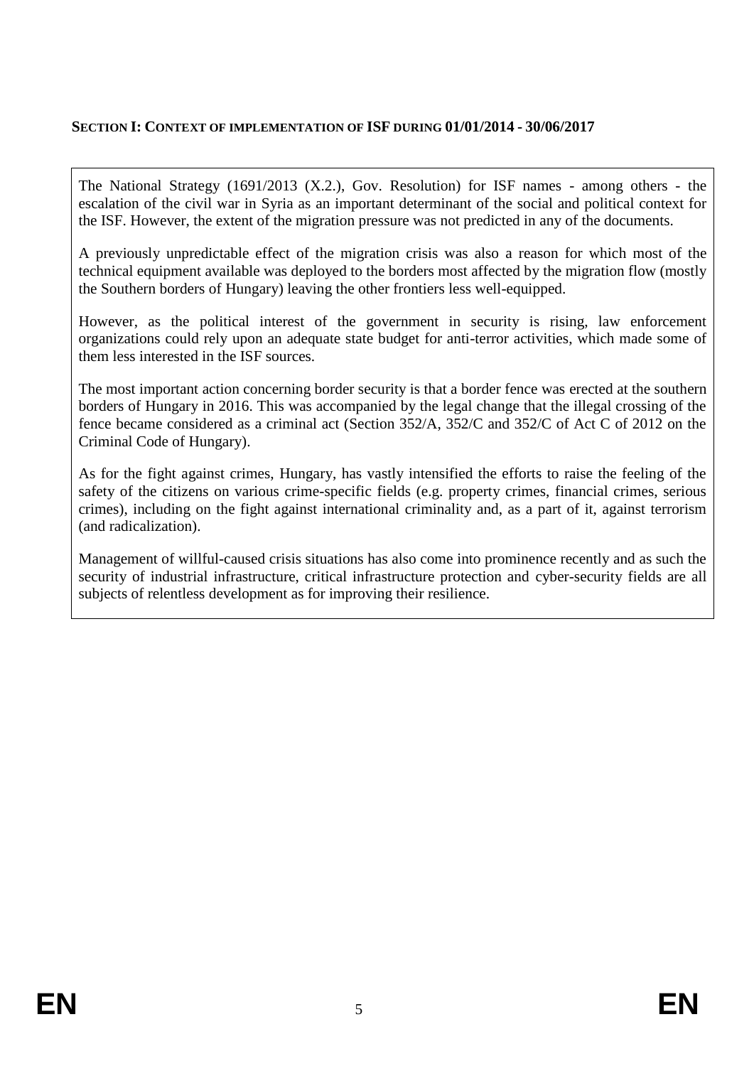**SECTION I: CONTEXT OF IMPLEMENTATION OF ISF DURING 01/01/2014 - 30/06/2017**

The National Strategy (1691/2013 (X.2.), Gov. Resolution) for ISF names - among others - the escalation of the civil war in Syria as an important determinant of the social and political context for the ISF. However, the extent of the migration pressure was not predicted in any of the documents.

A previously unpredictable effect of the migration crisis was also a reason for which most of the technical equipment available was deployed to the borders most affected by the migration flow (mostly the Southern borders of Hungary) leaving the other frontiers less well-equipped.

However, as the political interest of the government in security is rising, law enforcement organizations could rely upon an adequate state budget for anti-terror activities, which made some of them less interested in the ISF sources.

The most important action concerning border security is that a border fence was erected at the southern borders of Hungary in 2016. This was accompanied by the legal change that the illegal crossing of the fence became considered as a criminal act (Section 352/A, 352/C and 352/C of Act C of 2012 on the Criminal Code of Hungary).

As for the fight against crimes, Hungary, has vastly intensified the efforts to raise the feeling of the safety of the citizens on various crime-specific fields (e.g. property crimes, financial crimes, serious crimes), including on the fight against international criminality and, as a part of it, against terrorism (and radicalization).

Management of willful-caused crisis situations has also come into prominence recently and as such the security of industrial infrastructure, critical infrastructure protection and cyber-security fields are all subjects of relentless development as for improving their resilience.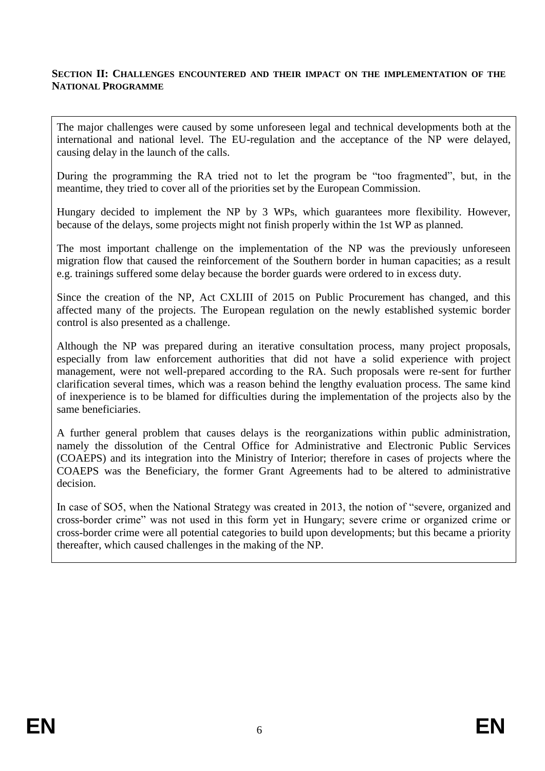## SECTION II: CHALLENGES ENCOUNTERED AND THEIR IMPACT ON THE IMPLEMENTATION OF THE NATIONAL PROGRAMME

The major challenges were caused by some unforeseen legal and technical developments both at the international and national level. The EU-regulation and the acceptance of the NP were delayed, causing delay in the launch of the calls.

During the programming the RA tried not to let the program be "too fragmented", but, in the meantime, they tried to cover all of the priorities set by the European Commission.

Hungary decided to implement the NP by 3 WPs, which guarantees more flexibility. However, because of the delays, some projects might not finish properly within the 1st WP as planned.

The most important challenge on the implementation of the NP was the previously unforeseen migration flow that caused the reinforcement of the Southern border in human capacities; as a result e.g. trainings suffered some delay because the border guards were ordered to in excess duty.

Since the creation of the NP, Act CXLIII of 2015 on Public Procurement has changed, and this affected many of the projects. The European regulation on the newly established systemic border control is also presented as a challenge.

Although the NP was prepared during an iterative consultation process, many project proposals, especially from law enforcement authorities that did not have a solid experience with project management, were not well-prepared according to the RA. Such proposals were re-sent for further clarification several times, which was a reason behind the lengthy evaluation process. The same kind of inexperience is to be blamed for difficulties during the implementation of the projects also by the same beneficiaries.

A further general problem that causes delays is the reorganizations within public administration, namely the dissolution of the Central Office for Administrative and Electronic Public Services (COAEPS) and its integration into the Ministry of Interior; therefore in cases of projects where the COAEPS was the Beneficiary, the former Grant Agreements had to be altered to administrative decision.

In case of SO5, when the National Strategy was created in 2013, the notion of "severe, organized and cross-border crime" was not used in this form yet in Hungary; severe crime or organized crime or cross-border crime were all potential categories to build upon developments; but this became a priority thereafter, which caused challenges in the making of the NP.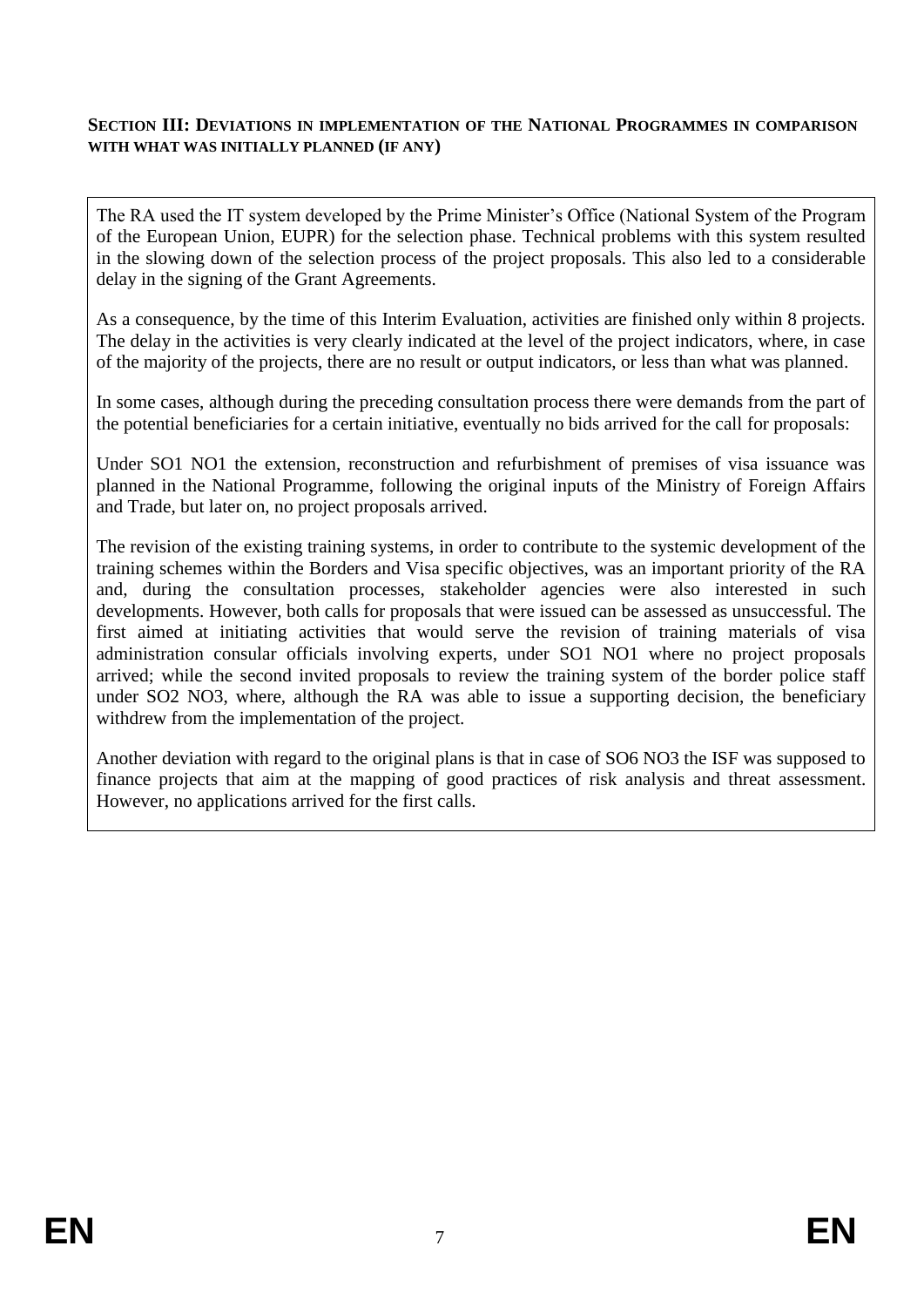## SECTION III: DEVIATIONS IN IMPLEMENTATION OF THE NATIONAL PROGRAMMES IN COMPARISON WITH WHAT WAS INITIALLY PLANNED (IF ANY)

The RA used the IT system developed by the Prime Minister's Office (National System of the Program of the European Union, EUPR) for the selection phase. Technical problems with this system resulted in the slowing down of the selection process of the project proposals. This also led to a considerable delay in the signing of the Grant Agreements.

As a consequence, by the time of this Interim Evaluation, activities are finished only within 8 projects. The delay in the activities is very clearly indicated at the level of the project indicators, where, in case of the majority of the projects, there are no result or output indicators, or less than what was planned.

In some cases, although during the preceding consultation process there were demands from the part of the potential beneficiaries for a certain initiative, eventually no bids arrived for the call for proposals:

Under SO1 NO1 the extension, reconstruction and refurbishment of premises of visa issuance was planned in the National Programme, following the original inputs of the Ministry of Foreign Affairs and Trade, but later on, no project proposals arrived.

The revision of the existing training systems, in order to contribute to the systemic development of the training schemes within the Borders and Visa specific objectives, was an important priority of the RA and, during the consultation processes, stakeholder agencies were also interested in such developments. However, both calls for proposals that were issued can be assessed as unsuccessful. The first aimed at initiating activities that would serve the revision of training materials of visa administration consular officials involving experts, under SO1 NO1 where no project proposals arrived; while the second invited proposals to review the training system of the border police staff under SO2 NO3, where, although the RA was able to issue a supporting decision, the beneficiary withdrew from the implementation of the project.

Another deviation with regard to the original plans is that in case of SO6 NO3 the ISF was supposed to finance projects that aim at the mapping of good practices of risk analysis and threat assessment. However, no applications arrived for the first calls.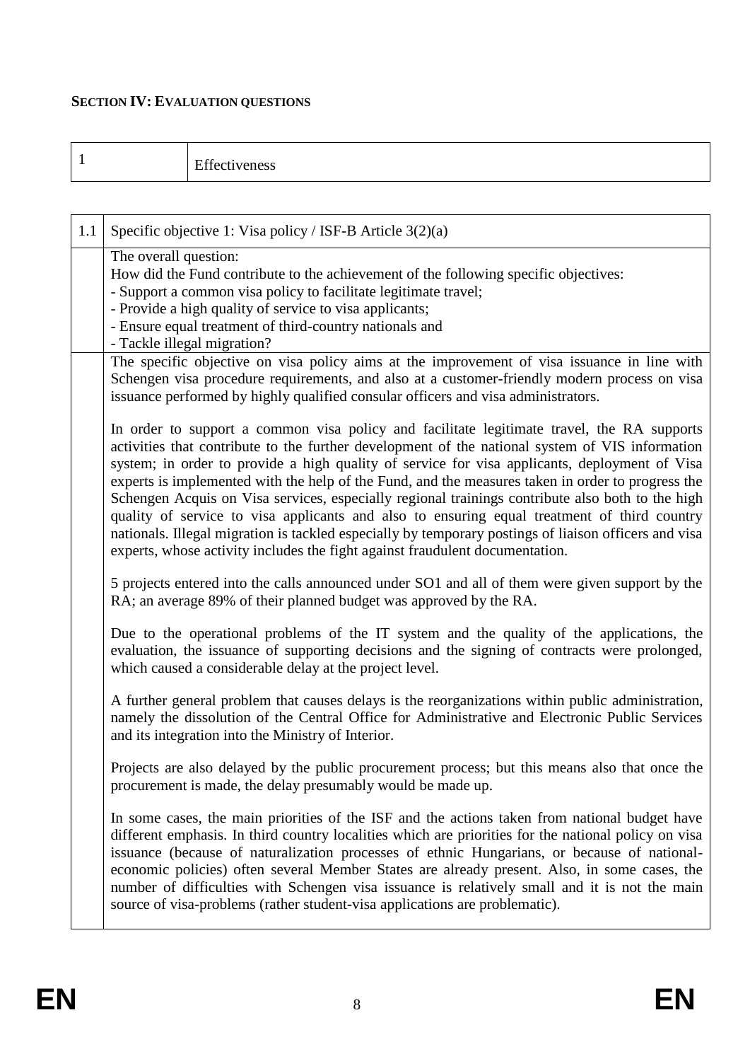**SECTION IV: EVALUATION QUESTIONS**

| 1 | Effectiveness |
|---|---|

| 1.1 | Specific objective 1: Visa policy / ISF-B Article 3(2)(a) |
|---|---|
| | The overall question:<br>How did the Fund contribute to the achievement of the following specific objectives:<br>- Support a common visa policy to facilitate legitimate travel;<br>- Provide a high quality of service to visa applicants;<br>- Ensure equal treatment of third-country nationals and<br>- Tackle illegal migration? |
| | The specific objective on visa policy aims at the improvement of visa issuance in line with Schengen visa procedure requirements, and also at a customer-friendly modern process on visa issuance performed by highly qualified consular officers and visa administrators.<br><br>In order to support a common visa policy and facilitate legitimate travel, the RA supports activities that contribute to the further development of the national system of VIS information system; in order to provide a high quality of service for visa applicants, deployment of Visa experts is implemented with the help of the Fund, and the measures taken in order to progress the Schengen Acquis on Visa services, especially regional trainings contribute also both to the high quality of service to visa applicants and also to ensuring equal treatment of third country nationals. Illegal migration is tackled especially by temporary postings of liaison officers and visa experts, whose activity includes the fight against fraudulent documentation.<br><br>5 projects entered into the calls announced under SO1 and all of them were given support by the RA; an average 89% of their planned budget was approved by the RA.<br><br>Due to the operational problems of the IT system and the quality of the applications, the evaluation, the issuance of supporting decisions and the signing of contracts were prolonged, which caused a considerable delay at the project level.<br><br>A further general problem that causes delays is the reorganizations within public administration, namely the dissolution of the Central Office for Administrative and Electronic Public Services and its integration into the Ministry of Interior.<br><br>Projects are also delayed by the public procurement process; but this means also that once the procurement is made, the delay presumably would be made up.<br><br>In some cases, the main priorities of the ISF and the actions taken from national budget have different emphasis. In third country localities which are priorities for the national policy on visa issuance (because of naturalization processes of ethnic Hungarians, or because of national-economic policies) often several Member States are already present. Also, in some cases, the number of difficulties with Schengen visa issuance is relatively small and it is not the main source of visa-problems (rather student-visa applications are problematic). |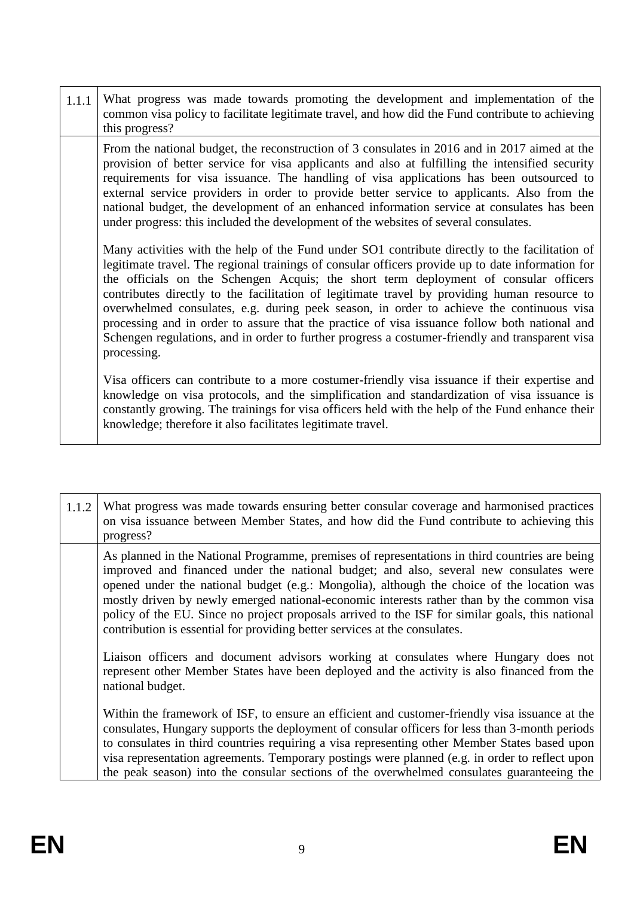| 1.1.1 | What progress was made towards promoting the development and implementation of the common visa policy to facilitate legitimate travel, and how did the Fund contribute to achieving this progress? |
|---|---|
| | From the national budget, the reconstruction of 3 consulates in 2016 and in 2017 aimed at the provision of better service for visa applicants and also at fulfilling the intensified security requirements for visa issuance. The handling of visa applications has been outsourced to external service providers in order to provide better service to applicants. Also from the national budget, the development of an enhanced information service at consulates has been under progress: this included the development of the websites of several consulates.<br><br>Many activities with the help of the Fund under SO1 contribute directly to the facilitation of legitimate travel. The regional trainings of consular officers provide up to date information for the officials on the Schengen Acquis; the short term deployment of consular officers contributes directly to the facilitation of legitimate travel by providing human resource to overwhelmed consulates, e.g. during peek season, in order to achieve the continuous visa processing and in order to assure that the practice of visa issuance follow both national and Schengen regulations, and in order to further progress a costumer-friendly and transparent visa processing.<br><br>Visa officers can contribute to a more costumer-friendly visa issuance if their expertise and knowledge on visa protocols, and the simplification and standardization of visa issuance is constantly growing. The trainings for visa officers held with the help of the Fund enhance their knowledge; therefore it also facilitates legitimate travel. |

| 1.1.2 | What progress was made towards ensuring better consular coverage and harmonised practices on visa issuance between Member States, and how did the Fund contribute to achieving this progress? |
|---|---|
| | As planned in the National Programme, premises of representations in third countries are being improved and financed under the national budget; and also, several new consulates were opened under the national budget (e.g.: Mongolia), although the choice of the location was mostly driven by newly emerged national-economic interests rather than by the common visa policy of the EU. Since no project proposals arrived to the ISF for similar goals, this national contribution is essential for providing better services at the consulates.<br><br>Liaison officers and document advisors working at consulates where Hungary does not represent other Member States have been deployed and the activity is also financed from the national budget.<br><br>Within the framework of ISF, to ensure an efficient and customer-friendly visa issuance at the consulates, Hungary supports the deployment of consular officers for less than 3-month periods to consulates in third countries requiring a visa representing other Member States based upon visa representation agreements. Temporary postings were planned (e.g. in order to reflect upon the peak season) into the consular sections of the overwhelmed consulates guaranteeing the |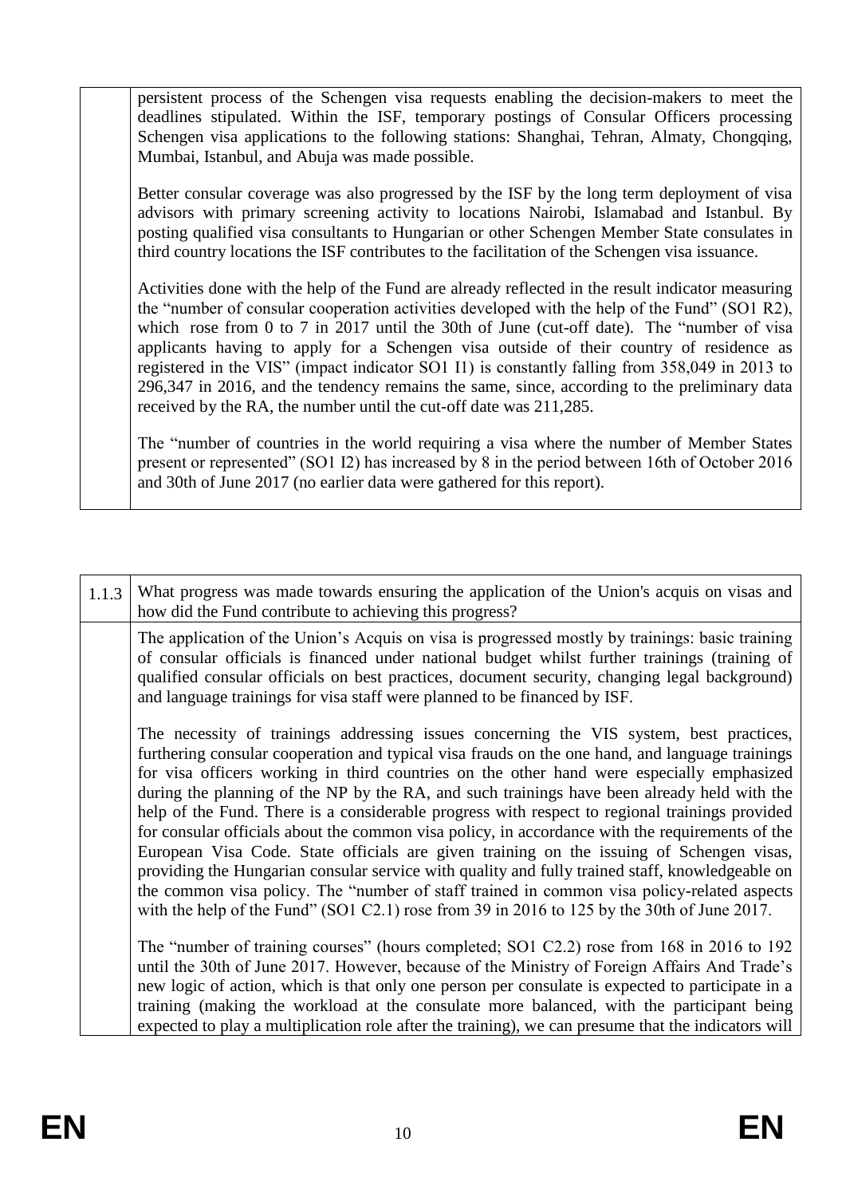| | |
|---|---|
| | persistent process of the Schengen visa requests enabling the decision-makers to meet the deadlines stipulated. Within the ISF, temporary postings of Consular Officers processing Schengen visa applications to the following stations: Shanghai, Tehran, Almaty, Chongqing, Mumbai, Istanbul, and Abuja was made possible.<br><br>Better consular coverage was also progressed by the ISF by the long term deployment of visa advisors with primary screening activity to locations Nairobi, Islamabad and Istanbul. By posting qualified visa consultants to Hungarian or other Schengen Member State consulates in third country locations the ISF contributes to the facilitation of the Schengen visa issuance.<br><br>Activities done with the help of the Fund are already reflected in the result indicator measuring the "number of consular cooperation activities developed with the help of the Fund" (SO1 R2), which rose from 0 to 7 in 2017 until the 30th of June (cut-off date). The "number of visa applicants having to apply for a Schengen visa outside of their country of residence as registered in the VIS" (impact indicator SO1 I1) is constantly falling from 358,049 in 2013 to 296,347 in 2016, and the tendency remains the same, since, according to the preliminary data received by the RA, the number until the cut-off date was 211,285.<br><br>The "number of countries in the world requiring a visa where the number of Member States present or represented" (SO1 I2) has increased by 8 in the period between 16th of October 2016 and 30th of June 2017 (no earlier data were gathered for this report). |

| | |
|---|---|
| 1.1.3 | What progress was made towards ensuring the application of the Union's acquis on visas and how did the Fund contribute to achieving this progress? |
| | The application of the Union's Acquis on visa is progressed mostly by trainings: basic training of consular officials is financed under national budget whilst further trainings (training of qualified consular officials on best practices, document security, changing legal background) and language trainings for visa staff were planned to be financed by ISF.<br><br>The necessity of trainings addressing issues concerning the VIS system, best practices, furthering consular cooperation and typical visa frauds on the one hand, and language trainings for visa officers working in third countries on the other hand were especially emphasized during the planning of the NP by the RA, and such trainings have been already held with the help of the Fund. There is a considerable progress with respect to regional trainings provided for consular officials about the common visa policy, in accordance with the requirements of the European Visa Code. State officials are given training on the issuing of Schengen visas, providing the Hungarian consular service with quality and fully trained staff, knowledgeable on the common visa policy. The "number of staff trained in common visa policy-related aspects with the help of the Fund" (SO1 C2.1) rose from 39 in 2016 to 125 by the 30th of June 2017.<br><br>The "number of training courses" (hours completed; SO1 C2.2) rose from 168 in 2016 to 192 until the 30th of June 2017. However, because of the Ministry of Foreign Affairs And Trade's new logic of action, which is that only one person per consulate is expected to participate in a training (making the workload at the consulate more balanced, with the participant being expected to play a multiplication role after the training), we can presume that the indicators will |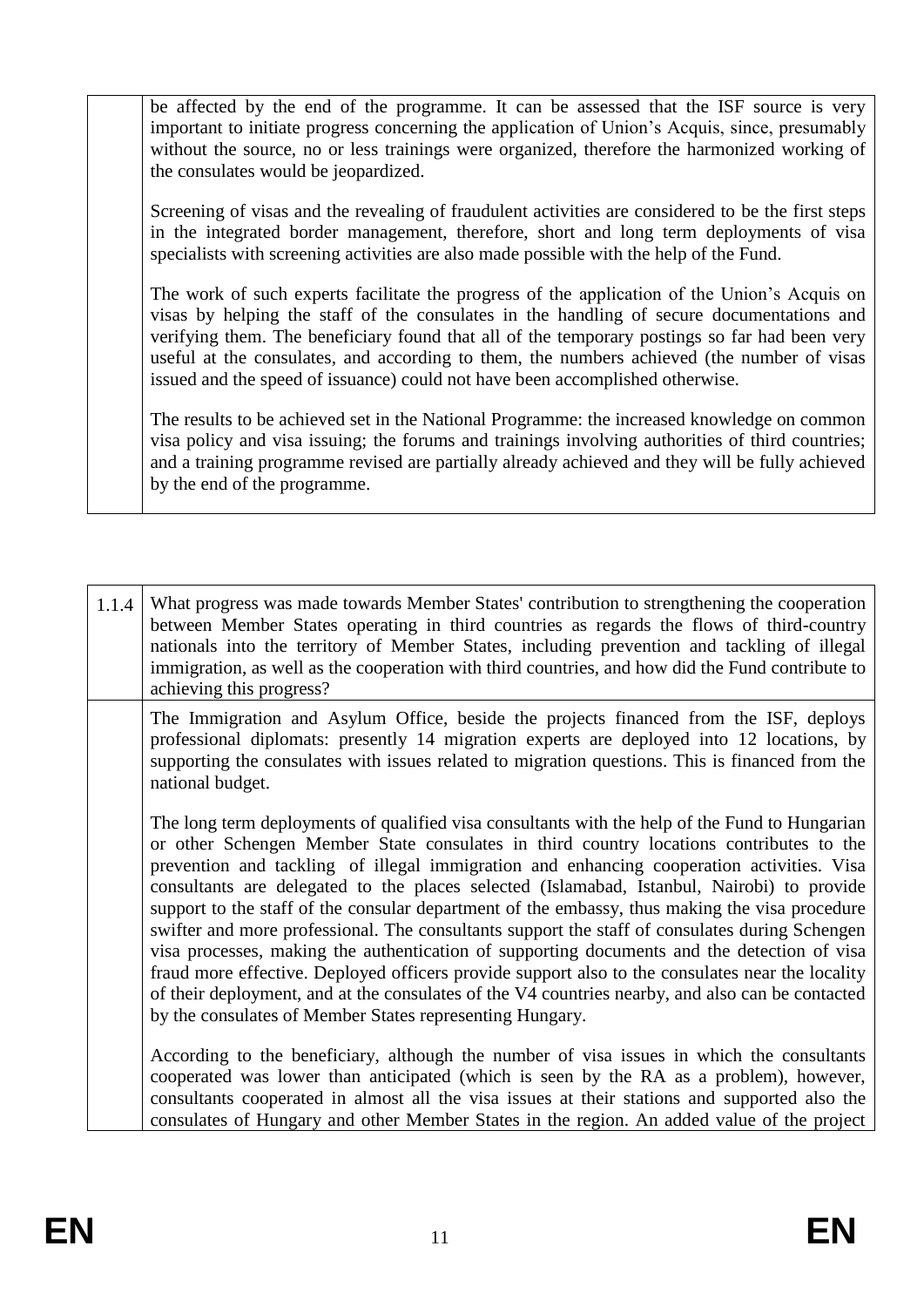| | |
|---|---|
| | be affected by the end of the programme. It can be assessed that the ISF source is very important to initiate progress concerning the application of Union's Acquis, since, presumably without the source, no or less trainings were organized, therefore the harmonized working of the consulates would be jeopardized.<br><br>Screening of visas and the revealing of fraudulent activities are considered to be the first steps in the integrated border management, therefore, short and long term deployments of visa specialists with screening activities are also made possible with the help of the Fund.<br><br>The work of such experts facilitate the progress of the application of the Union's Acquis on visas by helping the staff of the consulates in the handling of secure documentations and verifying them. The beneficiary found that all of the temporary postings so far had been very useful at the consulates, and according to them, the numbers achieved (the number of visas issued and the speed of issuance) could not have been accomplished otherwise.<br><br>The results to be achieved set in the National Programme: the increased knowledge on common visa policy and visa issuing; the forums and trainings involving authorities of third countries; and a training programme revised are partially already achieved and they will be fully achieved by the end of the programme. |

| | |
|---|---|
| 1.1.4 | What progress was made towards Member States' contribution to strengthening the cooperation between Member States operating in third countries as regards the flows of third-country nationals into the territory of Member States, including prevention and tackling of illegal immigration, as well as the cooperation with third countries, and how did the Fund contribute to achieving this progress? |
| | The Immigration and Asylum Office, beside the projects financed from the ISF, deploys professional diplomats: presently 14 migration experts are deployed into 12 locations, by supporting the consulates with issues related to migration questions. This is financed from the national budget.<br><br>The long term deployments of qualified visa consultants with the help of the Fund to Hungarian or other Schengen Member State consulates in third country locations contributes to the prevention and tackling of illegal immigration and enhancing cooperation activities. Visa consultants are delegated to the places selected (Islamabad, Istanbul, Nairobi) to provide support to the staff of the consular department of the embassy, thus making the visa procedure swifter and more professional. The consultants support the staff of consulates during Schengen visa processes, making the authentication of supporting documents and the detection of visa fraud more effective. Deployed officers provide support also to the consulates near the locality of their deployment, and at the consulates of the V4 countries nearby, and also can be contacted by the consulates of Member States representing Hungary.<br><br>According to the beneficiary, although the number of visa issues in which the consultants cooperated was lower than anticipated (which is seen by the RA as a problem), however, consultants cooperated in almost all the visa issues at their stations and supported also the consulates of Hungary and other Member States in the region. An added value of the project |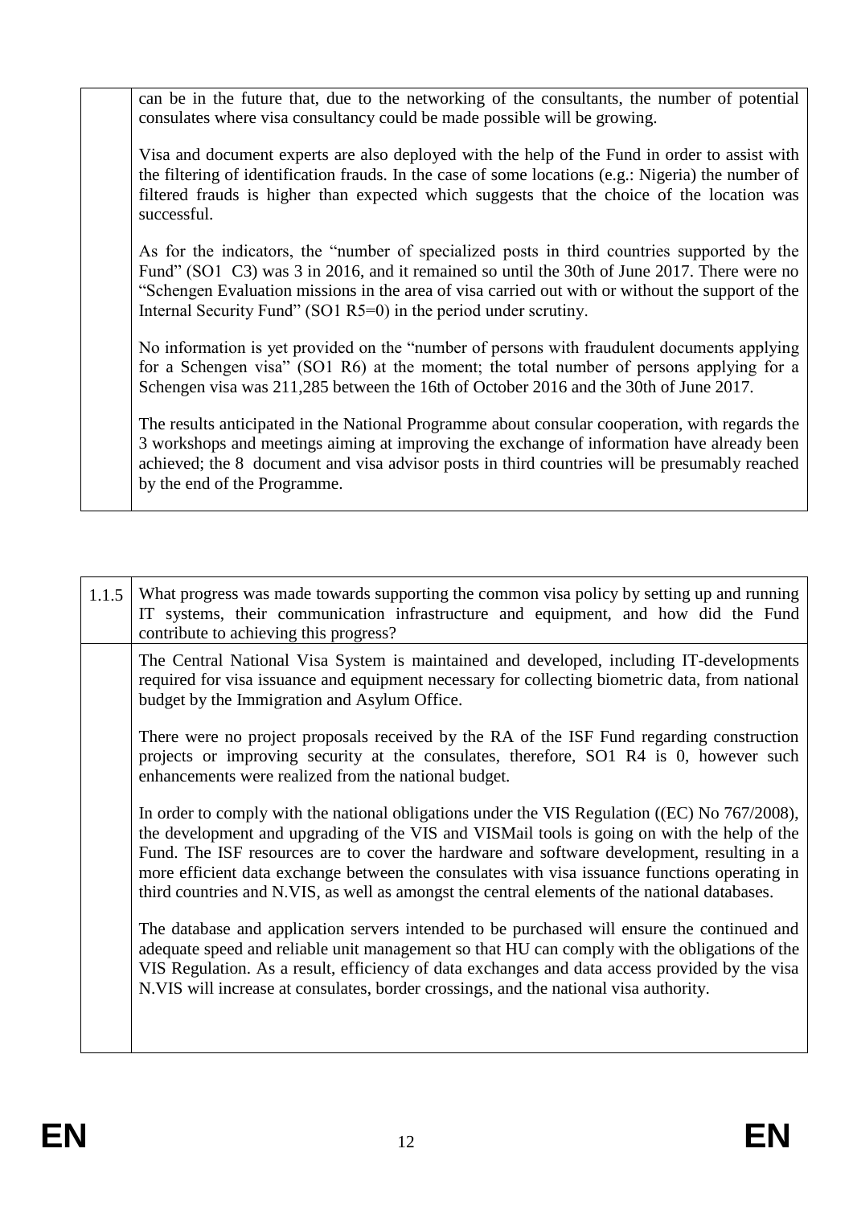| | |
|---|---|
| | can be in the future that, due to the networking of the consultants, the number of potential consulates where visa consultancy could be made possible will be growing.<br><br>Visa and document experts are also deployed with the help of the Fund in order to assist with the filtering of identification frauds. In the case of some locations (e.g.: Nigeria) the number of filtered frauds is higher than expected which suggests that the choice of the location was successful.<br><br>As for the indicators, the "number of specialized posts in third countries supported by the Fund" (SO1 C3) was 3 in 2016, and it remained so until the 30th of June 2017. There were no "Schengen Evaluation missions in the area of visa carried out with or without the support of the Internal Security Fund" (SO1 R5=0) in the period under scrutiny.<br><br>No information is yet provided on the "number of persons with fraudulent documents applying for a Schengen visa" (SO1 R6) at the moment; the total number of persons applying for a Schengen visa was 211,285 between the 16th of October 2016 and the 30th of June 2017.<br><br>The results anticipated in the National Programme about consular cooperation, with regards the 3 workshops and meetings aiming at improving the exchange of information have already been achieved; the 8 document and visa advisor posts in third countries will be presumably reached by the end of the Programme. |

| | |
|---|---|
| 1.1.5 | What progress was made towards supporting the common visa policy by setting up and running IT systems, their communication infrastructure and equipment, and how did the Fund contribute to achieving this progress? |
| | The Central National Visa System is maintained and developed, including IT-developments required for visa issuance and equipment necessary for collecting biometric data, from national budget by the Immigration and Asylum Office.<br><br>There were no project proposals received by the RA of the ISF Fund regarding construction projects or improving security at the consulates, therefore, SO1 R4 is 0, however such enhancements were realized from the national budget.<br><br>In order to comply with the national obligations under the VIS Regulation ((EC) No 767/2008), the development and upgrading of the VIS and VISMail tools is going on with the help of the Fund. The ISF resources are to cover the hardware and software development, resulting in a more efficient data exchange between the consulates with visa issuance functions operating in third countries and N.VIS, as well as amongst the central elements of the national databases.<br><br>The database and application servers intended to be purchased will ensure the continued and adequate speed and reliable unit management so that HU can comply with the obligations of the VIS Regulation. As a result, efficiency of data exchanges and data access provided by the visa N.VIS will increase at consulates, border crossings, and the national visa authority. |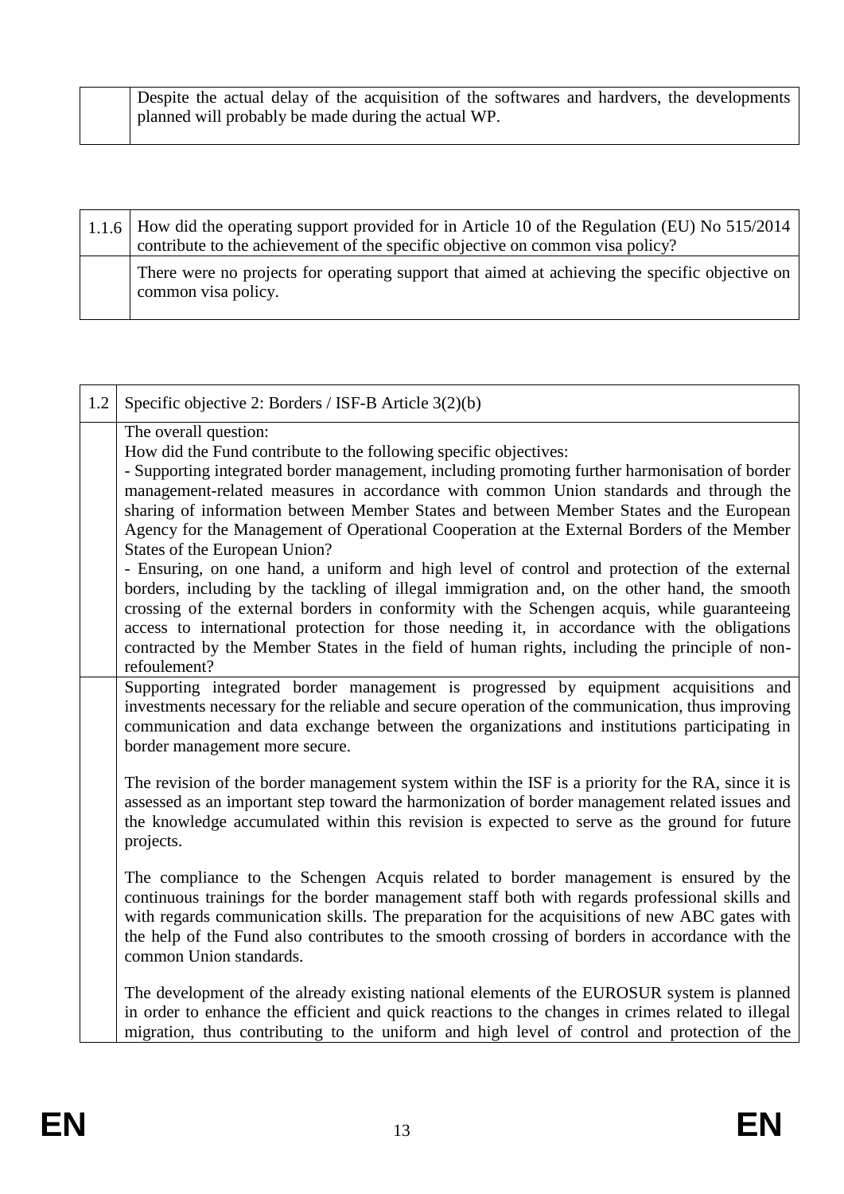| | |
|---|---|
| | Despite the actual delay of the acquisition of the softwares and hardvers, the developments planned will probably be made during the actual WP. |

| | |
|---|---|
| 1.1.6 | How did the operating support provided for in Article 10 of the Regulation (EU) No 515/2014 contribute to the achievement of the specific objective on common visa policy? |
| | There were no projects for operating support that aimed at achieving the specific objective on common visa policy. |

| | |
|---|---|
| 1.2 | Specific objective 2: Borders / ISF-B Article 3(2)(b) |
| | The overall question:<br>How did the Fund contribute to the following specific objectives:<br>- Supporting integrated border management, including promoting further harmonisation of border management-related measures in accordance with common Union standards and through the sharing of information between Member States and between Member States and the European Agency for the Management of Operational Cooperation at the External Borders of the Member States of the European Union?<br>- Ensuring, on one hand, a uniform and high level of control and protection of the external borders, including by the tackling of illegal immigration and, on the other hand, the smooth crossing of the external borders in conformity with the Schengen acquis, while guaranteeing access to international protection for those needing it, in accordance with the obligations contracted by the Member States in the field of human rights, including the principle of non-refoulement? |
| | Supporting integrated border management is progressed by equipment acquisitions and investments necessary for the reliable and secure operation of the communication, thus improving communication and data exchange between the organizations and institutions participating in border management more secure.<br><br>The revision of the border management system within the ISF is a priority for the RA, since it is assessed as an important step toward the harmonization of border management related issues and the knowledge accumulated within this revision is expected to serve as the ground for future projects.<br><br>The compliance to the Schengen Acquis related to border management is ensured by the continuous trainings for the border management staff both with regards professional skills and with regards communication skills. The preparation for the acquisitions of new ABC gates with the help of the Fund also contributes to the smooth crossing of borders in accordance with the common Union standards.<br><br>The development of the already existing national elements of the EUROSUR system is planned in order to enhance the efficient and quick reactions to the changes in crimes related to illegal migration, thus contributing to the uniform and high level of control and protection of the |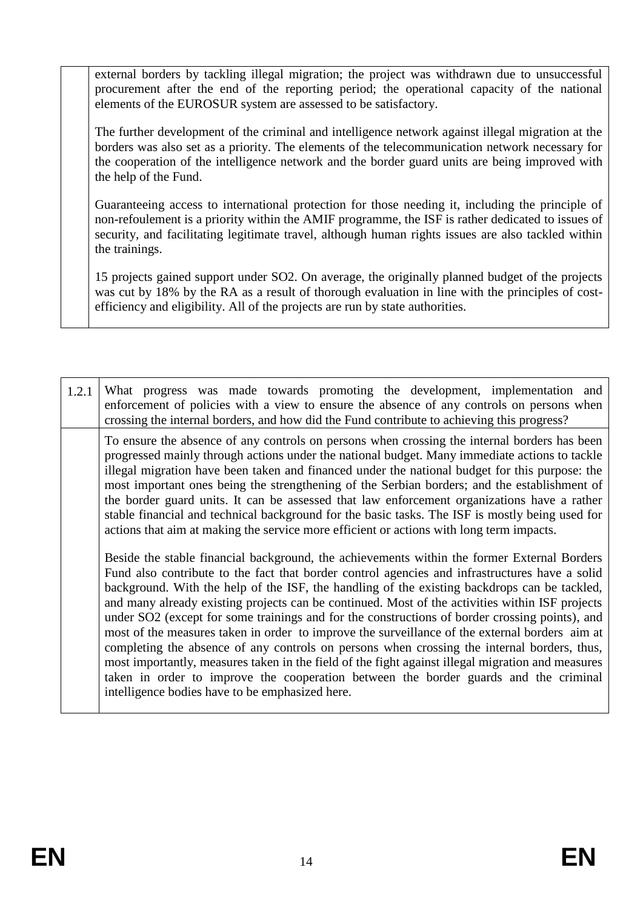| | |
|---|---|
| | external borders by tackling illegal migration; the project was withdrawn due to unsuccessful procurement after the end of the reporting period; the operational capacity of the national elements of the EUROSUR system are assessed to be satisfactory.<br><br>The further development of the criminal and intelligence network against illegal migration at the borders was also set as a priority. The elements of the telecommunication network necessary for the cooperation of the intelligence network and the border guard units are being improved with the help of the Fund.<br><br>Guaranteeing access to international protection for those needing it, including the principle of non-refoulement is a priority within the AMIF programme, the ISF is rather dedicated to issues of security, and facilitating legitimate travel, although human rights issues are also tackled within the trainings.<br><br>15 projects gained support under SO2. On average, the originally planned budget of the projects was cut by 18% by the RA as a result of thorough evaluation in line with the principles of cost-efficiency and eligibility. All of the projects are run by state authorities. |

| 1.2.1 | What progress was made towards promoting the development, implementation and enforcement of policies with a view to ensure the absence of any controls on persons when crossing the internal borders, and how did the Fund contribute to achieving this progress? |
|---|---|
| | To ensure the absence of any controls on persons when crossing the internal borders has been progressed mainly through actions under the national budget. Many immediate actions to tackle illegal migration have been taken and financed under the national budget for this purpose: the most important ones being the strengthening of the Serbian borders; and the establishment of the border guard units. It can be assessed that law enforcement organizations have a rather stable financial and technical background for the basic tasks. The ISF is mostly being used for actions that aim at making the service more efficient or actions with long term impacts.<br><br>Beside the stable financial background, the achievements within the former External Borders Fund also contribute to the fact that border control agencies and infrastructures have a solid background. With the help of the ISF, the handling of the existing backdrops can be tackled, and many already existing projects can be continued. Most of the activities within ISF projects under SO2 (except for some trainings and for the constructions of border crossing points), and most of the measures taken in order to improve the surveillance of the external borders aim at completing the absence of any controls on persons when crossing the internal borders, thus, most importantly, measures taken in the field of the fight against illegal migration and measures taken in order to improve the cooperation between the border guards and the criminal intelligence bodies have to be emphasized here. |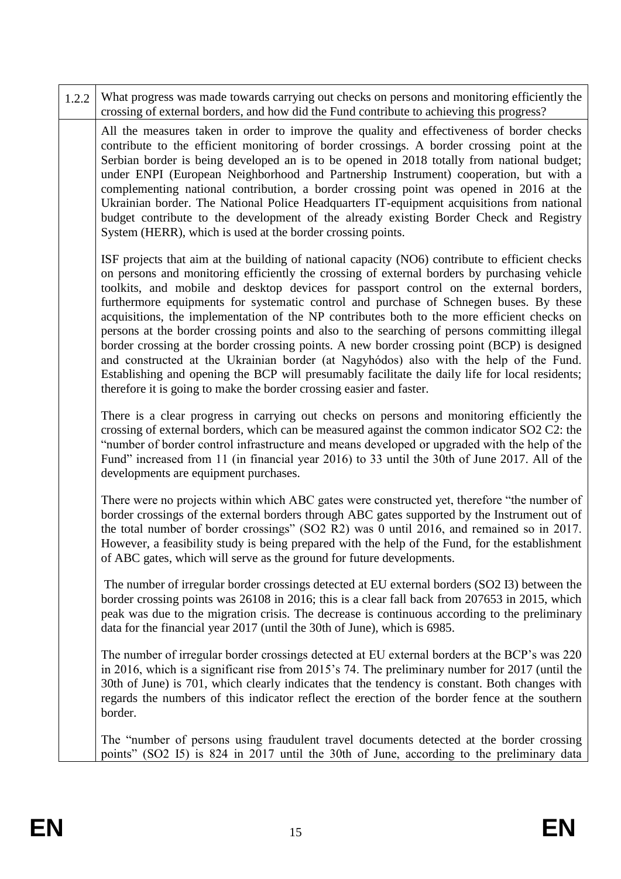| 1.2.2 | What progress was made towards carrying out checks on persons and monitoring efficiently the crossing of external borders, and how did the Fund contribute to achieving this progress? |
|---|---|
| | All the measures taken in order to improve the quality and effectiveness of border checks contribute to the efficient monitoring of border crossings. A border crossing point at the Serbian border is being developed an is to be opened in 2018 totally from national budget; under ENPI (European Neighborhood and Partnership Instrument) cooperation, but with a complementing national contribution, a border crossing point was opened in 2016 at the Ukrainian border. The National Police Headquarters IT-equipment acquisitions from national budget contribute to the development of the already existing Border Check and Registry System (HERR), which is used at the border crossing points.<br><br>ISF projects that aim at the building of national capacity (NO6) contribute to efficient checks on persons and monitoring efficiently the crossing of external borders by purchasing vehicle toolkits, and mobile and desktop devices for passport control on the external borders, furthermore equipments for systematic control and purchase of Schnegen buses. By these acquisitions, the implementation of the NP contributes both to the more efficient checks on persons at the border crossing points and also to the searching of persons committing illegal border crossing at the border crossing points. A new border crossing point (BCP) is designed and constructed at the Ukrainian border (at Nagyhódos) also with the help of the Fund. Establishing and opening the BCP will presumably facilitate the daily life for local residents; therefore it is going to make the border crossing easier and faster.<br><br>There is a clear progress in carrying out checks on persons and monitoring efficiently the crossing of external borders, which can be measured against the common indicator SO2 C2: the "number of border control infrastructure and means developed or upgraded with the help of the Fund" increased from 11 (in financial year 2016) to 33 until the 30th of June 2017. All of the developments are equipment purchases.<br><br>There were no projects within which ABC gates were constructed yet, therefore "the number of border crossings of the external borders through ABC gates supported by the Instrument out of the total number of border crossings" (SO2 R2) was 0 until 2016, and remained so in 2017. However, a feasibility study is being prepared with the help of the Fund, for the establishment of ABC gates, which will serve as the ground for future developments.<br><br>The number of irregular border crossings detected at EU external borders (SO2 I3) between the border crossing points was 26108 in 2016; this is a clear fall back from 207653 in 2015, which peak was due to the migration crisis. The decrease is continuous according to the preliminary data for the financial year 2017 (until the 30th of June), which is 6985.<br><br>The number of irregular border crossings detected at EU external borders at the BCP's was 220 in 2016, which is a significant rise from 2015's 74. The preliminary number for 2017 (until the 30th of June) is 701, which clearly indicates that the tendency is constant. Both changes with regards the numbers of this indicator reflect the erection of the border fence at the southern border.<br><br>The "number of persons using fraudulent travel documents detected at the border crossing points" (SO2 I5) is 824 in 2017 until the 30th of June, according to the preliminary data |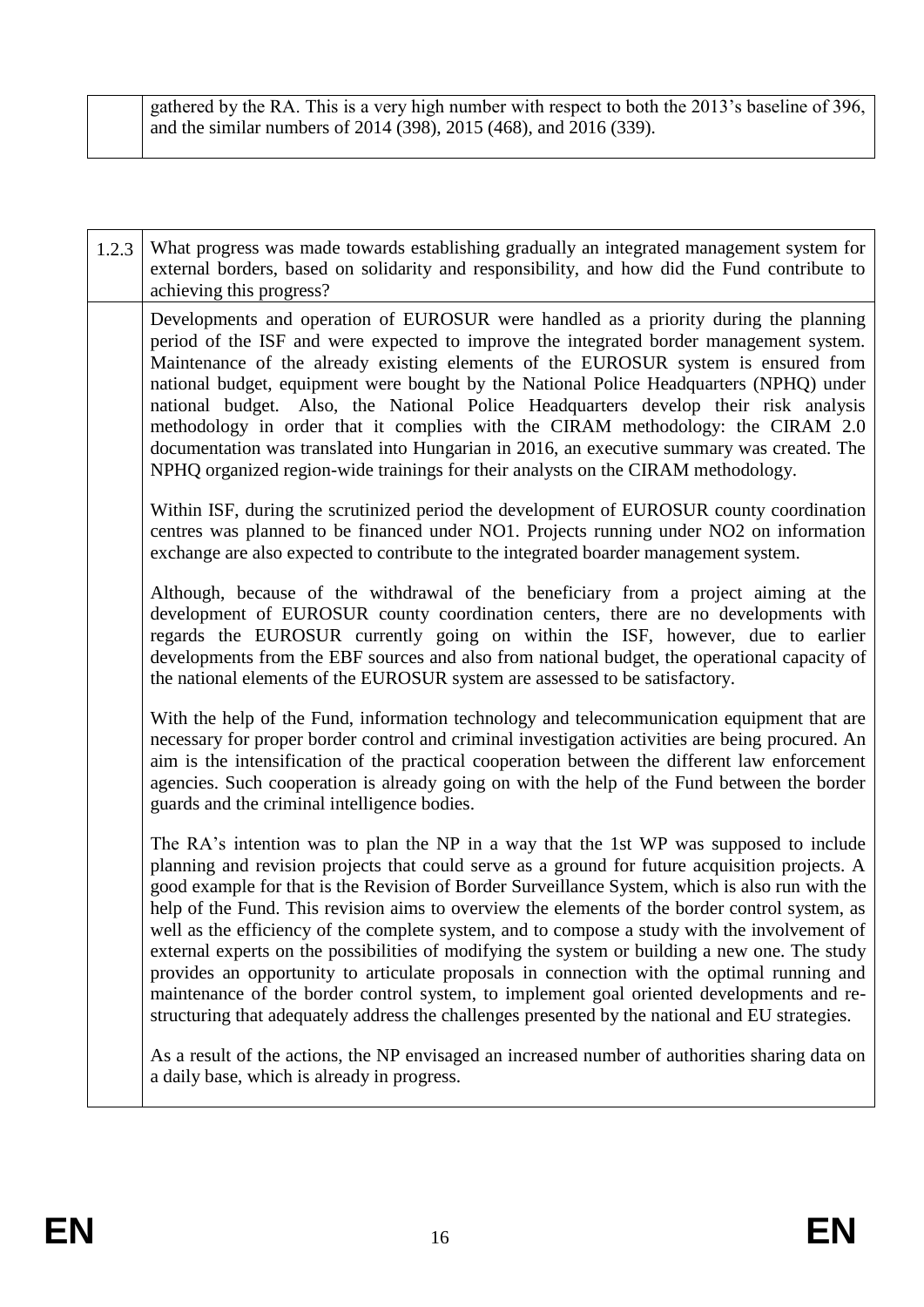| | |
|---|---|
| | gathered by the RA. This is a very high number with respect to both the 2013's baseline of 396, and the similar numbers of 2014 (398), 2015 (468), and 2016 (339). |

| | |
|---|---|
| 1.2.3 | What progress was made towards establishing gradually an integrated management system for external borders, based on solidarity and responsibility, and how did the Fund contribute to achieving this progress? |
| | Developments and operation of EUROSUR were handled as a priority during the planning period of the ISF and were expected to improve the integrated border management system. Maintenance of the already existing elements of the EUROSUR system is ensured from national budget, equipment were bought by the National Police Headquarters (NPHQ) under national budget. Also, the National Police Headquarters develop their risk analysis methodology in order that it complies with the CIRAM methodology: the CIRAM 2.0 documentation was translated into Hungarian in 2016, an executive summary was created. The NPHQ organized region-wide trainings for their analysts on the CIRAM methodology.<br><br>Within ISF, during the scrutinized period the development of EUROSUR county coordination centres was planned to be financed under NO1. Projects running under NO2 on information exchange are also expected to contribute to the integrated boarder management system.<br><br>Although, because of the withdrawal of the beneficiary from a project aiming at the development of EUROSUR county coordination centers, there are no developments with regards the EUROSUR currently going on within the ISF, however, due to earlier developments from the EBF sources and also from national budget, the operational capacity of the national elements of the EUROSUR system are assessed to be satisfactory.<br><br>With the help of the Fund, information technology and telecommunication equipment that are necessary for proper border control and criminal investigation activities are being procured. An aim is the intensification of the practical cooperation between the different law enforcement agencies. Such cooperation is already going on with the help of the Fund between the border guards and the criminal intelligence bodies.<br><br>The RA's intention was to plan the NP in a way that the 1st WP was supposed to include planning and revision projects that could serve as a ground for future acquisition projects. A good example for that is the Revision of Border Surveillance System, which is also run with the help of the Fund. This revision aims to overview the elements of the border control system, as well as the efficiency of the complete system, and to compose a study with the involvement of external experts on the possibilities of modifying the system or building a new one. The study provides an opportunity to articulate proposals in connection with the optimal running and maintenance of the border control system, to implement goal oriented developments and re-structuring that adequately address the challenges presented by the national and EU strategies.<br><br>As a result of the actions, the NP envisaged an increased number of authorities sharing data on a daily base, which is already in progress. |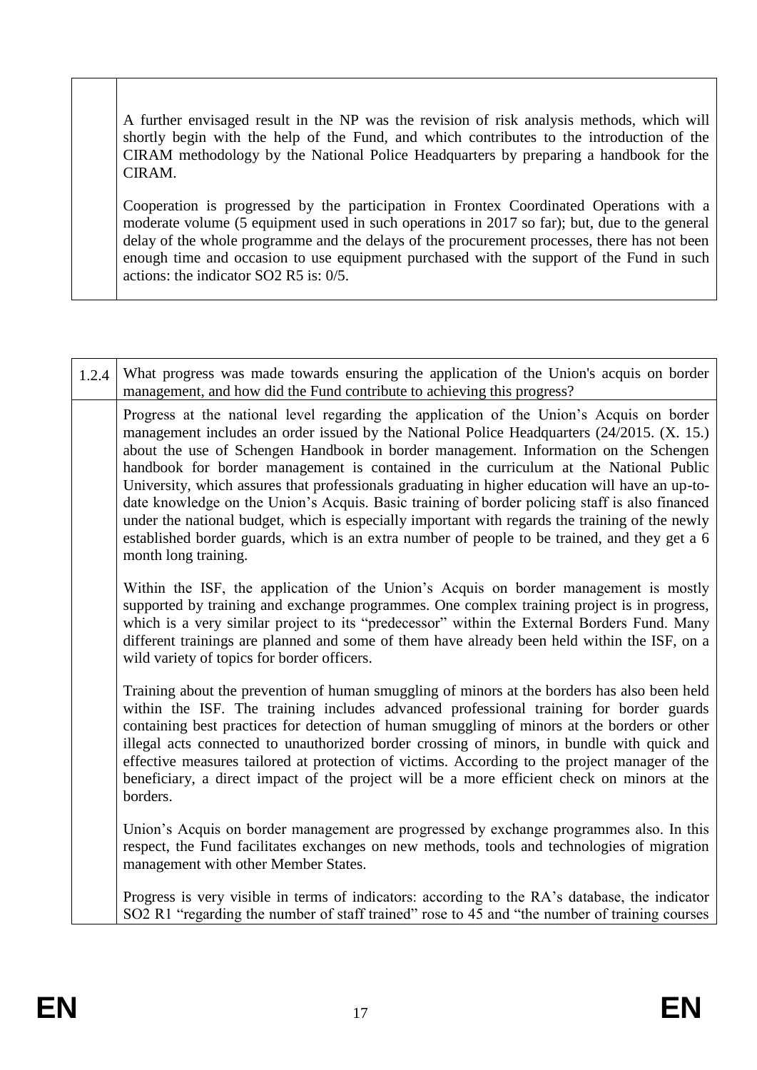| | |
|---|---|
| | A further envisaged result in the NP was the revision of risk analysis methods, which will shortly begin with the help of the Fund, and which contributes to the introduction of the CIRAM methodology by the National Police Headquarters by preparing a handbook for the CIRAM.<br><br>Cooperation is progressed by the participation in Frontex Coordinated Operations with a moderate volume (5 equipment used in such operations in 2017 so far); but, due to the general delay of the whole programme and the delays of the procurement processes, there has not been enough time and occasion to use equipment purchased with the support of the Fund in such actions: the indicator SO2 R5 is: 0/5. |

| 1.2.4 | What progress was made towards ensuring the application of the Union's acquis on border management, and how did the Fund contribute to achieving this progress? |
|---|---|
| | Progress at the national level regarding the application of the Union's Acquis on border management includes an order issued by the National Police Headquarters (24/2015. (X. 15.) about the use of Schengen Handbook in border management. Information on the Schengen handbook for border management is contained in the curriculum at the National Public University, which assures that professionals graduating in higher education will have an up-to-date knowledge on the Union's Acquis. Basic training of border policing staff is also financed under the national budget, which is especially important with regards the training of the newly established border guards, which is an extra number of people to be trained, and they get a 6 month long training.<br><br>Within the ISF, the application of the Union's Acquis on border management is mostly supported by training and exchange programmes. One complex training project is in progress, which is a very similar project to its "predecessor" within the External Borders Fund. Many different trainings are planned and some of them have already been held within the ISF, on a wild variety of topics for border officers.<br><br>Training about the prevention of human smuggling of minors at the borders has also been held within the ISF. The training includes advanced professional training for border guards containing best practices for detection of human smuggling of minors at the borders or other illegal acts connected to unauthorized border crossing of minors, in bundle with quick and effective measures tailored at protection of victims. According to the project manager of the beneficiary, a direct impact of the project will be a more efficient check on minors at the borders.<br><br>Union's Acquis on border management are progressed by exchange programmes also. In this respect, the Fund facilitates exchanges on new methods, tools and technologies of migration management with other Member States.<br><br>Progress is very visible in terms of indicators: according to the RA's database, the indicator SO2 R1 "regarding the number of staff trained" rose to 45 and "the number of training courses |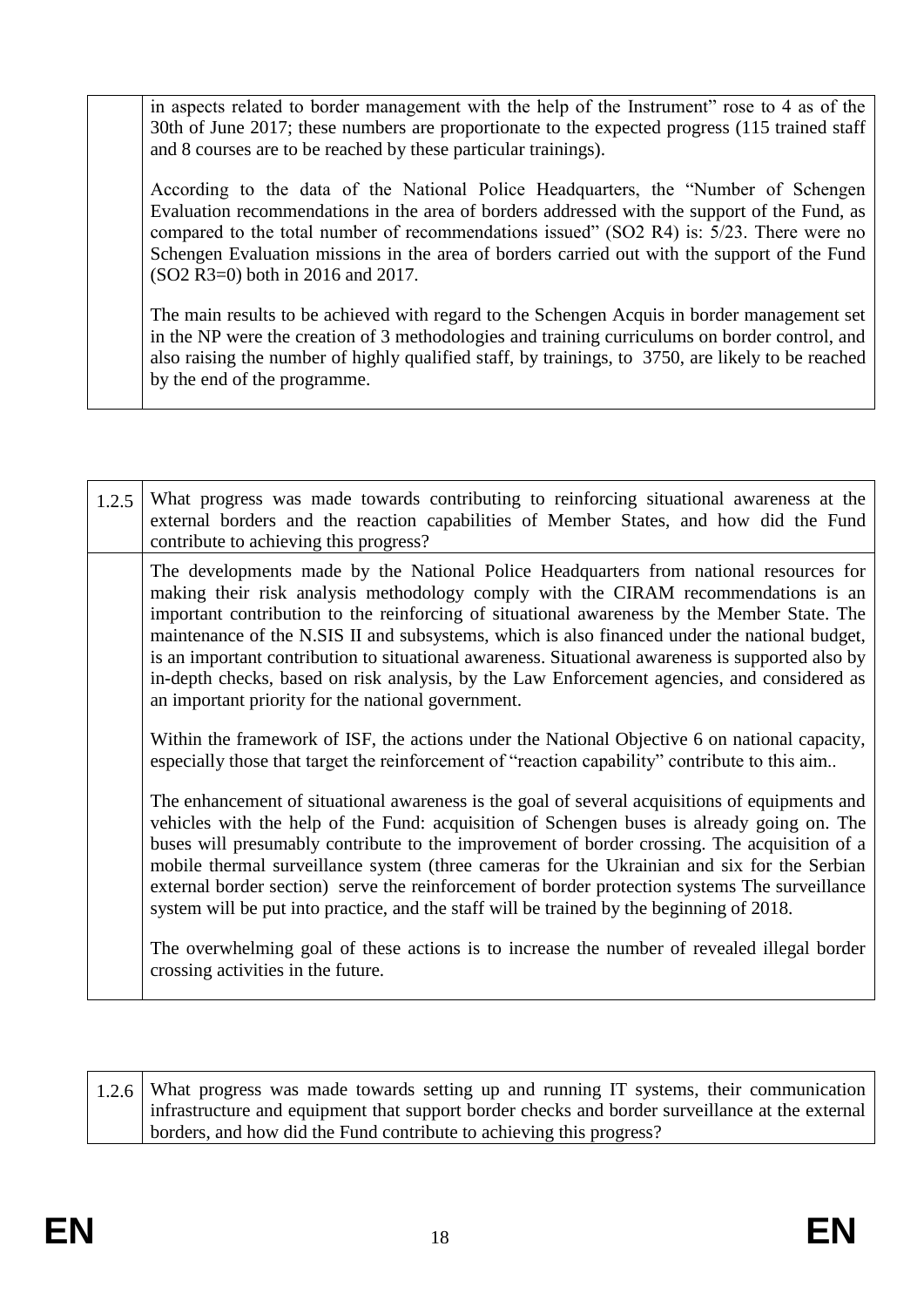| | |
|---|---|
| | in aspects related to border management with the help of the Instrument" rose to 4 as of the 30th of June 2017; these numbers are proportionate to the expected progress (115 trained staff and 8 courses are to be reached by these particular trainings).<br><br>According to the data of the National Police Headquarters, the "Number of Schengen Evaluation recommendations in the area of borders addressed with the support of the Fund, as compared to the total number of recommendations issued" (SO2 R4) is: 5/23. There were no Schengen Evaluation missions in the area of borders carried out with the support of the Fund (SO2 R3=0) both in 2016 and 2017.<br><br>The main results to be achieved with regard to the Schengen Acquis in border management set in the NP were the creation of 3 methodologies and training curriculums on border control, and also raising the number of highly qualified staff, by trainings, to 3750, are likely to be reached by the end of the programme. |

| | |
|---|---|
| 1.2.5 | What progress was made towards contributing to reinforcing situational awareness at the external borders and the reaction capabilities of Member States, and how did the Fund contribute to achieving this progress? |
| | The developments made by the National Police Headquarters from national resources for making their risk analysis methodology comply with the CIRAM recommendations is an important contribution to the reinforcing of situational awareness by the Member State. The maintenance of the N.SIS II and subsystems, which is also financed under the national budget, is an important contribution to situational awareness. Situational awareness is supported also by in-depth checks, based on risk analysis, by the Law Enforcement agencies, and considered as an important priority for the national government.<br><br>Within the framework of ISF, the actions under the National Objective 6 on national capacity, especially those that target the reinforcement of "reaction capability" contribute to this aim..<br><br>The enhancement of situational awareness is the goal of several acquisitions of equipments and vehicles with the help of the Fund: acquisition of Schengen buses is already going on. The buses will presumably contribute to the improvement of border crossing. The acquisition of a mobile thermal surveillance system (three cameras for the Ukrainian and six for the Serbian external border section) serve the reinforcement of border protection systems The surveillance system will be put into practice, and the staff will be trained by the beginning of 2018.<br><br>The overwhelming goal of these actions is to increase the number of revealed illegal border crossing activities in the future. |

| | |
|---|---|
| 1.2.6 | What progress was made towards setting up and running IT systems, their communication infrastructure and equipment that support border checks and border surveillance at the external borders, and how did the Fund contribute to achieving this progress? |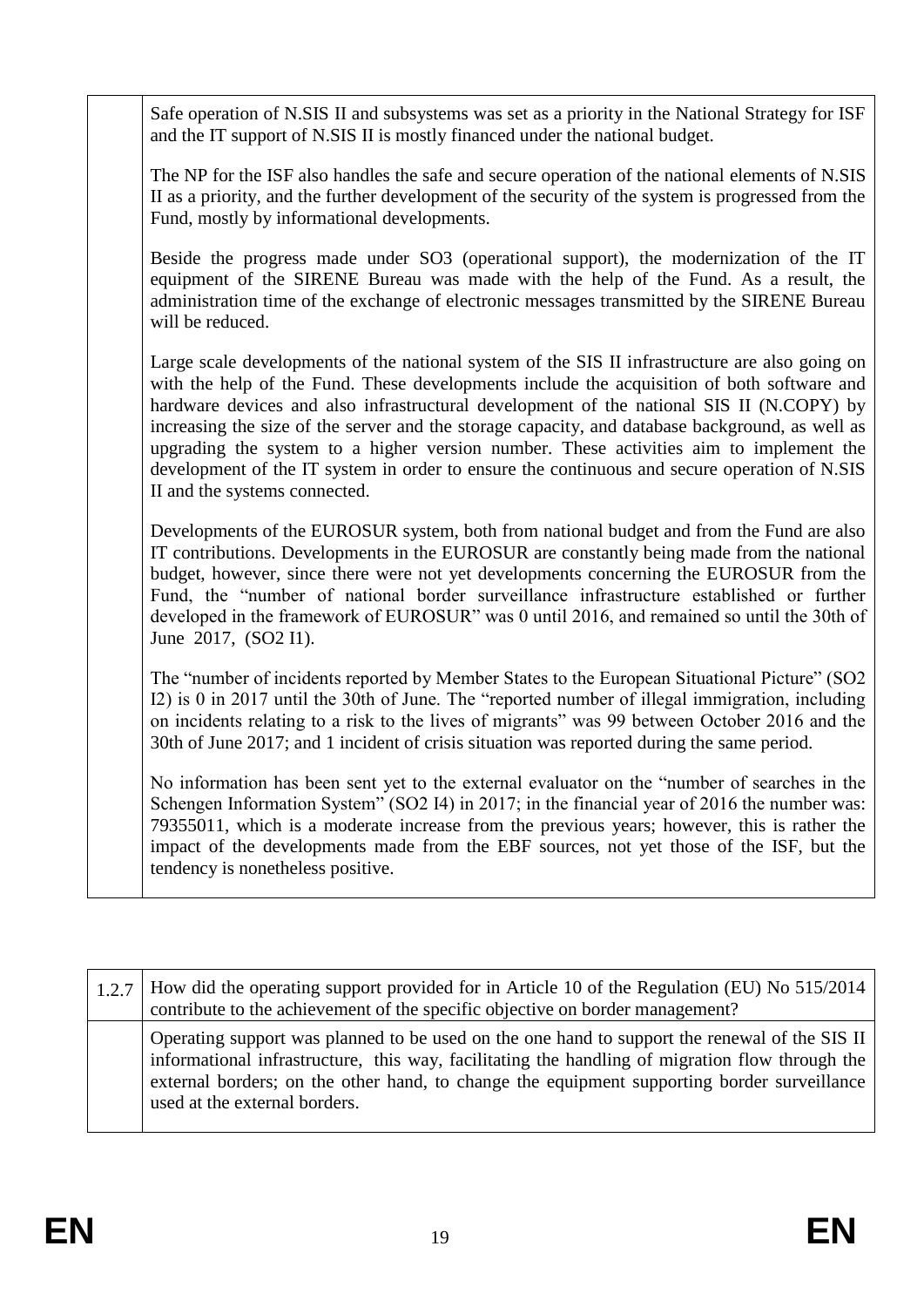| | |
|---|---|
| | Safe operation of N.SIS II and subsystems was set as a priority in the National Strategy for ISF and the IT support of N.SIS II is mostly financed under the national budget.<br><br>The NP for the ISF also handles the safe and secure operation of the national elements of N.SIS II as a priority, and the further development of the security of the system is progressed from the Fund, mostly by informational developments.<br><br>Beside the progress made under SO3 (operational support), the modernization of the IT equipment of the SIRENE Bureau was made with the help of the Fund. As a result, the administration time of the exchange of electronic messages transmitted by the SIRENE Bureau will be reduced.<br><br>Large scale developments of the national system of the SIS II infrastructure are also going on with the help of the Fund. These developments include the acquisition of both software and hardware devices and also infrastructural development of the national SIS II (N.COPY) by increasing the size of the server and the storage capacity, and database background, as well as upgrading the system to a higher version number. These activities aim to implement the development of the IT system in order to ensure the continuous and secure operation of N.SIS II and the systems connected.<br><br>Developments of the EUROSUR system, both from national budget and from the Fund are also IT contributions. Developments in the EUROSUR are constantly being made from the national budget, however, since there were not yet developments concerning the EUROSUR from the Fund, the "number of national border surveillance infrastructure established or further developed in the framework of EUROSUR" was 0 until 2016, and remained so until the 30th of June 2017, (SO2 I1).<br><br>The "number of incidents reported by Member States to the European Situational Picture" (SO2 I2) is 0 in 2017 until the 30th of June. The "reported number of illegal immigration, including on incidents relating to a risk to the lives of migrants" was 99 between October 2016 and the 30th of June 2017; and 1 incident of crisis situation was reported during the same period.<br><br>No information has been sent yet to the external evaluator on the "number of searches in the Schengen Information System" (SO2 I4) in 2017; in the financial year of 2016 the number was: 79355011, which is a moderate increase from the previous years; however, this is rather the impact of the developments made from the EBF sources, not yet those of the ISF, but the tendency is nonetheless positive. |

| | |
|---|---|
| 1.2.7 | How did the operating support provided for in Article 10 of the Regulation (EU) No 515/2014 contribute to the achievement of the specific objective on border management? |
| | Operating support was planned to be used on the one hand to support the renewal of the SIS II informational infrastructure, this way, facilitating the handling of migration flow through the external borders; on the other hand, to change the equipment supporting border surveillance used at the external borders. |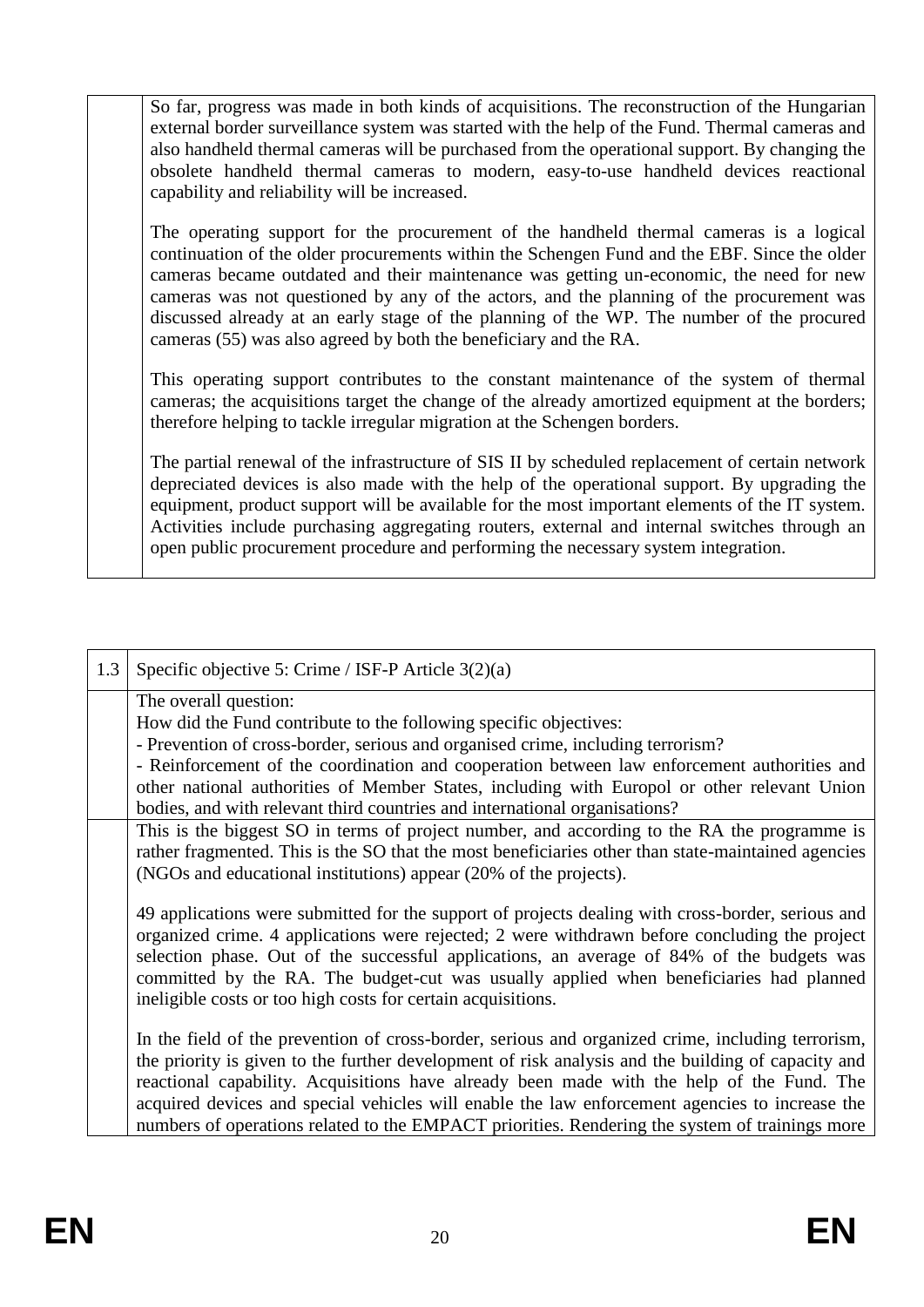| | |
|---|---|
| | So far, progress was made in both kinds of acquisitions. The reconstruction of the Hungarian external border surveillance system was started with the help of the Fund. Thermal cameras and also handheld thermal cameras will be purchased from the operational support. By changing the obsolete handheld thermal cameras to modern, easy-to-use handheld devices reactional capability and reliability will be increased.<br><br>The operating support for the procurement of the handheld thermal cameras is a logical continuation of the older procurements within the Schengen Fund and the EBF. Since the older cameras became outdated and their maintenance was getting un-economic, the need for new cameras was not questioned by any of the actors, and the planning of the procurement was discussed already at an early stage of the planning of the WP. The number of the procured cameras (55) was also agreed by both the beneficiary and the RA.<br><br>This operating support contributes to the constant maintenance of the system of thermal cameras; the acquisitions target the change of the already amortized equipment at the borders; therefore helping to tackle irregular migration at the Schengen borders.<br><br>The partial renewal of the infrastructure of SIS II by scheduled replacement of certain network depreciated devices is also made with the help of the operational support. By upgrading the equipment, product support will be available for the most important elements of the IT system. Activities include purchasing aggregating routers, external and internal switches through an open public procurement procedure and performing the necessary system integration. |

| 1.3 | Specific objective 5: Crime / ISF-P Article 3(2)(a) |
|---|---|
| | The overall question:<br>How did the Fund contribute to the following specific objectives:<br>- Prevention of cross-border, serious and organised crime, including terrorism?<br>- Reinforcement of the coordination and cooperation between law enforcement authorities and other national authorities of Member States, including with Europol or other relevant Union bodies, and with relevant third countries and international organisations? |
| | This is the biggest SO in terms of project number, and according to the RA the programme is rather fragmented. This is the SO that the most beneficiaries other than state-maintained agencies (NGOs and educational institutions) appear (20% of the projects).<br><br>49 applications were submitted for the support of projects dealing with cross-border, serious and organized crime. 4 applications were rejected; 2 were withdrawn before concluding the project selection phase. Out of the successful applications, an average of 84% of the budgets was committed by the RA. The budget-cut was usually applied when beneficiaries had planned ineligible costs or too high costs for certain acquisitions.<br><br>In the field of the prevention of cross-border, serious and organized crime, including terrorism, the priority is given to the further development of risk analysis and the building of capacity and reactional capability. Acquisitions have already been made with the help of the Fund. The acquired devices and special vehicles will enable the law enforcement agencies to increase the numbers of operations related to the EMPACT priorities. Rendering the system of trainings more |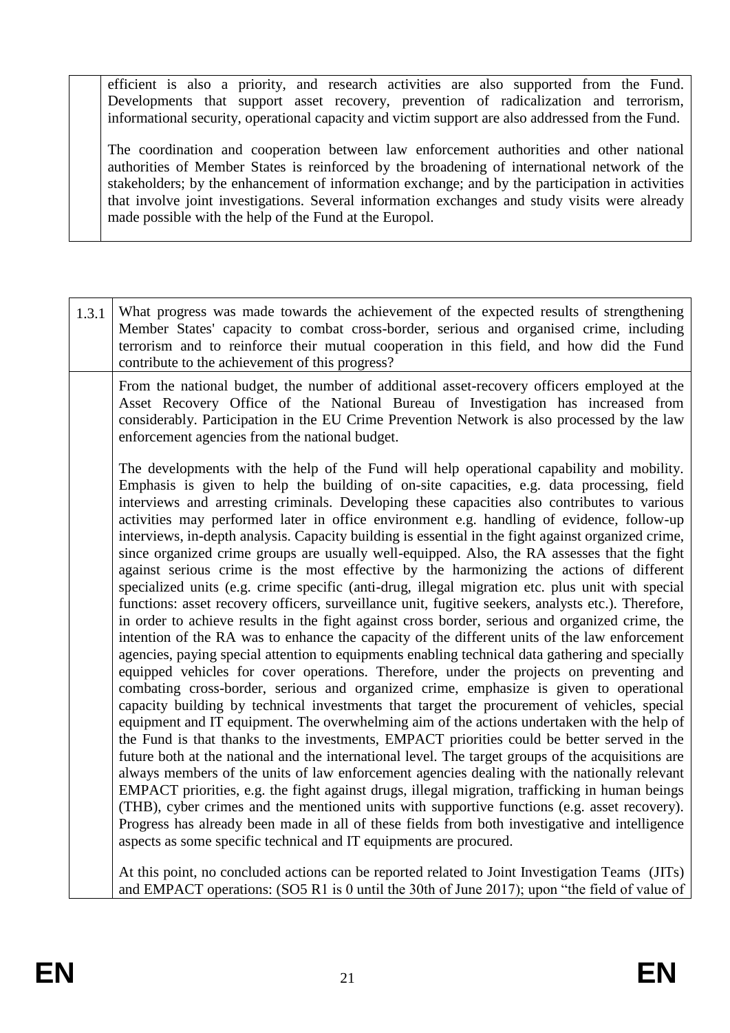| | |
|---|---|
| | efficient is also a priority, and research activities are also supported from the Fund. Developments that support asset recovery, prevention of radicalization and terrorism, informational security, operational capacity and victim support are also addressed from the Fund.<br><br>The coordination and cooperation between law enforcement authorities and other national authorities of Member States is reinforced by the broadening of international network of the stakeholders; by the enhancement of information exchange; and by the participation in activities that involve joint investigations. Several information exchanges and study visits were already made possible with the help of the Fund at the Europol. |

| 1.3.1 | What progress was made towards the achievement of the expected results of strengthening Member States' capacity to combat cross-border, serious and organised crime, including terrorism and to reinforce their mutual cooperation in this field, and how did the Fund contribute to the achievement of this progress? |
|---|---|
| | From the national budget, the number of additional asset-recovery officers employed at the Asset Recovery Office of the National Bureau of Investigation has increased from considerably. Participation in the EU Crime Prevention Network is also processed by the law enforcement agencies from the national budget.<br><br>The developments with the help of the Fund will help operational capability and mobility. Emphasis is given to help the building of on-site capacities, e.g. data processing, field interviews and arresting criminals. Developing these capacities also contributes to various activities may performed later in office environment e.g. handling of evidence, follow-up interviews, in-depth analysis. Capacity building is essential in the fight against organized crime, since organized crime groups are usually well-equipped. Also, the RA assesses that the fight against serious crime is the most effective by the harmonizing the actions of different specialized units (e.g. crime specific (anti-drug, illegal migration etc. plus unit with special functions: asset recovery officers, surveillance unit, fugitive seekers, analysts etc.). Therefore, in order to achieve results in the fight against cross border, serious and organized crime, the intention of the RA was to enhance the capacity of the different units of the law enforcement agencies, paying special attention to equipments enabling technical data gathering and specially equipped vehicles for cover operations. Therefore, under the projects on preventing and combating cross-border, serious and organized crime, emphasize is given to operational capacity building by technical investments that target the procurement of vehicles, special equipment and IT equipment. The overwhelming aim of the actions undertaken with the help of the Fund is that thanks to the investments, EMPACT priorities could be better served in the future both at the national and the international level. The target groups of the acquisitions are always members of the units of law enforcement agencies dealing with the nationally relevant EMPACT priorities, e.g. the fight against drugs, illegal migration, trafficking in human beings (THB), cyber crimes and the mentioned units with supportive functions (e.g. asset recovery). Progress has already been made in all of these fields from both investigative and intelligence aspects as some specific technical and IT equipments are procured.<br><br>At this point, no concluded actions can be reported related to Joint Investigation Teams (JITs) and EMPACT operations: (SO5 R1 is 0 until the 30th of June 2017); upon "the field of value of |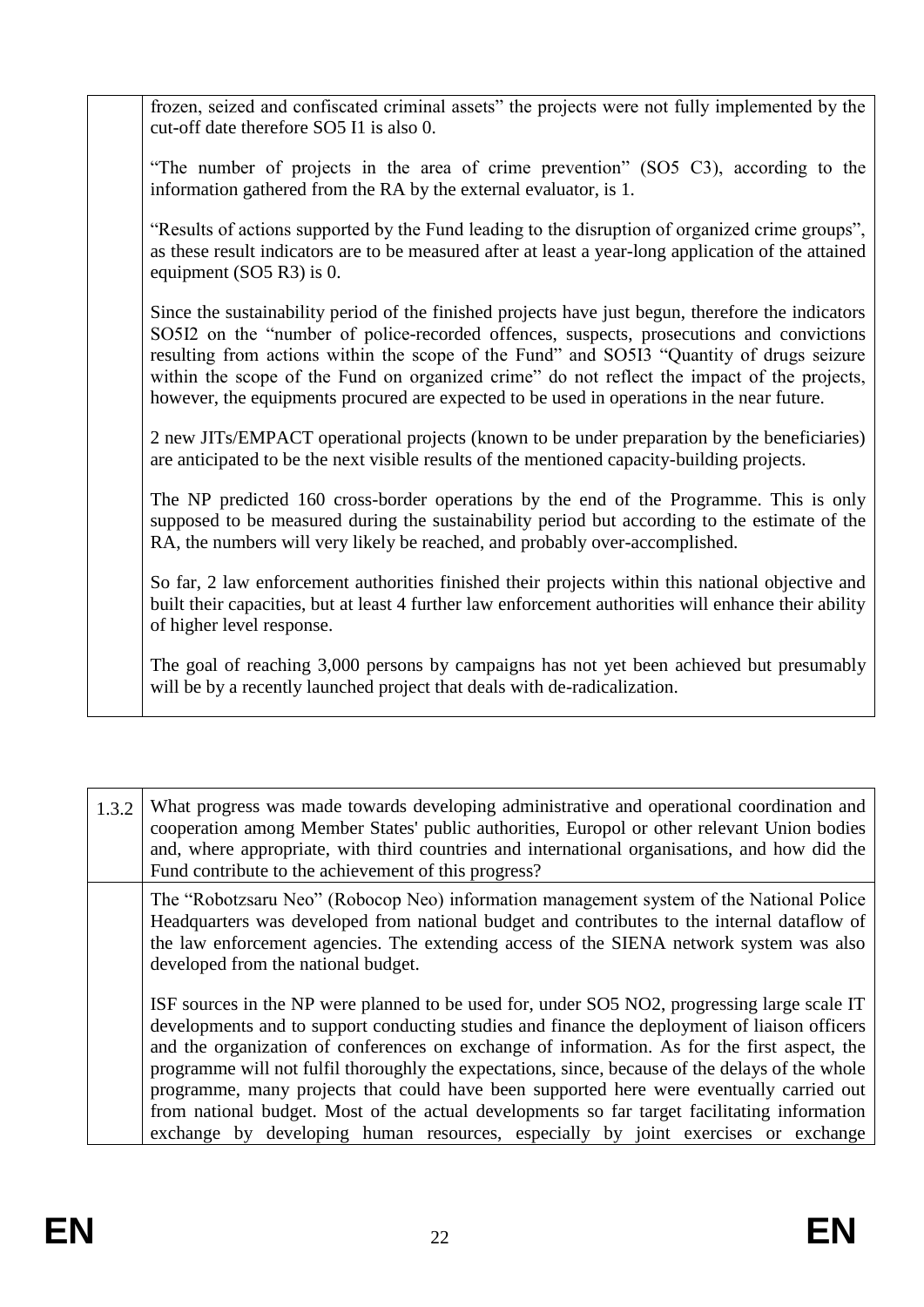| | |
|---|---|
| | frozen, seized and confiscated criminal assets" the projects were not fully implemented by the cut-off date therefore SO5 I1 is also 0.<br><br>"The number of projects in the area of crime prevention" (SO5 C3), according to the information gathered from the RA by the external evaluator, is 1.<br><br>"Results of actions supported by the Fund leading to the disruption of organized crime groups", as these result indicators are to be measured after at least a year-long application of the attained equipment (SO5 R3) is 0.<br><br>Since the sustainability period of the finished projects have just begun, therefore the indicators SO5I2 on the "number of police-recorded offences, suspects, prosecutions and convictions resulting from actions within the scope of the Fund" and SO5I3 "Quantity of drugs seizure within the scope of the Fund on organized crime" do not reflect the impact of the projects, however, the equipments procured are expected to be used in operations in the near future.<br><br>2 new JITs/EMPACT operational projects (known to be under preparation by the beneficiaries) are anticipated to be the next visible results of the mentioned capacity-building projects.<br><br>The NP predicted 160 cross-border operations by the end of the Programme. This is only supposed to be measured during the sustainability period but according to the estimate of the RA, the numbers will very likely be reached, and probably over-accomplished.<br><br>So far, 2 law enforcement authorities finished their projects within this national objective and built their capacities, but at least 4 further law enforcement authorities will enhance their ability of higher level response.<br><br>The goal of reaching 3,000 persons by campaigns has not yet been achieved but presumably will be by a recently launched project that deals with de-radicalization. |

| | |
|---|---|
| 1.3.2 | What progress was made towards developing administrative and operational coordination and cooperation among Member States' public authorities, Europol or other relevant Union bodies and, where appropriate, with third countries and international organisations, and how did the Fund contribute to the achievement of this progress? |
| | The "Robotzsaru Neo" (Robocop Neo) information management system of the National Police Headquarters was developed from national budget and contributes to the internal dataflow of the law enforcement agencies. The extending access of the SIENA network system was also developed from the national budget.<br><br>ISF sources in the NP were planned to be used for, under SO5 NO2, progressing large scale IT developments and to support conducting studies and finance the deployment of liaison officers and the organization of conferences on exchange of information. As for the first aspect, the programme will not fulfil thoroughly the expectations, since, because of the delays of the whole programme, many projects that could have been supported here were eventually carried out from national budget. Most of the actual developments so far target facilitating information exchange by developing human resources, especially by joint exercises or exchange |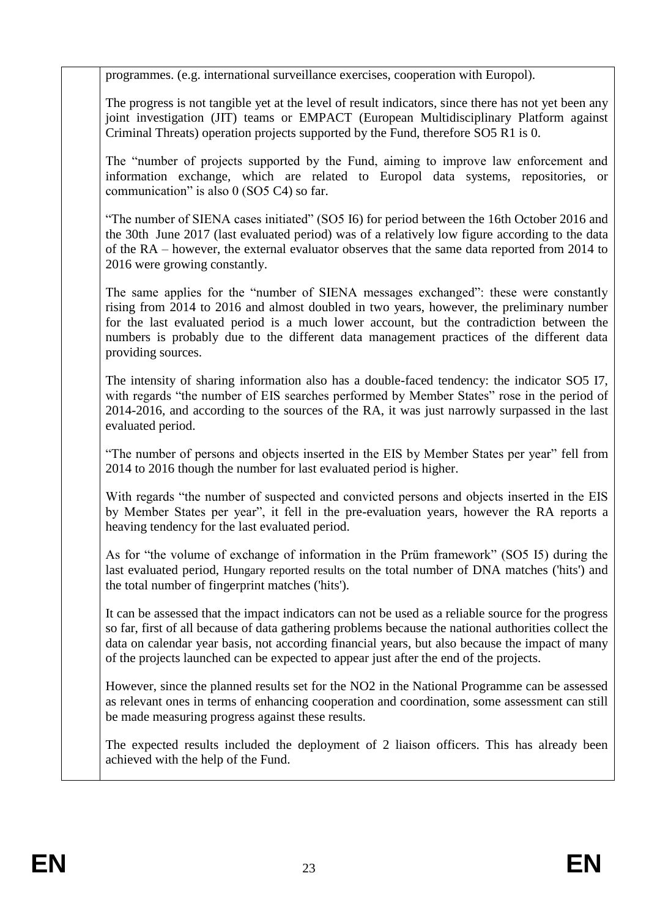programmes. (e.g. international surveillance exercises, cooperation with Europol).

The progress is not tangible yet at the level of result indicators, since there has not yet been any joint investigation (JIT) teams or EMPACT (European Multidisciplinary Platform against Criminal Threats) operation projects supported by the Fund, therefore SO5 R1 is 0.

The "number of projects supported by the Fund, aiming to improve law enforcement and information exchange, which are related to Europol data systems, repositories, or communication" is also 0 (SO5 C4) so far.

"The number of SIENA cases initiated" (SO5 I6) for period between the 16th October 2016 and the 30th June 2017 (last evaluated period) was of a relatively low figure according to the data of the RA – however, the external evaluator observes that the same data reported from 2014 to 2016 were growing constantly.

The same applies for the "number of SIENA messages exchanged": these were constantly rising from 2014 to 2016 and almost doubled in two years, however, the preliminary number for the last evaluated period is a much lower account, but the contradiction between the numbers is probably due to the different data management practices of the different data providing sources.

The intensity of sharing information also has a double-faced tendency: the indicator SO5 I7, with regards "the number of EIS searches performed by Member States" rose in the period of 2014-2016, and according to the sources of the RA, it was just narrowly surpassed in the last evaluated period.

"The number of persons and objects inserted in the EIS by Member States per year" fell from 2014 to 2016 though the number for last evaluated period is higher.

With regards "the number of suspected and convicted persons and objects inserted in the EIS by Member States per year", it fell in the pre-evaluation years, however the RA reports a heaving tendency for the last evaluated period.

As for "the volume of exchange of information in the Prüm framework" (SO5 I5) during the last evaluated period, Hungary reported results on the total number of DNA matches ('hits') and the total number of fingerprint matches ('hits').

It can be assessed that the impact indicators can not be used as a reliable source for the progress so far, first of all because of data gathering problems because the national authorities collect the data on calendar year basis, not according financial years, but also because the impact of many of the projects launched can be expected to appear just after the end of the projects.

However, since the planned results set for the NO2 in the National Programme can be assessed as relevant ones in terms of enhancing cooperation and coordination, some assessment can still be made measuring progress against these results.

The expected results included the deployment of 2 liaison officers. This has already been achieved with the help of the Fund.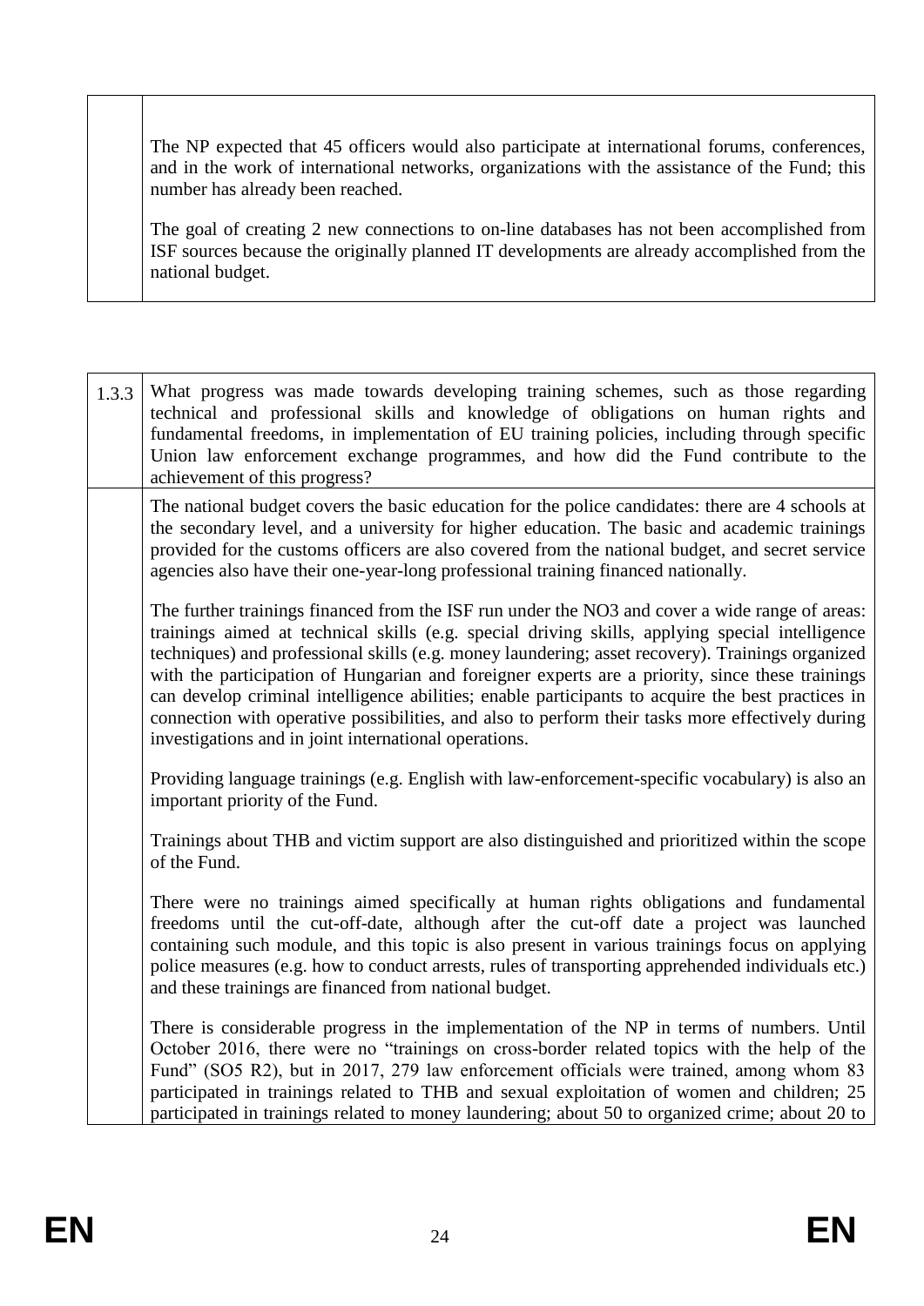| | |
|---|---|
| | The NP expected that 45 officers would also participate at international forums, conferences, and in the work of international networks, organizations with the assistance of the Fund; this number has already been reached.<br><br>The goal of creating 2 new connections to on-line databases has not been accomplished from ISF sources because the originally planned IT developments are already accomplished from the national budget. |

| 1.3.3 | What progress was made towards developing training schemes, such as those regarding technical and professional skills and knowledge of obligations on human rights and fundamental freedoms, in implementation of EU training policies, including through specific Union law enforcement exchange programmes, and how did the Fund contribute to the achievement of this progress? |
|---|---|
| | The national budget covers the basic education for the police candidates: there are 4 schools at the secondary level, and a university for higher education. The basic and academic trainings provided for the customs officers are also covered from the national budget, and secret service agencies also have their one-year-long professional training financed nationally.<br><br>The further trainings financed from the ISF run under the NO3 and cover a wide range of areas: trainings aimed at technical skills (e.g. special driving skills, applying special intelligence techniques) and professional skills (e.g. money laundering; asset recovery). Trainings organized with the participation of Hungarian and foreigner experts are a priority, since these trainings can develop criminal intelligence abilities; enable participants to acquire the best practices in connection with operative possibilities, and also to perform their tasks more effectively during investigations and in joint international operations.<br><br>Providing language trainings (e.g. English with law-enforcement-specific vocabulary) is also an important priority of the Fund.<br><br>Trainings about THB and victim support are also distinguished and prioritized within the scope of the Fund.<br><br>There were no trainings aimed specifically at human rights obligations and fundamental freedoms until the cut-off-date, although after the cut-off date a project was launched containing such module, and this topic is also present in various trainings focus on applying police measures (e.g. how to conduct arrests, rules of transporting apprehended individuals etc.) and these trainings are financed from national budget.<br><br>There is considerable progress in the implementation of the NP in terms of numbers. Until October 2016, there were no "trainings on cross-border related topics with the help of the Fund" (SO5 R2), but in 2017, 279 law enforcement officials were trained, among whom 83 participated in trainings related to THB and sexual exploitation of women and children; 25 participated in trainings related to money laundering; about 50 to organized crime; about 20 to |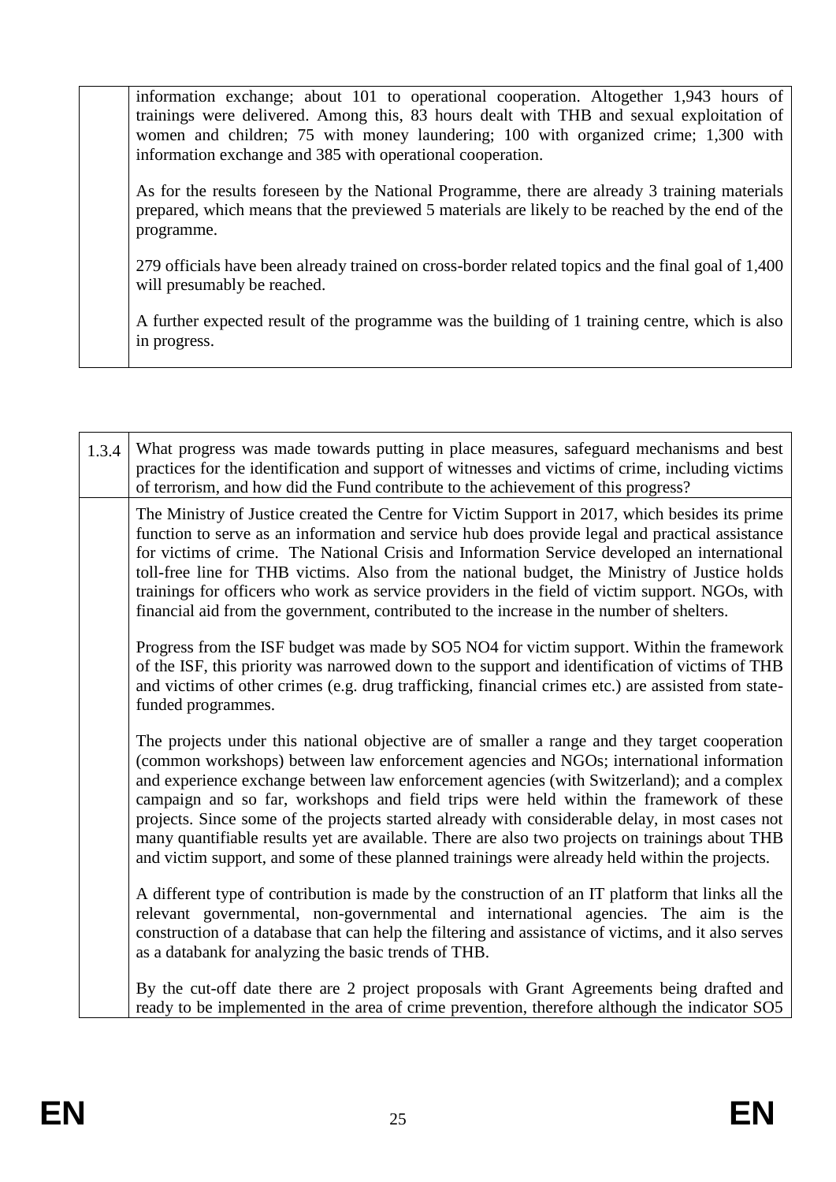| | |
|---|---|
| | information exchange; about 101 to operational cooperation. Altogether 1,943 hours of trainings were delivered. Among this, 83 hours dealt with THB and sexual exploitation of women and children; 75 with money laundering; 100 with organized crime; 1,300 with information exchange and 385 with operational cooperation.<br><br>As for the results foreseen by the National Programme, there are already 3 training materials prepared, which means that the previewed 5 materials are likely to be reached by the end of the programme.<br><br>279 officials have been already trained on cross-border related topics and the final goal of 1,400 will presumably be reached.<br><br>A further expected result of the programme was the building of 1 training centre, which is also in progress. |

| | |
|---|---|
| 1.3.4 | What progress was made towards putting in place measures, safeguard mechanisms and best practices for the identification and support of witnesses and victims of crime, including victims of terrorism, and how did the Fund contribute to the achievement of this progress? |
| | The Ministry of Justice created the Centre for Victim Support in 2017, which besides its prime function to serve as an information and service hub does provide legal and practical assistance for victims of crime. The National Crisis and Information Service developed an international toll-free line for THB victims. Also from the national budget, the Ministry of Justice holds trainings for officers who work as service providers in the field of victim support. NGOs, with financial aid from the government, contributed to the increase in the number of shelters.<br><br>Progress from the ISF budget was made by SO5 NO4 for victim support. Within the framework of the ISF, this priority was narrowed down to the support and identification of victims of THB and victims of other crimes (e.g. drug trafficking, financial crimes etc.) are assisted from state-funded programmes.<br><br>The projects under this national objective are of smaller a range and they target cooperation (common workshops) between law enforcement agencies and NGOs; international information and experience exchange between law enforcement agencies (with Switzerland); and a complex campaign and so far, workshops and field trips were held within the framework of these projects. Since some of the projects started already with considerable delay, in most cases not many quantifiable results yet are available. There are also two projects on trainings about THB and victim support, and some of these planned trainings were already held within the projects.<br><br>A different type of contribution is made by the construction of an IT platform that links all the relevant governmental, non-governmental and international agencies. The aim is the construction of a database that can help the filtering and assistance of victims, and it also serves as a databank for analyzing the basic trends of THB.<br><br>By the cut-off date there are 2 project proposals with Grant Agreements being drafted and ready to be implemented in the area of crime prevention, therefore although the indicator SO5 |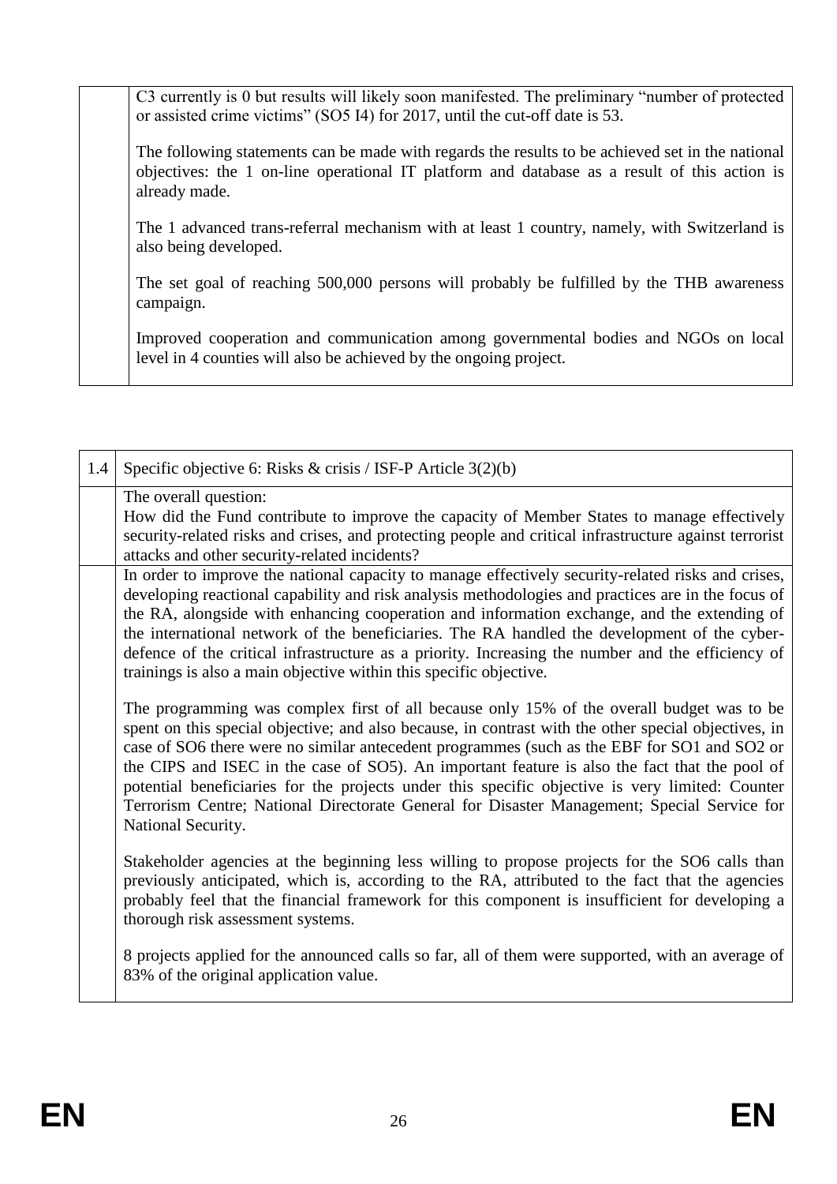| | |
|---|---|
| | C3 currently is 0 but results will likely soon manifested. The preliminary "number of protected or assisted crime victims" (SO5 I4) for 2017, until the cut-off date is 53.<br><br>The following statements can be made with regards the results to be achieved set in the national objectives: the 1 on-line operational IT platform and database as a result of this action is already made.<br><br>The 1 advanced trans-referral mechanism with at least 1 country, namely, with Switzerland is also being developed.<br><br>The set goal of reaching 500,000 persons will probably be fulfilled by the THB awareness campaign.<br><br>Improved cooperation and communication among governmental bodies and NGOs on local level in 4 counties will also be achieved by the ongoing project. |

| 1.4 | Specific objective 6: Risks & crisis / ISF-P Article 3(2)(b) |
|---|---|
| | The overall question:<br>How did the Fund contribute to improve the capacity of Member States to manage effectively security-related risks and crises, and protecting people and critical infrastructure against terrorist attacks and other security-related incidents? |
| | In order to improve the national capacity to manage effectively security-related risks and crises, developing reactional capability and risk analysis methodologies and practices are in the focus of the RA, alongside with enhancing cooperation and information exchange, and the extending of the international network of the beneficiaries. The RA handled the development of the cyber-defence of the critical infrastructure as a priority. Increasing the number and the efficiency of trainings is also a main objective within this specific objective.<br><br>The programming was complex first of all because only 15% of the overall budget was to be spent on this special objective; and also because, in contrast with the other special objectives, in case of SO6 there were no similar antecedent programmes (such as the EBF for SO1 and SO2 or the CIPS and ISEC in the case of SO5). An important feature is also the fact that the pool of potential beneficiaries for the projects under this specific objective is very limited: Counter Terrorism Centre; National Directorate General for Disaster Management; Special Service for National Security.<br><br>Stakeholder agencies at the beginning less willing to propose projects for the SO6 calls than previously anticipated, which is, according to the RA, attributed to the fact that the agencies probably feel that the financial framework for this component is insufficient for developing a thorough risk assessment systems.<br><br>8 projects applied for the announced calls so far, all of them were supported, with an average of 83% of the original application value. |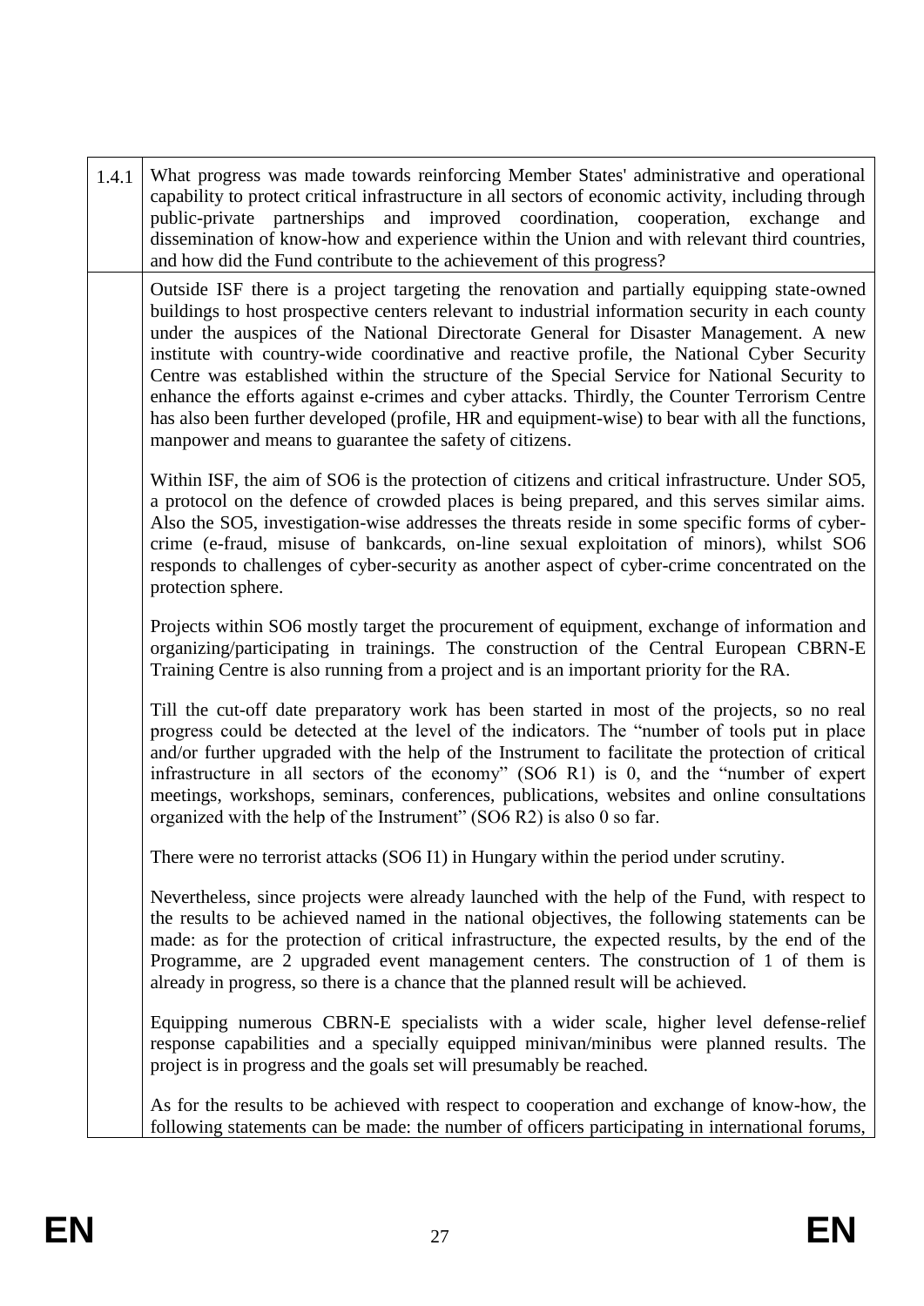| 1.4.1 | What progress was made towards reinforcing Member States' administrative and operational capability to protect critical infrastructure in all sectors of economic activity, including through public-private partnerships and improved coordination, cooperation, exchange and dissemination of know-how and experience within the Union and with relevant third countries, and how did the Fund contribute to the achievement of this progress? |
|---|---|
| | Outside ISF there is a project targeting the renovation and partially equipping state-owned buildings to host prospective centers relevant to industrial information security in each county under the auspices of the National Directorate General for Disaster Management. A new institute with country-wide coordinative and reactive profile, the National Cyber Security Centre was established within the structure of the Special Service for National Security to enhance the efforts against e-crimes and cyber attacks. Thirdly, the Counter Terrorism Centre has also been further developed (profile, HR and equipment-wise) to bear with all the functions, manpower and means to guarantee the safety of citizens.<br><br>Within ISF, the aim of SO6 is the protection of citizens and critical infrastructure. Under SO5, a protocol on the defence of crowded places is being prepared, and this serves similar aims. Also the SO5, investigation-wise addresses the threats reside in some specific forms of cyber-crime (e-fraud, misuse of bankcards, on-line sexual exploitation of minors), whilst SO6 responds to challenges of cyber-security as another aspect of cyber-crime concentrated on the protection sphere.<br><br>Projects within SO6 mostly target the procurement of equipment, exchange of information and organizing/participating in trainings. The construction of the Central European CBRN-E Training Centre is also running from a project and is an important priority for the RA.<br><br>Till the cut-off date preparatory work has been started in most of the projects, so no real progress could be detected at the level of the indicators. The "number of tools put in place and/or further upgraded with the help of the Instrument to facilitate the protection of critical infrastructure in all sectors of the economy" (SO6 R1) is 0, and the "number of expert meetings, workshops, seminars, conferences, publications, websites and online consultations organized with the help of the Instrument" (SO6 R2) is also 0 so far.<br><br>There were no terrorist attacks (SO6 I1) in Hungary within the period under scrutiny.<br><br>Nevertheless, since projects were already launched with the help of the Fund, with respect to the results to be achieved named in the national objectives, the following statements can be made: as for the protection of critical infrastructure, the expected results, by the end of the Programme, are 2 upgraded event management centers. The construction of 1 of them is already in progress, so there is a chance that the planned result will be achieved.<br><br>Equipping numerous CBRN-E specialists with a wider scale, higher level defense-relief response capabilities and a specially equipped minivan/minibus were planned results. The project is in progress and the goals set will presumably be reached.<br><br>As for the results to be achieved with respect to cooperation and exchange of know-how, the following statements can be made: the number of officers participating in international forums, |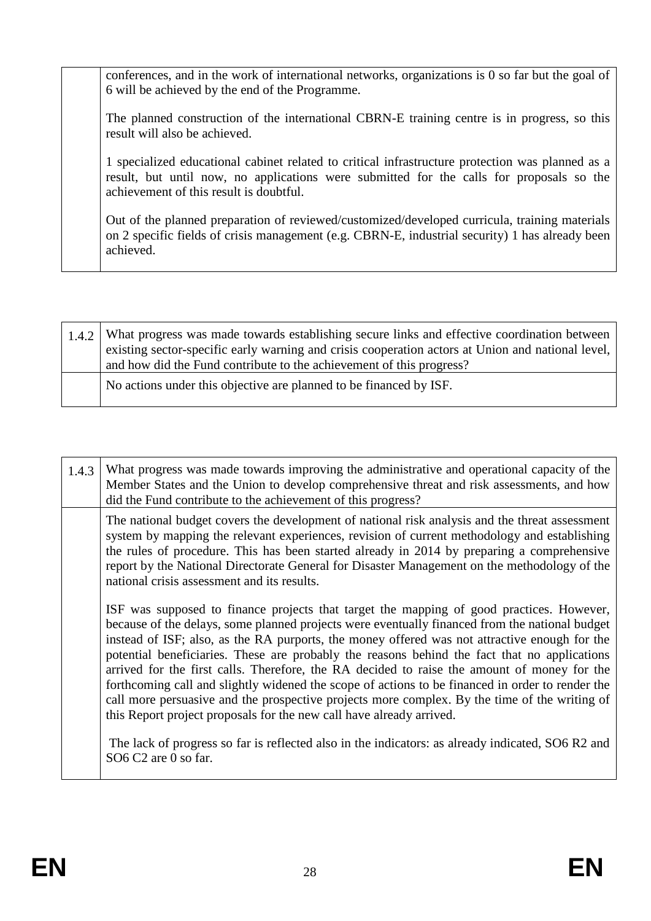| | |
|---|---|
| | conferences, and in the work of international networks, organizations is 0 so far but the goal of 6 will be achieved by the end of the Programme.<br><br>The planned construction of the international CBRN-E training centre is in progress, so this result will also be achieved.<br><br>1 specialized educational cabinet related to critical infrastructure protection was planned as a result, but until now, no applications were submitted for the calls for proposals so the achievement of this result is doubtful.<br><br>Out of the planned preparation of reviewed/customized/developed curricula, training materials on 2 specific fields of crisis management (e.g. CBRN-E, industrial security) 1 has already been achieved. |

| | |
|---|---|
| 1.4.2 | What progress was made towards establishing secure links and effective coordination between existing sector-specific early warning and crisis cooperation actors at Union and national level, and how did the Fund contribute to the achievement of this progress? |
| | No actions under this objective are planned to be financed by ISF. |

| | |
|---|---|
| 1.4.3 | What progress was made towards improving the administrative and operational capacity of the Member States and the Union to develop comprehensive threat and risk assessments, and how did the Fund contribute to the achievement of this progress? |
| | The national budget covers the development of national risk analysis and the threat assessment system by mapping the relevant experiences, revision of current methodology and establishing the rules of procedure. This has been started already in 2014 by preparing a comprehensive report by the National Directorate General for Disaster Management on the methodology of the national crisis assessment and its results.<br><br>ISF was supposed to finance projects that target the mapping of good practices. However, because of the delays, some planned projects were eventually financed from the national budget instead of ISF; also, as the RA purports, the money offered was not attractive enough for the potential beneficiaries. These are probably the reasons behind the fact that no applications arrived for the first calls. Therefore, the RA decided to raise the amount of money for the forthcoming call and slightly widened the scope of actions to be financed in order to render the call more persuasive and the prospective projects more complex. By the time of the writing of this Report project proposals for the new call have already arrived.<br><br>The lack of progress so far is reflected also in the indicators: as already indicated, SO6 R2 and SO6 C2 are 0 so far. |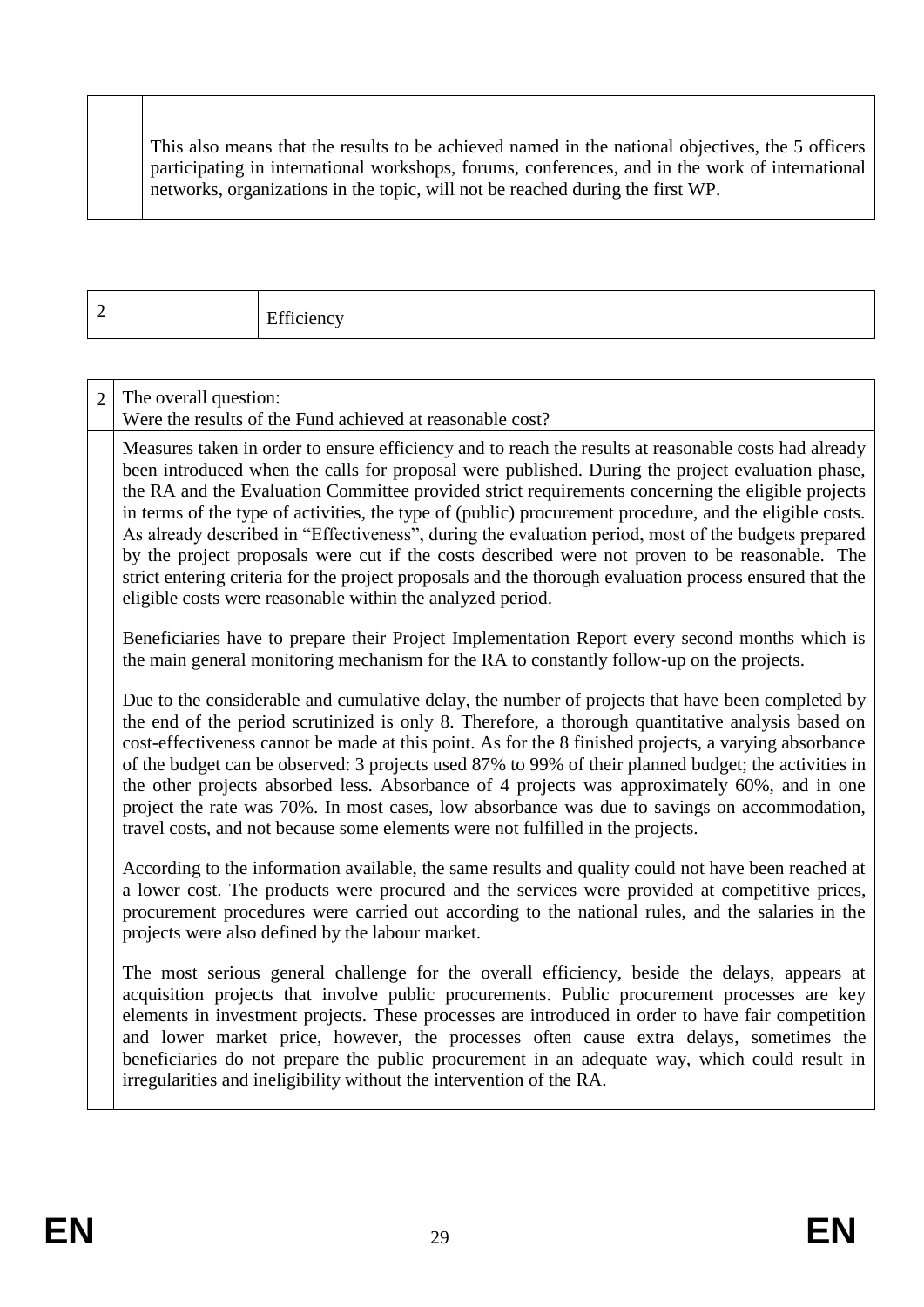| | |
|---|---|
| | This also means that the results to be achieved named in the national objectives, the 5 officers participating in international workshops, forums, conferences, and in the work of international networks, organizations in the topic, will not be reached during the first WP. |

| 2 | Efficiency |
|---|---|

| 2 | The overall question:<br>Were the results of the Fund achieved at reasonable cost? |
|---|---|
| | Measures taken in order to ensure efficiency and to reach the results at reasonable costs had already been introduced when the calls for proposal were published. During the project evaluation phase, the RA and the Evaluation Committee provided strict requirements concerning the eligible projects in terms of the type of activities, the type of (public) procurement procedure, and the eligible costs. As already described in "Effectiveness", during the evaluation period, most of the budgets prepared by the project proposals were cut if the costs described were not proven to be reasonable. The strict entering criteria for the project proposals and the thorough evaluation process ensured that the eligible costs were reasonable within the analyzed period.<br><br>Beneficiaries have to prepare their Project Implementation Report every second months which is the main general monitoring mechanism for the RA to constantly follow-up on the projects.<br><br>Due to the considerable and cumulative delay, the number of projects that have been completed by the end of the period scrutinized is only 8. Therefore, a thorough quantitative analysis based on cost-effectiveness cannot be made at this point. As for the 8 finished projects, a varying absorbance of the budget can be observed: 3 projects used 87% to 99% of their planned budget; the activities in the other projects absorbed less. Absorbance of 4 projects was approximately 60%, and in one project the rate was 70%. In most cases, low absorbance was due to savings on accommodation, travel costs, and not because some elements were not fulfilled in the projects.<br><br>According to the information available, the same results and quality could not have been reached at a lower cost. The products were procured and the services were provided at competitive prices, procurement procedures were carried out according to the national rules, and the salaries in the projects were also defined by the labour market.<br><br>The most serious general challenge for the overall efficiency, beside the delays, appears at acquisition projects that involve public procurements. Public procurement processes are key elements in investment projects. These processes are introduced in order to have fair competition and lower market price, however, the processes often cause extra delays, sometimes the beneficiaries do not prepare the public procurement in an adequate way, which could result in irregularities and ineligibility without the intervention of the RA. |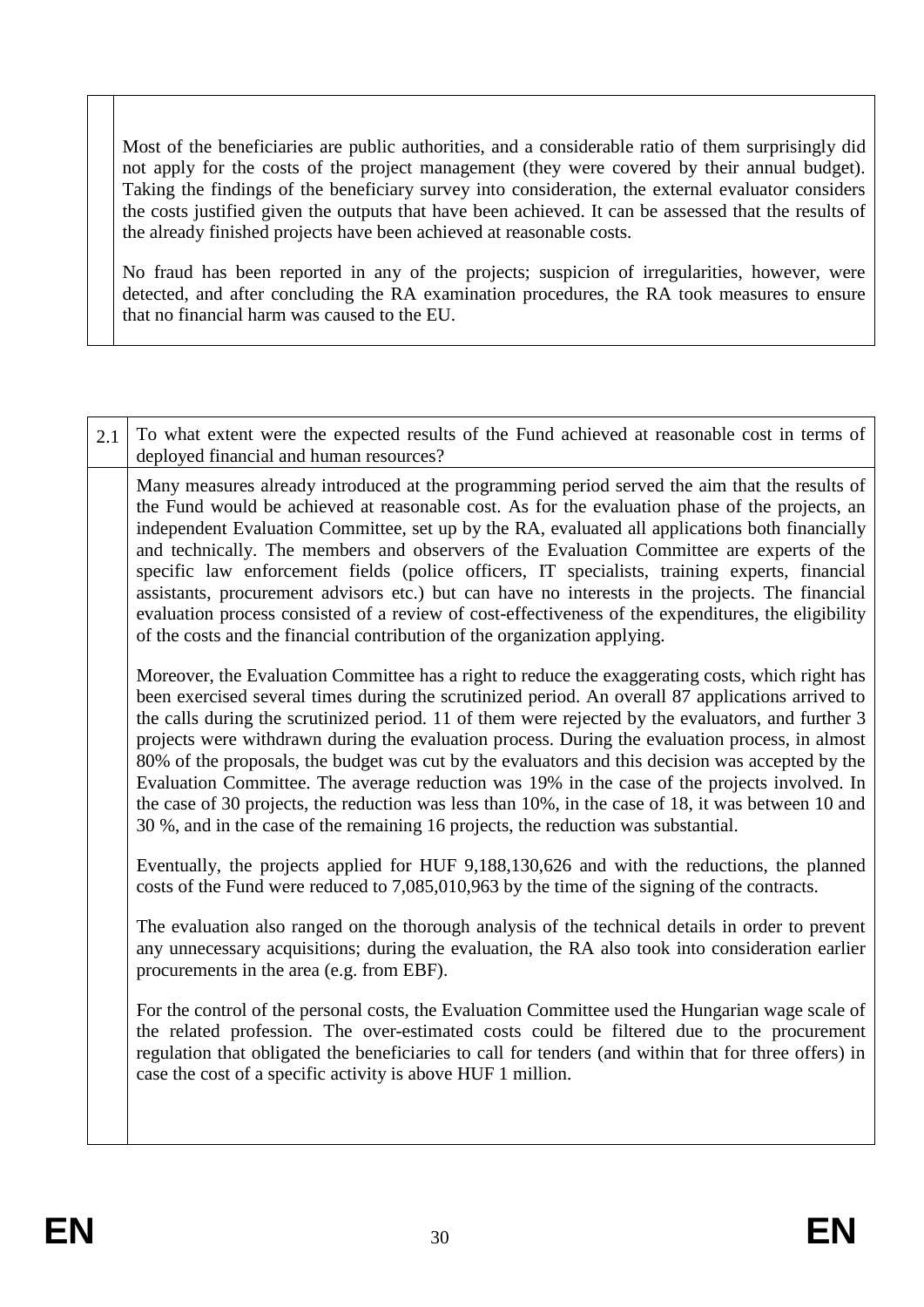Most of the beneficiaries are public authorities, and a considerable ratio of them surprisingly did not apply for the costs of the project management (they were covered by their annual budget). Taking the findings of the beneficiary survey into consideration, the external evaluator considers the costs justified given the outputs that have been achieved. It can be assessed that the results of the already finished projects have been achieved at reasonable costs.

No fraud has been reported in any of the projects; suspicion of irregularities, however, were detected, and after concluding the RA examination procedures, the RA took measures to ensure that no financial harm was caused to the EU.

**2.1 To what extent were the expected results of the Fund achieved at reasonable cost in terms of deployed financial and human resources?**

Many measures already introduced at the programming period served the aim that the results of the Fund would be achieved at reasonable cost. As for the evaluation phase of the projects, an independent Evaluation Committee, set up by the RA, evaluated all applications both financially and technically. The members and observers of the Evaluation Committee are experts of the specific law enforcement fields (police officers, IT specialists, training experts, financial assistants, procurement advisors etc.) but can have no interests in the projects. The financial evaluation process consisted of a review of cost-effectiveness of the expenditures, the eligibility of the costs and the financial contribution of the organization applying.

Moreover, the Evaluation Committee has a right to reduce the exaggerating costs, which right has been exercised several times during the scrutinized period. An overall 87 applications arrived to the calls during the scrutinized period. 11 of them were rejected by the evaluators, and further 3 projects were withdrawn during the evaluation process. During the evaluation process, in almost 80% of the proposals, the budget was cut by the evaluators and this decision was accepted by the Evaluation Committee. The average reduction was 19% in the case of the projects involved. In the case of 30 projects, the reduction was less than 10%, in the case of 18, it was between 10 and 30 %, and in the case of the remaining 16 projects, the reduction was substantial.

Eventually, the projects applied for HUF 9,188,130,626 and with the reductions, the planned costs of the Fund were reduced to 7,085,010,963 by the time of the signing of the contracts.

The evaluation also ranged on the thorough analysis of the technical details in order to prevent any unnecessary acquisitions; during the evaluation, the RA also took into consideration earlier procurements in the area (e.g. from EBF).

For the control of the personal costs, the Evaluation Committee used the Hungarian wage scale of the related profession. The over-estimated costs could be filtered due to the procurement regulation that obligated the beneficiaries to call for tenders (and within that for three offers) in case the cost of a specific activity is above HUF 1 million.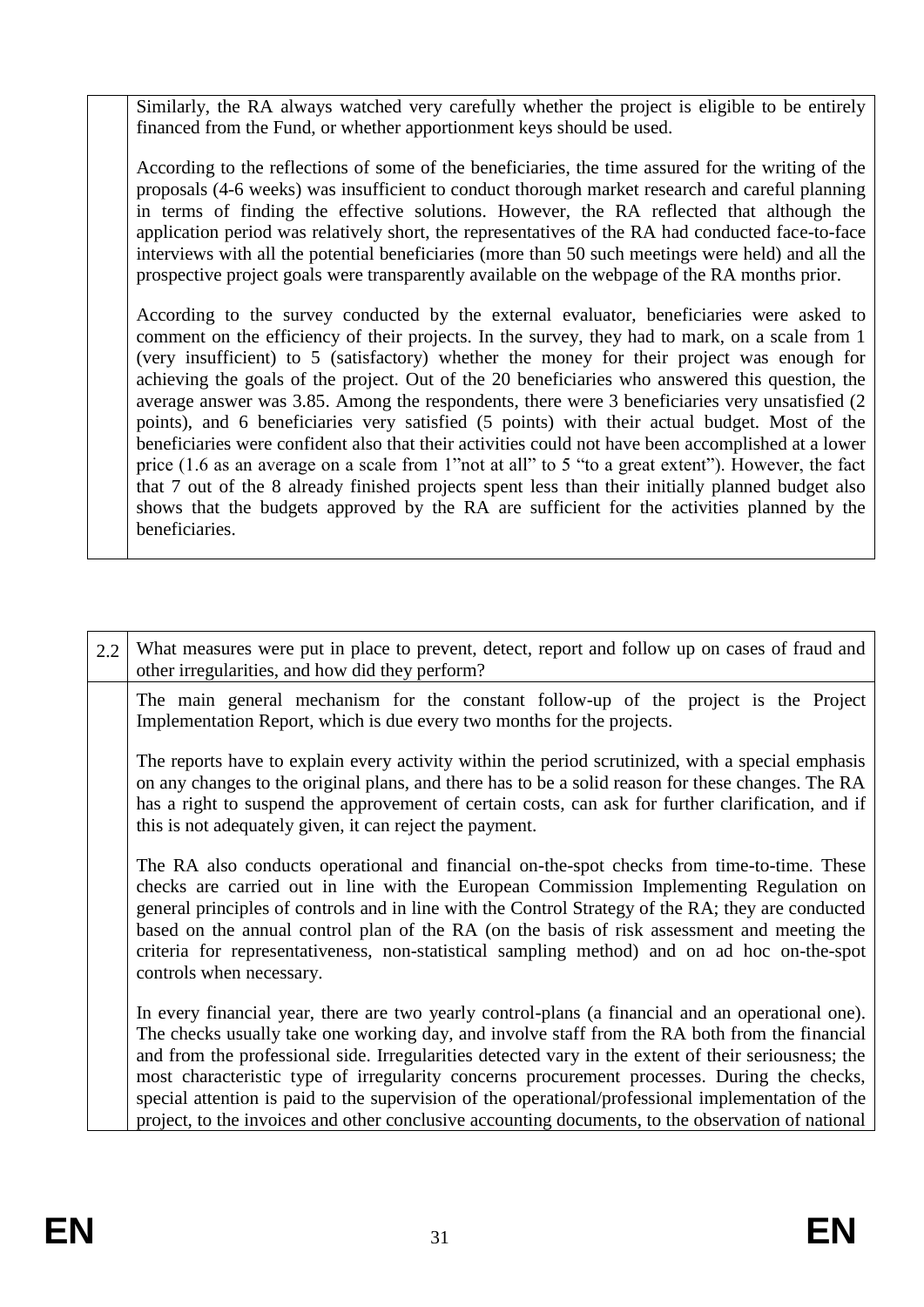Similarly, the RA always watched very carefully whether the project is eligible to be entirely financed from the Fund, or whether apportionment keys should be used.

According to the reflections of some of the beneficiaries, the time assured for the writing of the proposals (4-6 weeks) was insufficient to conduct thorough market research and careful planning in terms of finding the effective solutions. However, the RA reflected that although the application period was relatively short, the representatives of the RA had conducted face-to-face interviews with all the potential beneficiaries (more than 50 such meetings were held) and all the prospective project goals were transparently available on the webpage of the RA months prior.

According to the survey conducted by the external evaluator, beneficiaries were asked to comment on the efficiency of their projects. In the survey, they had to mark, on a scale from 1 (very insufficient) to 5 (satisfactory) whether the money for their project was enough for achieving the goals of the project. Out of the 20 beneficiaries who answered this question, the average answer was 3.85. Among the respondents, there were 3 beneficiaries very unsatisfied (2 points), and 6 beneficiaries very satisfied (5 points) with their actual budget. Most of the beneficiaries were confident also that their activities could not have been accomplished at a lower price (1.6 as an average on a scale from 1"not at all" to 5 "to a great extent"). However, the fact that 7 out of the 8 already finished projects spent less than their initially planned budget also shows that the budgets approved by the RA are sufficient for the activities planned by the beneficiaries.

**2.2 What measures were put in place to prevent, detect, report and follow up on cases of fraud and other irregularities, and how did they perform?**

The main general mechanism for the constant follow-up of the project is the Project Implementation Report, which is due every two months for the projects.

The reports have to explain every activity within the period scrutinized, with a special emphasis on any changes to the original plans, and there has to be a solid reason for these changes. The RA has a right to suspend the approvement of certain costs, can ask for further clarification, and if this is not adequately given, it can reject the payment.

The RA also conducts operational and financial on-the-spot checks from time-to-time. These checks are carried out in line with the European Commission Implementing Regulation on general principles of controls and in line with the Control Strategy of the RA; they are conducted based on the annual control plan of the RA (on the basis of risk assessment and meeting the criteria for representativeness, non-statistical sampling method) and on ad hoc on-the-spot controls when necessary.

In every financial year, there are two yearly control-plans (a financial and an operational one). The checks usually take one working day, and involve staff from the RA both from the financial and from the professional side. Irregularities detected vary in the extent of their seriousness; the most characteristic type of irregularity concerns procurement processes. During the checks, special attention is paid to the supervision of the operational/professional implementation of the project, to the invoices and other conclusive accounting documents, to the observation of national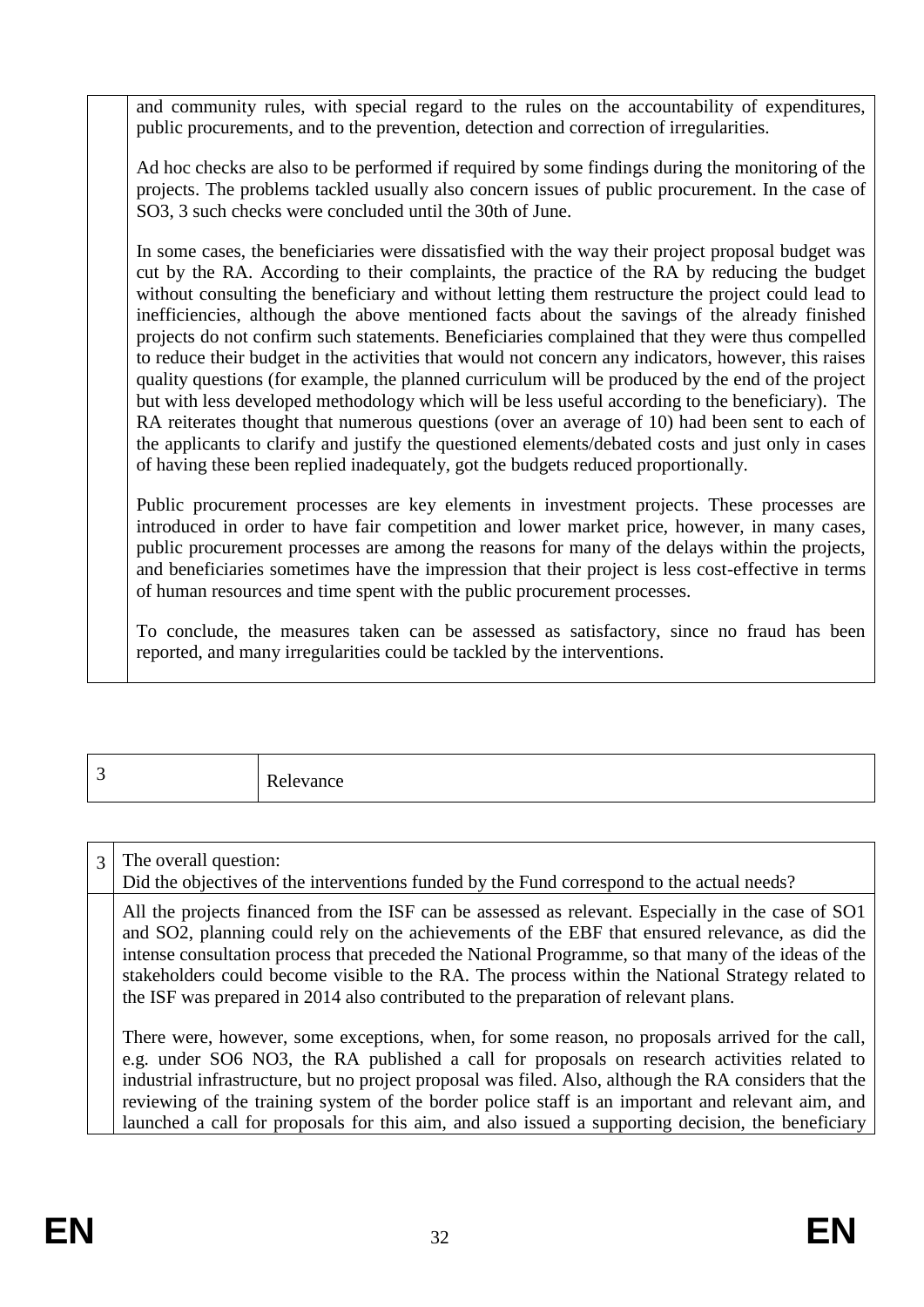| | |
|---|---|
| | and community rules, with special regard to the rules on the accountability of expenditures, public procurements, and to the prevention, detection and correction of irregularities.<br><br>Ad hoc checks are also to be performed if required by some findings during the monitoring of the projects. The problems tackled usually also concern issues of public procurement. In the case of SO3, 3 such checks were concluded until the 30th of June.<br><br>In some cases, the beneficiaries were dissatisfied with the way their project proposal budget was cut by the RA. According to their complaints, the practice of the RA by reducing the budget without consulting the beneficiary and without letting them restructure the project could lead to inefficiencies, although the above mentioned facts about the savings of the already finished projects do not confirm such statements. Beneficiaries complained that they were thus compelled to reduce their budget in the activities that would not concern any indicators, however, this raises quality questions (for example, the planned curriculum will be produced by the end of the project but with less developed methodology which will be less useful according to the beneficiary). The RA reiterates thought that numerous questions (over an average of 10) had been sent to each of the applicants to clarify and justify the questioned elements/debated costs and just only in cases of having these been replied inadequately, got the budgets reduced proportionally.<br><br>Public procurement processes are key elements in investment projects. These processes are introduced in order to have fair competition and lower market price, however, in many cases, public procurement processes are among the reasons for many of the delays within the projects, and beneficiaries sometimes have the impression that their project is less cost-effective in terms of human resources and time spent with the public procurement processes.<br><br>To conclude, the measures taken can be assessed as satisfactory, since no fraud has been reported, and many irregularities could be tackled by the interventions. |

| 3 | Relevance |
|---|---|

| | |
|---|---|
| 3 | The overall question:<br>Did the objectives of the interventions funded by the Fund correspond to the actual needs? |
| | All the projects financed from the ISF can be assessed as relevant. Especially in the case of SO1 and SO2, planning could rely on the achievements of the EBF that ensured relevance, as did the intense consultation process that preceded the National Programme, so that many of the ideas of the stakeholders could become visible to the RA. The process within the National Strategy related to the ISF was prepared in 2014 also contributed to the preparation of relevant plans.<br><br>There were, however, some exceptions, when, for some reason, no proposals arrived for the call, e.g. under SO6 NO3, the RA published a call for proposals on research activities related to industrial infrastructure, but no project proposal was filed. Also, although the RA considers that the reviewing of the training system of the border police staff is an important and relevant aim, and launched a call for proposals for this aim, and also issued a supporting decision, the beneficiary |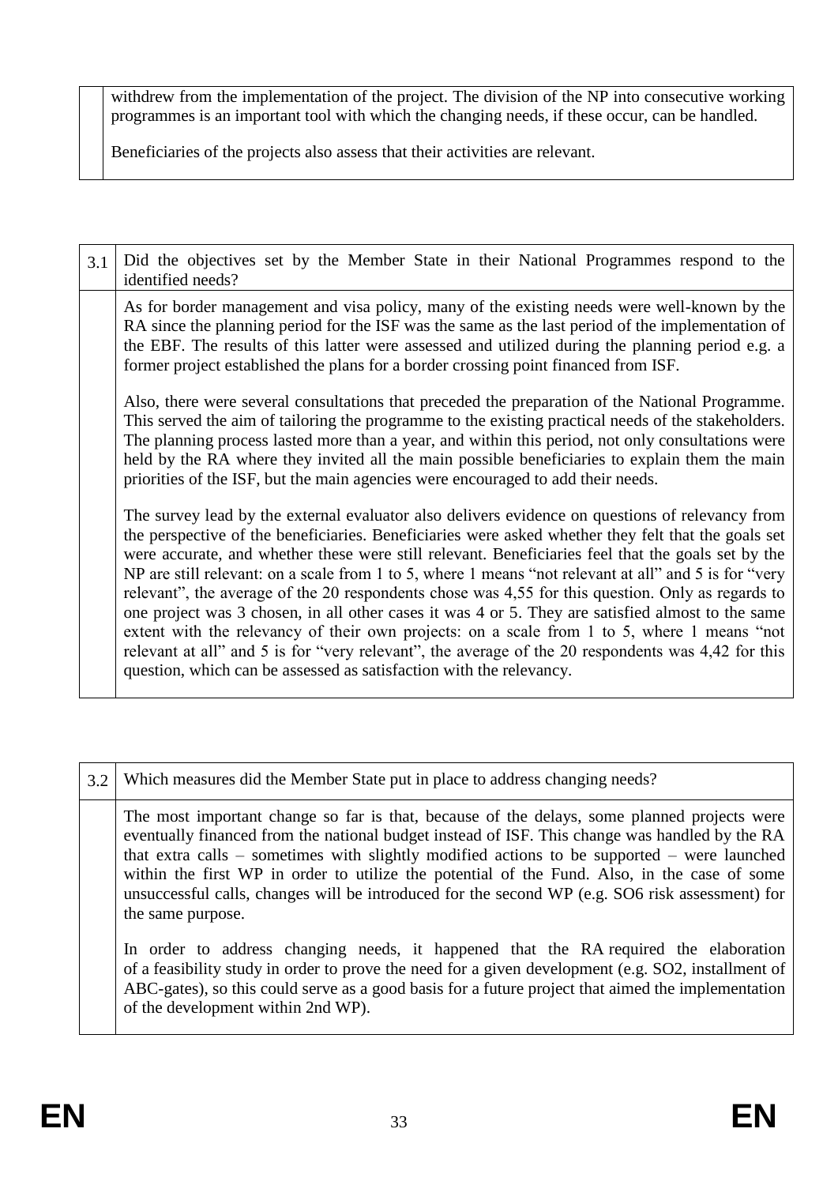| | |
|---|---|
| | withdrew from the implementation of the project. The division of the NP into consecutive working programmes is an important tool with which the changing needs, if these occur, can be handled.<br><br>Beneficiaries of the projects also assess that their activities are relevant. |

| 3.1 | Did the objectives set by the Member State in their National Programmes respond to the identified needs? |
|---|---|
| | As for border management and visa policy, many of the existing needs were well-known by the RA since the planning period for the ISF was the same as the last period of the implementation of the EBF. The results of this latter were assessed and utilized during the planning period e.g. a former project established the plans for a border crossing point financed from ISF.<br><br>Also, there were several consultations that preceded the preparation of the National Programme. This served the aim of tailoring the programme to the existing practical needs of the stakeholders. The planning process lasted more than a year, and within this period, not only consultations were held by the RA where they invited all the main possible beneficiaries to explain them the main priorities of the ISF, but the main agencies were encouraged to add their needs.<br><br>The survey lead by the external evaluator also delivers evidence on questions of relevancy from the perspective of the beneficiaries. Beneficiaries were asked whether they felt that the goals set were accurate, and whether these were still relevant. Beneficiaries feel that the goals set by the NP are still relevant: on a scale from 1 to 5, where 1 means "not relevant at all" and 5 is for "very relevant", the average of the 20 respondents chose was 4,55 for this question. Only as regards to one project was 3 chosen, in all other cases it was 4 or 5. They are satisfied almost to the same extent with the relevancy of their own projects: on a scale from 1 to 5, where 1 means "not relevant at all" and 5 is for "very relevant", the average of the 20 respondents was 4,42 for this question, which can be assessed as satisfaction with the relevancy. |

| 3.2 | Which measures did the Member State put in place to address changing needs? |
|---|---|
| | The most important change so far is that, because of the delays, some planned projects were eventually financed from the national budget instead of ISF. This change was handled by the RA that extra calls – sometimes with slightly modified actions to be supported – were launched within the first WP in order to utilize the potential of the Fund. Also, in the case of some unsuccessful calls, changes will be introduced for the second WP (e.g. SO6 risk assessment) for the same purpose.<br><br>In order to address changing needs, it happened that the RA required the elaboration of a feasibility study in order to prove the need for a given development (e.g. SO2, installment of ABC-gates), so this could serve as a good basis for a future project that aimed the implementation of the development within 2nd WP). |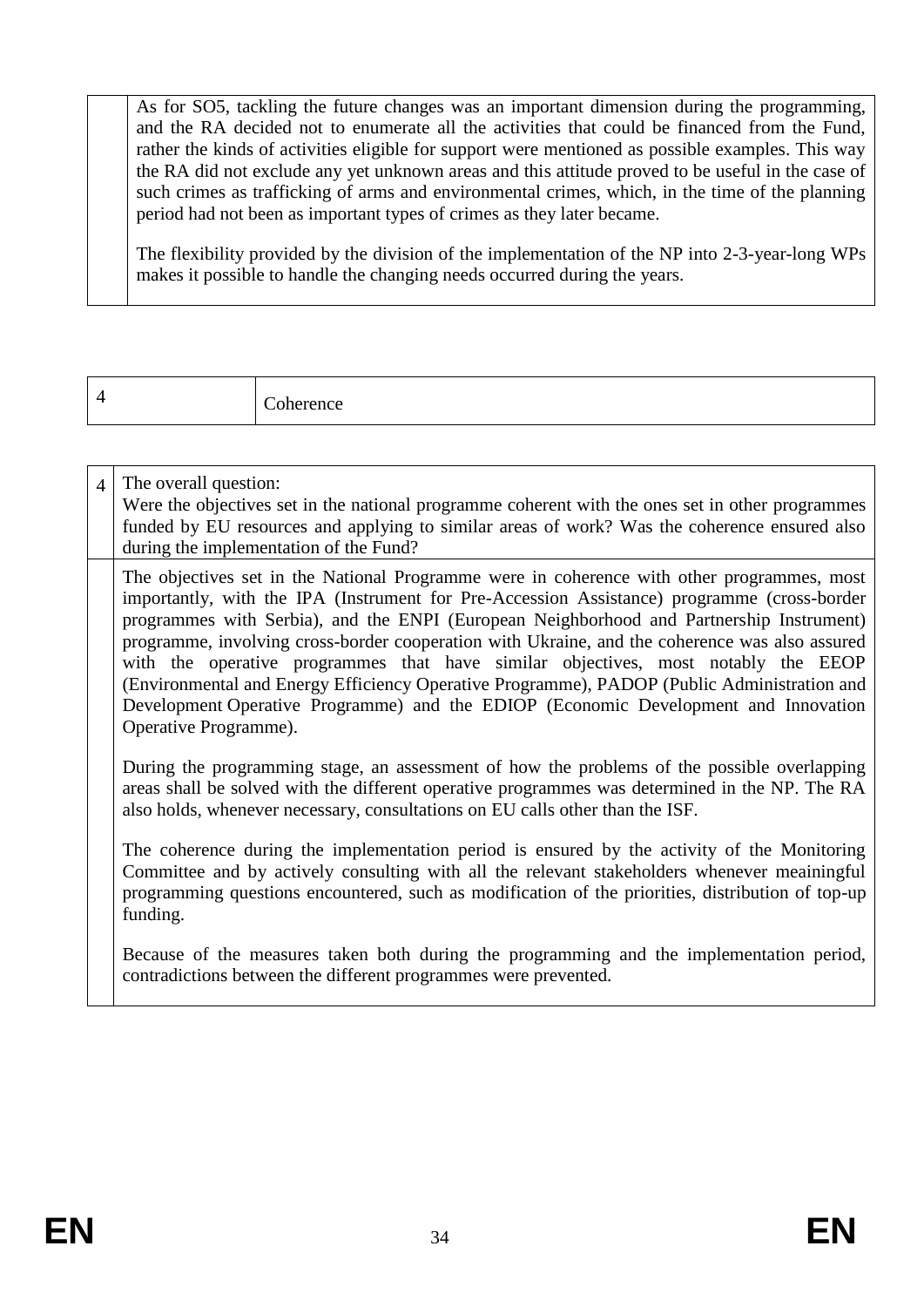|  | As for SO5, tackling the future changes was an important dimension during the programming, and the RA decided not to enumerate all the activities that could be financed from the Fund, rather the kinds of activities eligible for support were mentioned as possible examples. This way the RA did not exclude any yet unknown areas and this attitude proved to be useful in the case of such crimes as trafficking of arms and environmental crimes, which, in the time of the planning period had not been as important types of crimes as they later became.<br><br>The flexibility provided by the division of the implementation of the NP into 2-3-year-long WPs makes it possible to handle the changing needs occurred during the years. |
|---|---|

| 4 | Coherence |
|---|---|

| 4 | The overall question:<br>Were the objectives set in the national programme coherent with the ones set in other programmes funded by EU resources and applying to similar areas of work? Was the coherence ensured also during the implementation of the Fund? |
|---|---|
|  | The objectives set in the National Programme were in coherence with other programmes, most importantly, with the IPA (Instrument for Pre-Accession Assistance) programme (cross-border programmes with Serbia), and the ENPI (European Neighborhood and Partnership Instrument) programme, involving cross-border cooperation with Ukraine, and the coherence was also assured with the operative programmes that have similar objectives, most notably the EEOP (Environmental and Energy Efficiency Operative Programme), PADOP (Public Administration and Development Operative Programme) and the EDIOP (Economic Development and Innovation Operative Programme).<br><br>During the programming stage, an assessment of how the problems of the possible overlapping areas shall be solved with the different operative programmes was determined in the NP. The RA also holds, whenever necessary, consultations on EU calls other than the ISF.<br><br>The coherence during the implementation period is ensured by the activity of the Monitoring Committee and by actively consulting with all the relevant stakeholders whenever meainingful programming questions encountered, such as modification of the priorities, distribution of top-up funding.<br><br>Because of the measures taken both during the programming and the implementation period, contradictions between the different programmes were prevented. |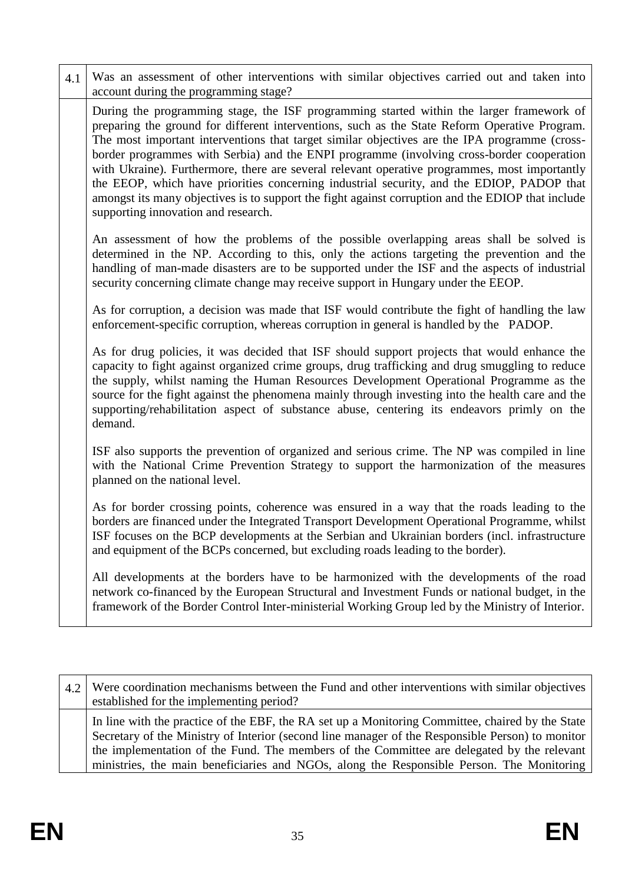| 4.1 | Was an assessment of other interventions with similar objectives carried out and taken into account during the programming stage? |
|---|---|
| | During the programming stage, the ISF programming started within the larger framework of preparing the ground for different interventions, such as the State Reform Operative Program. The most important interventions that target similar objectives are the IPA programme (cross-border programmes with Serbia) and the ENPI programme (involving cross-border cooperation with Ukraine). Furthermore, there are several relevant operative programmes, most importantly the EEOP, which have priorities concerning industrial security, and the EDIOP, PADOP that amongst its many objectives is to support the fight against corruption and the EDIOP that include supporting innovation and research.<br><br>An assessment of how the problems of the possible overlapping areas shall be solved is determined in the NP. According to this, only the actions targeting the prevention and the handling of man-made disasters are to be supported under the ISF and the aspects of industrial security concerning climate change may receive support in Hungary under the EEOP.<br><br>As for corruption, a decision was made that ISF would contribute the fight of handling the law enforcement-specific corruption, whereas corruption in general is handled by the PADOP.<br><br>As for drug policies, it was decided that ISF should support projects that would enhance the capacity to fight against organized crime groups, drug trafficking and drug smuggling to reduce the supply, whilst naming the Human Resources Development Operational Programme as the source for the fight against the phenomena mainly through investing into the health care and the supporting/rehabilitation aspect of substance abuse, centering its endeavors primly on the demand.<br><br>ISF also supports the prevention of organized and serious crime. The NP was compiled in line with the National Crime Prevention Strategy to support the harmonization of the measures planned on the national level.<br><br>As for border crossing points, coherence was ensured in a way that the roads leading to the borders are financed under the Integrated Transport Development Operational Programme, whilst ISF focuses on the BCP developments at the Serbian and Ukrainian borders (incl. infrastructure and equipment of the BCPs concerned, but excluding roads leading to the border).<br><br>All developments at the borders have to be harmonized with the developments of the road network co-financed by the European Structural and Investment Funds or national budget, in the framework of the Border Control Inter-ministerial Working Group led by the Ministry of Interior. |

| 4.2 | Were coordination mechanisms between the Fund and other interventions with similar objectives established for the implementing period? |
|---|---|
| | In line with the practice of the EBF, the RA set up a Monitoring Committee, chaired by the State Secretary of the Ministry of Interior (second line manager of the Responsible Person) to monitor the implementation of the Fund. The members of the Committee are delegated by the relevant ministries, the main beneficiaries and NGOs, along the Responsible Person. The Monitoring |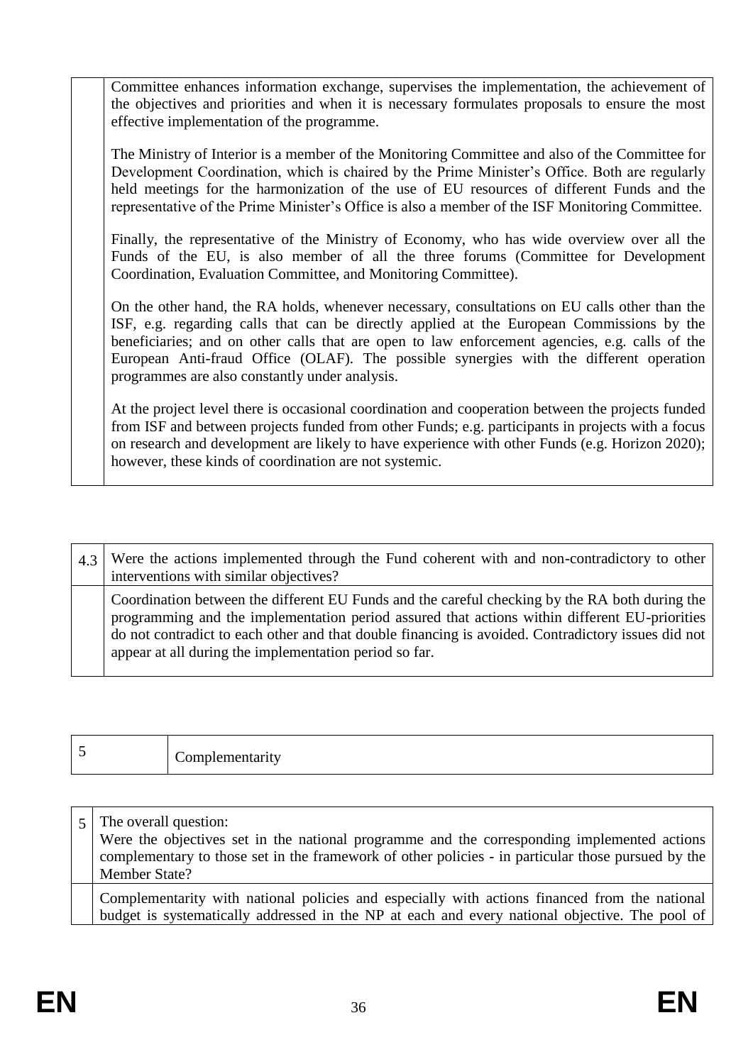| | |
|---|---|
| | Committee enhances information exchange, supervises the implementation, the achievement of the objectives and priorities and when it is necessary formulates proposals to ensure the most effective implementation of the programme.<br><br>The Ministry of Interior is a member of the Monitoring Committee and also of the Committee for Development Coordination, which is chaired by the Prime Minister's Office. Both are regularly held meetings for the harmonization of the use of EU resources of different Funds and the representative of the Prime Minister's Office is also a member of the ISF Monitoring Committee.<br><br>Finally, the representative of the Ministry of Economy, who has wide overview over all the Funds of the EU, is also member of all the three forums (Committee for Development Coordination, Evaluation Committee, and Monitoring Committee).<br><br>On the other hand, the RA holds, whenever necessary, consultations on EU calls other than the ISF, e.g. regarding calls that can be directly applied at the European Commissions by the beneficiaries; and on other calls that are open to law enforcement agencies, e.g. calls of the European Anti-fraud Office (OLAF). The possible synergies with the different operation programmes are also constantly under analysis.<br><br>At the project level there is occasional coordination and cooperation between the projects funded from ISF and between projects funded from other Funds; e.g. participants in projects with a focus on research and development are likely to have experience with other Funds (e.g. Horizon 2020); however, these kinds of coordination are not systemic. |

| 4.3 | Were the actions implemented through the Fund coherent with and non-contradictory to other interventions with similar objectives? |
|---|---|
| | Coordination between the different EU Funds and the careful checking by the RA both during the programming and the implementation period assured that actions within different EU-priorities do not contradict to each other and that double financing is avoided. Contradictory issues did not appear at all during the implementation period so far. |

| 5 | Complementarity |
|---|---|

| 5 | The overall question:<br>Were the objectives set in the national programme and the corresponding implemented actions complementary to those set in the framework of other policies - in particular those pursued by the Member State? |
|---|---|
| | Complementarity with national policies and especially with actions financed from the national budget is systematically addressed in the NP at each and every national objective. The pool of |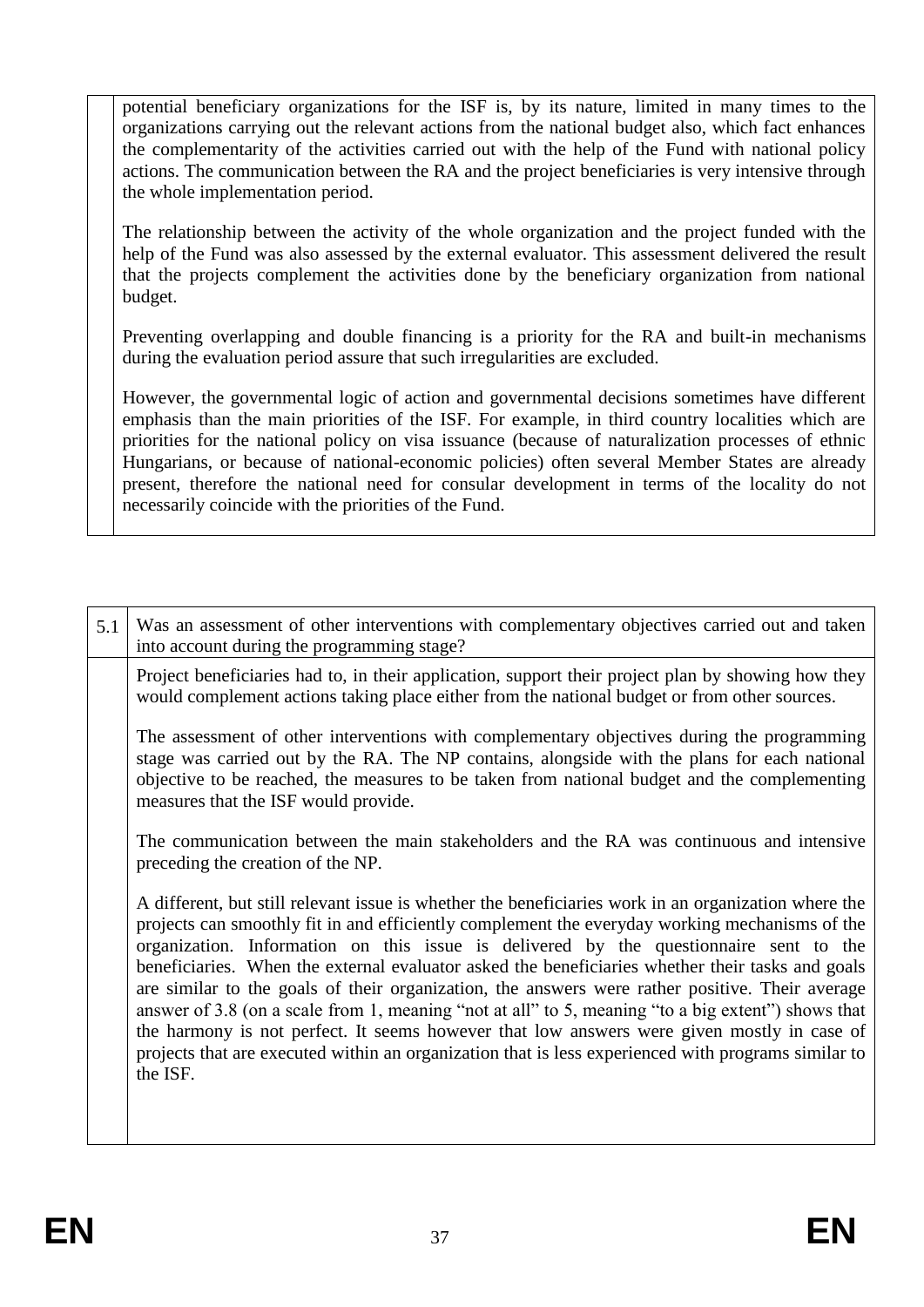potential beneficiary organizations for the ISF is, by its nature, limited in many times to the organizations carrying out the relevant actions from the national budget also, which fact enhances the complementarity of the activities carried out with the help of the Fund with national policy actions. The communication between the RA and the project beneficiaries is very intensive through the whole implementation period.

The relationship between the activity of the whole organization and the project funded with the help of the Fund was also assessed by the external evaluator. This assessment delivered the result that the projects complement the activities done by the beneficiary organization from national budget.

Preventing overlapping and double financing is a priority for the RA and built-in mechanisms during the evaluation period assure that such irregularities are excluded.

However, the governmental logic of action and governmental decisions sometimes have different emphasis than the main priorities of the ISF. For example, in third country localities which are priorities for the national policy on visa issuance (because of naturalization processes of ethnic Hungarians, or because of national-economic policies) often several Member States are already present, therefore the national need for consular development in terms of the locality do not necessarily coincide with the priorities of the Fund.

| 5.1 | Was an assessment of other interventions with complementary objectives carried out and taken into account during the programming stage? |
|---|---|
| | Project beneficiaries had to, in their application, support their project plan by showing how they would complement actions taking place either from the national budget or from other sources.<br><br>The assessment of other interventions with complementary objectives during the programming stage was carried out by the RA. The NP contains, alongside with the plans for each national objective to be reached, the measures to be taken from national budget and the complementing measures that the ISF would provide.<br><br>The communication between the main stakeholders and the RA was continuous and intensive preceding the creation of the NP.<br><br>A different, but still relevant issue is whether the beneficiaries work in an organization where the projects can smoothly fit in and efficiently complement the everyday working mechanisms of the organization. Information on this issue is delivered by the questionnaire sent to the beneficiaries. When the external evaluator asked the beneficiaries whether their tasks and goals are similar to the goals of their organization, the answers were rather positive. Their average answer of 3.8 (on a scale from 1, meaning "not at all" to 5, meaning "to a big extent") shows that the harmony is not perfect. It seems however that low answers were given mostly in case of projects that are executed within an organization that is less experienced with programs similar to the ISF. |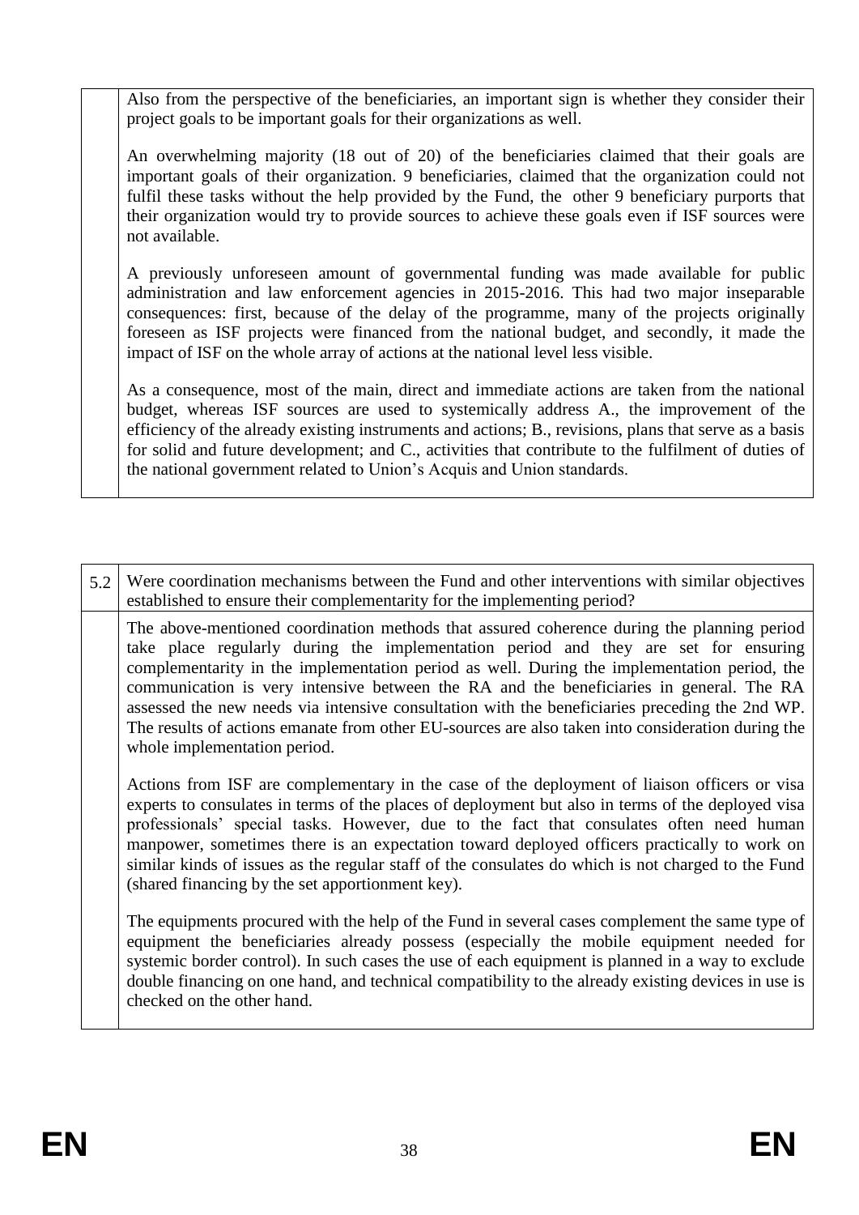| | |
|---|---|
| | Also from the perspective of the beneficiaries, an important sign is whether they consider their project goals to be important goals for their organizations as well.<br><br>An overwhelming majority (18 out of 20) of the beneficiaries claimed that their goals are important goals of their organization. 9 beneficiaries, claimed that the organization could not fulfil these tasks without the help provided by the Fund, the other 9 beneficiary purports that their organization would try to provide sources to achieve these goals even if ISF sources were not available.<br><br>A previously unforeseen amount of governmental funding was made available for public administration and law enforcement agencies in 2015-2016. This had two major inseparable consequences: first, because of the delay of the programme, many of the projects originally foreseen as ISF projects were financed from the national budget, and secondly, it made the impact of ISF on the whole array of actions at the national level less visible.<br><br>As a consequence, most of the main, direct and immediate actions are taken from the national budget, whereas ISF sources are used to systemically address A., the improvement of the efficiency of the already existing instruments and actions; B., revisions, plans that serve as a basis for solid and future development; and C., activities that contribute to the fulfilment of duties of the national government related to Union's Acquis and Union standards. |

| | |
|---|---|
| 5.2 | Were coordination mechanisms between the Fund and other interventions with similar objectives established to ensure their complementarity for the implementing period? |
| | The above-mentioned coordination methods that assured coherence during the planning period take place regularly during the implementation period and they are set for ensuring complementarity in the implementation period as well. During the implementation period, the communication is very intensive between the RA and the beneficiaries in general. The RA assessed the new needs via intensive consultation with the beneficiaries preceding the 2nd WP. The results of actions emanate from other EU-sources are also taken into consideration during the whole implementation period.<br><br>Actions from ISF are complementary in the case of the deployment of liaison officers or visa experts to consulates in terms of the places of deployment but also in terms of the deployed visa professionals' special tasks. However, due to the fact that consulates often need human manpower, sometimes there is an expectation toward deployed officers practically to work on similar kinds of issues as the regular staff of the consulates do which is not charged to the Fund (shared financing by the set apportionment key).<br><br>The equipments procured with the help of the Fund in several cases complement the same type of equipment the beneficiaries already possess (especially the mobile equipment needed for systemic border control). In such cases the use of each equipment is planned in a way to exclude double financing on one hand, and technical compatibility to the already existing devices in use is checked on the other hand. |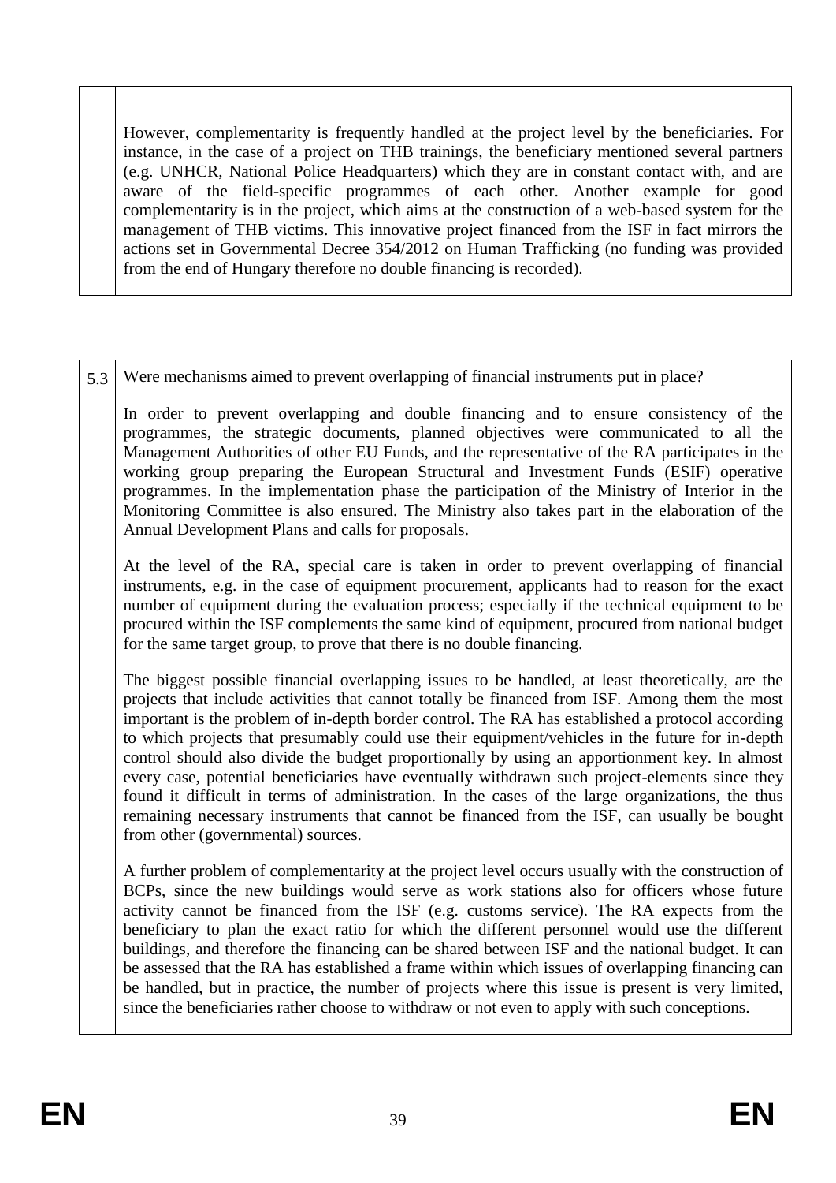However, complementarity is frequently handled at the project level by the beneficiaries. For instance, in the case of a project on THB trainings, the beneficiary mentioned several partners (e.g. UNHCR, National Police Headquarters) which they are in constant contact with, and are aware of the field-specific programmes of each other. Another example for good complementarity is in the project, which aims at the construction of a web-based system for the management of THB victims. This innovative project financed from the ISF in fact mirrors the actions set in Governmental Decree 354/2012 on Human Trafficking (no funding was provided from the end of Hungary therefore no double financing is recorded).

| 5.3 | Were mechanisms aimed to prevent overlapping of financial instruments put in place? |
|---|---|

In order to prevent overlapping and double financing and to ensure consistency of the programmes, the strategic documents, planned objectives were communicated to all the Management Authorities of other EU Funds, and the representative of the RA participates in the working group preparing the European Structural and Investment Funds (ESIF) operative programmes. In the implementation phase the participation of the Ministry of Interior in the Monitoring Committee is also ensured. The Ministry also takes part in the elaboration of the Annual Development Plans and calls for proposals.

At the level of the RA, special care is taken in order to prevent overlapping of financial instruments, e.g. in the case of equipment procurement, applicants had to reason for the exact number of equipment during the evaluation process; especially if the technical equipment to be procured within the ISF complements the same kind of equipment, procured from national budget for the same target group, to prove that there is no double financing.

The biggest possible financial overlapping issues to be handled, at least theoretically, are the projects that include activities that cannot totally be financed from ISF. Among them the most important is the problem of in-depth border control. The RA has established a protocol according to which projects that presumably could use their equipment/vehicles in the future for in-depth control should also divide the budget proportionally by using an apportionment key. In almost every case, potential beneficiaries have eventually withdrawn such project-elements since they found it difficult in terms of administration. In the cases of the large organizations, the thus remaining necessary instruments that cannot be financed from the ISF, can usually be bought from other (governmental) sources.

A further problem of complementarity at the project level occurs usually with the construction of BCPs, since the new buildings would serve as work stations also for officers whose future activity cannot be financed from the ISF (e.g. customs service). The RA expects from the beneficiary to plan the exact ratio for which the different personnel would use the different buildings, and therefore the financing can be shared between ISF and the national budget. It can be assessed that the RA has established a frame within which issues of overlapping financing can be handled, but in practice, the number of projects where this issue is present is very limited, since the beneficiaries rather choose to withdraw or not even to apply with such conceptions.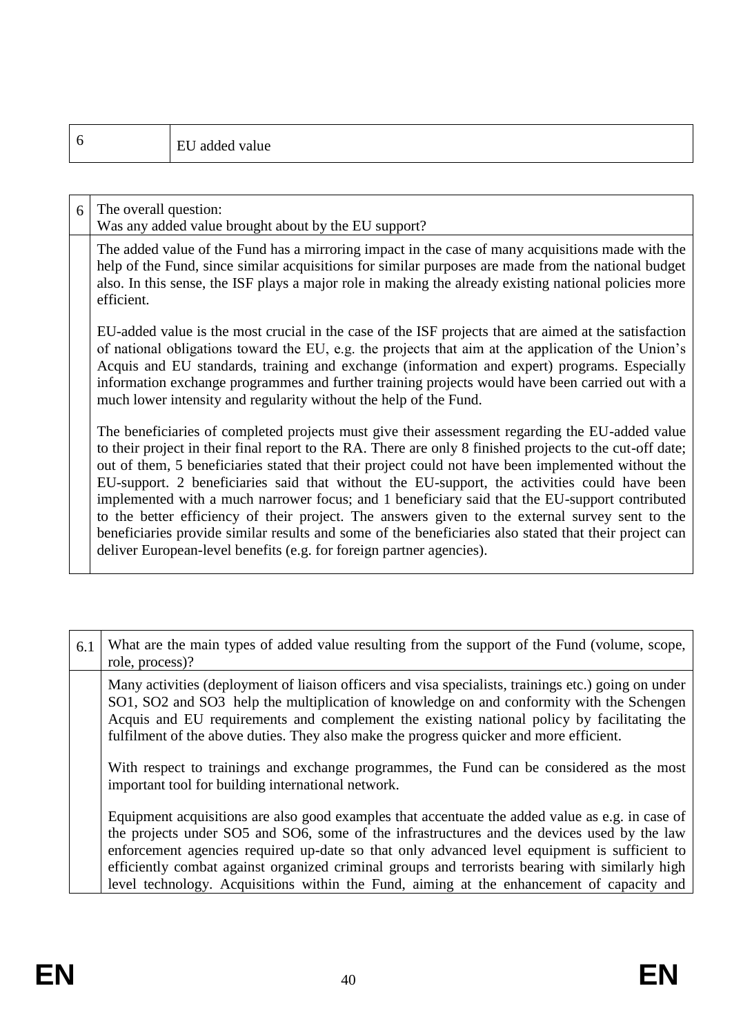| 6 | EU added value |
|---|---|

| 6 | The overall question:<br>Was any added value brought about by the EU support? |
|---|---|
| | The added value of the Fund has a mirroring impact in the case of many acquisitions made with the help of the Fund, since similar acquisitions for similar purposes are made from the national budget also. In this sense, the ISF plays a major role in making the already existing national policies more efficient.<br><br>EU-added value is the most crucial in the case of the ISF projects that are aimed at the satisfaction of national obligations toward the EU, e.g. the projects that aim at the application of the Union's Acquis and EU standards, training and exchange (information and expert) programs. Especially information exchange programmes and further training projects would have been carried out with a much lower intensity and regularity without the help of the Fund.<br><br>The beneficiaries of completed projects must give their assessment regarding the EU-added value to their project in their final report to the RA. There are only 8 finished projects to the cut-off date; out of them, 5 beneficiaries stated that their project could not have been implemented without the EU-support. 2 beneficiaries said that without the EU-support, the activities could have been implemented with a much narrower focus; and 1 beneficiary said that the EU-support contributed to the better efficiency of their project. The answers given to the external survey sent to the beneficiaries provide similar results and some of the beneficiaries also stated that their project can deliver European-level benefits (e.g. for foreign partner agencies). |

| 6.1 | What are the main types of added value resulting from the support of the Fund (volume, scope, role, process)? |
|---|---|
| | Many activities (deployment of liaison officers and visa specialists, trainings etc.) going on under SO1, SO2 and SO3 help the multiplication of knowledge on and conformity with the Schengen Acquis and EU requirements and complement the existing national policy by facilitating the fulfilment of the above duties. They also make the progress quicker and more efficient.<br><br>With respect to trainings and exchange programmes, the Fund can be considered as the most important tool for building international network.<br><br>Equipment acquisitions are also good examples that accentuate the added value as e.g. in case of the projects under SO5 and SO6, some of the infrastructures and the devices used by the law enforcement agencies required up-date so that only advanced level equipment is sufficient to efficiently combat against organized criminal groups and terrorists bearing with similarly high level technology. Acquisitions within the Fund, aiming at the enhancement of capacity and |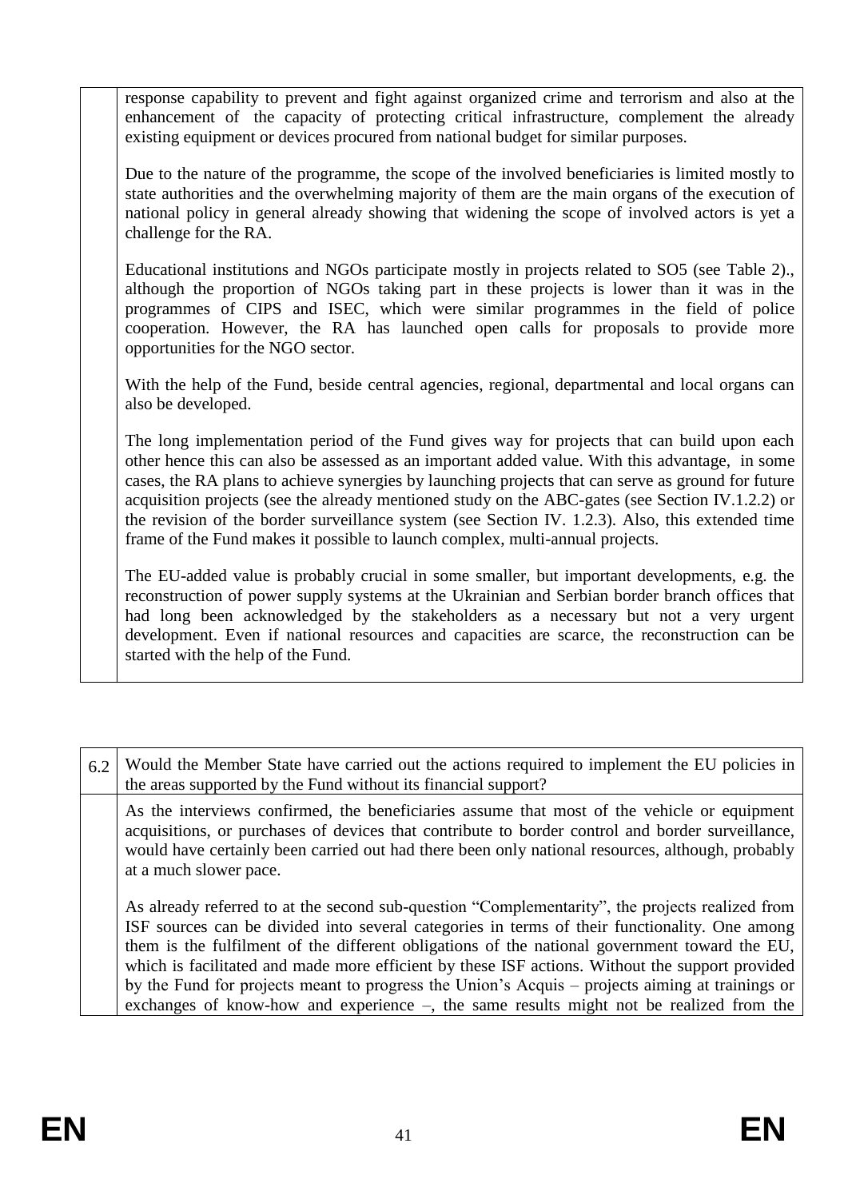| | |
|---|---|
| | response capability to prevent and fight against organized crime and terrorism and also at the enhancement of the capacity of protecting critical infrastructure, complement the already existing equipment or devices procured from national budget for similar purposes.<br><br>Due to the nature of the programme, the scope of the involved beneficiaries is limited mostly to state authorities and the overwhelming majority of them are the main organs of the execution of national policy in general already showing that widening the scope of involved actors is yet a challenge for the RA.<br><br>Educational institutions and NGOs participate mostly in projects related to SO5 (see Table 2)., although the proportion of NGOs taking part in these projects is lower than it was in the programmes of CIPS and ISEC, which were similar programmes in the field of police cooperation. However, the RA has launched open calls for proposals to provide more opportunities for the NGO sector.<br><br>With the help of the Fund, beside central agencies, regional, departmental and local organs can also be developed.<br><br>The long implementation period of the Fund gives way for projects that can build upon each other hence this can also be assessed as an important added value. With this advantage, in some cases, the RA plans to achieve synergies by launching projects that can serve as ground for future acquisition projects (see the already mentioned study on the ABC-gates (see Section IV.1.2.2) or the revision of the border surveillance system (see Section IV. 1.2.3). Also, this extended time frame of the Fund makes it possible to launch complex, multi-annual projects.<br><br>The EU-added value is probably crucial in some smaller, but important developments, e.g. the reconstruction of power supply systems at the Ukrainian and Serbian border branch offices that had long been acknowledged by the stakeholders as a necessary but not a very urgent development. Even if national resources and capacities are scarce, the reconstruction can be started with the help of the Fund. |

| | |
|---|---|
| 6.2 | Would the Member State have carried out the actions required to implement the EU policies in the areas supported by the Fund without its financial support? |
| | As the interviews confirmed, the beneficiaries assume that most of the vehicle or equipment acquisitions, or purchases of devices that contribute to border control and border surveillance, would have certainly been carried out had there been only national resources, although, probably at a much slower pace.<br><br>As already referred to at the second sub-question "Complementarity", the projects realized from ISF sources can be divided into several categories in terms of their functionality. One among them is the fulfilment of the different obligations of the national government toward the EU, which is facilitated and made more efficient by these ISF actions. Without the support provided by the Fund for projects meant to progress the Union's Acquis – projects aiming at trainings or exchanges of know-how and experience –, the same results might not be realized from the |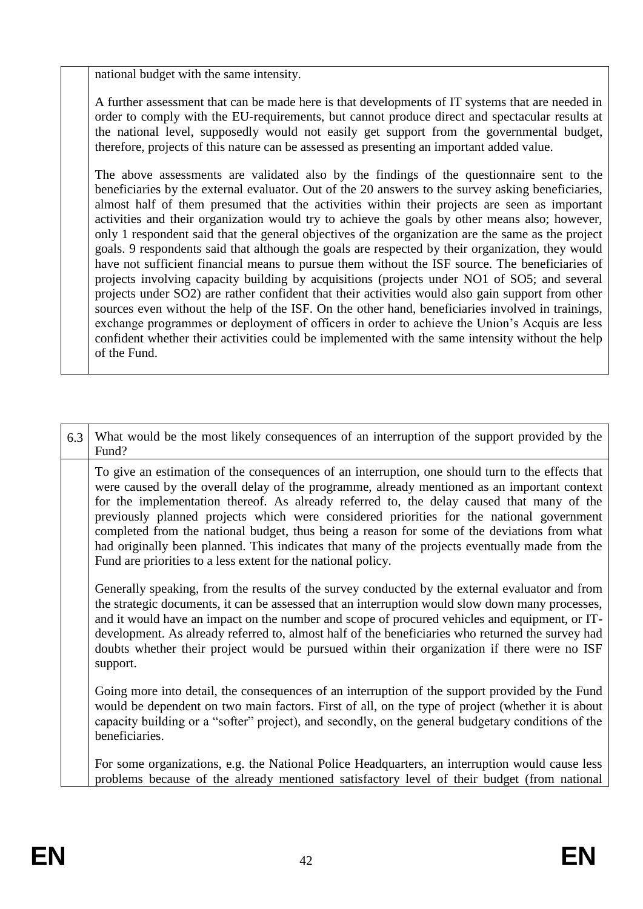national budget with the same intensity.

A further assessment that can be made here is that developments of IT systems that are needed in order to comply with the EU-requirements, but cannot produce direct and spectacular results at the national level, supposedly would not easily get support from the governmental budget, therefore, projects of this nature can be assessed as presenting an important added value.

The above assessments are validated also by the findings of the questionnaire sent to the beneficiaries by the external evaluator. Out of the 20 answers to the survey asking beneficiaries, almost half of them presumed that the activities within their projects are seen as important activities and their organization would try to achieve the goals by other means also; however, only 1 respondent said that the general objectives of the organization are the same as the project goals. 9 respondents said that although the goals are respected by their organization, they would have not sufficient financial means to pursue them without the ISF source. The beneficiaries of projects involving capacity building by acquisitions (projects under NO1 of SO5; and several projects under SO2) are rather confident that their activities would also gain support from other sources even without the help of the ISF. On the other hand, beneficiaries involved in trainings, exchange programmes or deployment of officers in order to achieve the Union's Acquis are less confident whether their activities could be implemented with the same intensity without the help of the Fund.

| 6.3 | What would be the most likely consequences of an interruption of the support provided by the Fund? |
|---|---|
| | To give an estimation of the consequences of an interruption, one should turn to the effects that were caused by the overall delay of the programme, already mentioned as an important context for the implementation thereof. As already referred to, the delay caused that many of the previously planned projects which were considered priorities for the national government completed from the national budget, thus being a reason for some of the deviations from what had originally been planned. This indicates that many of the projects eventually made from the Fund are priorities to a less extent for the national policy. <br><br> Generally speaking, from the results of the survey conducted by the external evaluator and from the strategic documents, it can be assessed that an interruption would slow down many processes, and it would have an impact on the number and scope of procured vehicles and equipment, or IT-development. As already referred to, almost half of the beneficiaries who returned the survey had doubts whether their project would be pursued within their organization if there were no ISF support. <br><br> Going more into detail, the consequences of an interruption of the support provided by the Fund would be dependent on two main factors. First of all, on the type of project (whether it is about capacity building or a "softer" project), and secondly, on the general budgetary conditions of the beneficiaries. <br><br> For some organizations, e.g. the National Police Headquarters, an interruption would cause less problems because of the already mentioned satisfactory level of their budget (from national |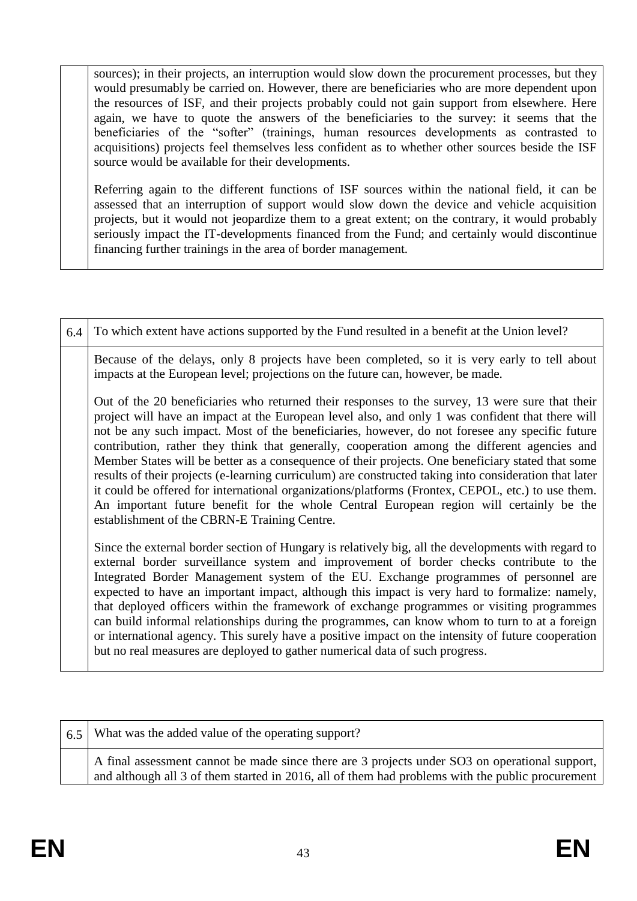| | |
|---|---|
| | sources); in their projects, an interruption would slow down the procurement processes, but they would presumably be carried on. However, there are beneficiaries who are more dependent upon the resources of ISF, and their projects probably could not gain support from elsewhere. Here again, we have to quote the answers of the beneficiaries to the survey: it seems that the beneficiaries of the "softer" (trainings, human resources developments as contrasted to acquisitions) projects feel themselves less confident as to whether other sources beside the ISF source would be available for their developments.<br><br>Referring again to the different functions of ISF sources within the national field, it can be assessed that an interruption of support would slow down the device and vehicle acquisition projects, but it would not jeopardize them to a great extent; on the contrary, it would probably seriously impact the IT-developments financed from the Fund; and certainly would discontinue financing further trainings in the area of border management. |

| | |
|---|---|
| 6.4 | To which extent have actions supported by the Fund resulted in a benefit at the Union level? |
| | Because of the delays, only 8 projects have been completed, so it is very early to tell about impacts at the European level; projections on the future can, however, be made.<br><br>Out of the 20 beneficiaries who returned their responses to the survey, 13 were sure that their project will have an impact at the European level also, and only 1 was confident that there will not be any such impact. Most of the beneficiaries, however, do not foresee any specific future contribution, rather they think that generally, cooperation among the different agencies and Member States will be better as a consequence of their projects. One beneficiary stated that some results of their projects (e-learning curriculum) are constructed taking into consideration that later it could be offered for international organizations/platforms (Frontex, CEPOL, etc.) to use them. An important future benefit for the whole Central European region will certainly be the establishment of the CBRN-E Training Centre.<br><br>Since the external border section of Hungary is relatively big, all the developments with regard to external border surveillance system and improvement of border checks contribute to the Integrated Border Management system of the EU. Exchange programmes of personnel are expected to have an important impact, although this impact is very hard to formalize: namely, that deployed officers within the framework of exchange programmes or visiting programmes can build informal relationships during the programmes, can know whom to turn to at a foreign or international agency. This surely have a positive impact on the intensity of future cooperation but no real measures are deployed to gather numerical data of such progress. |

| | |
|---|---|
| 6.5 | What was the added value of the operating support? |
| | A final assessment cannot be made since there are 3 projects under SO3 on operational support, and although all 3 of them started in 2016, all of them had problems with the public procurement |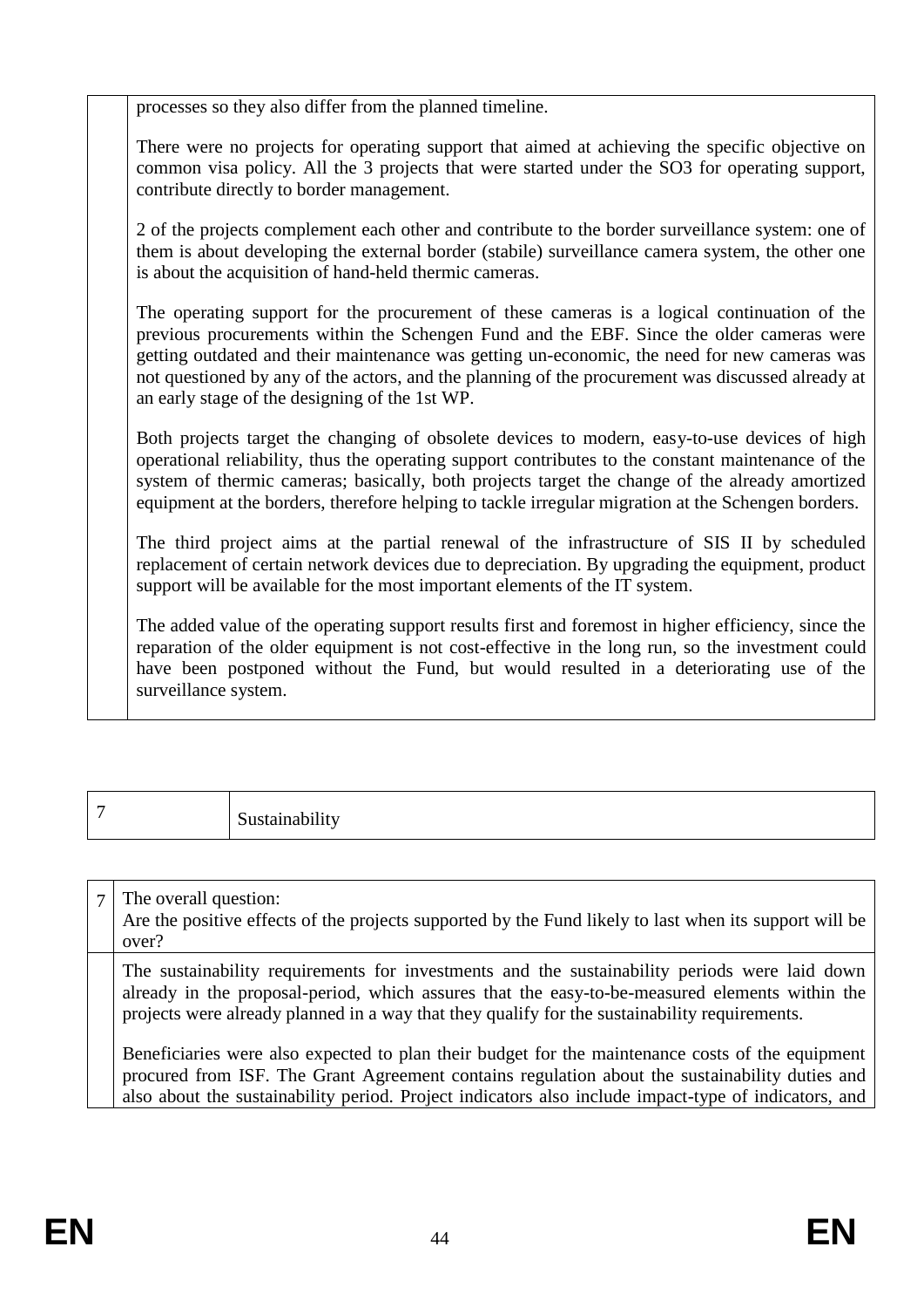| | |
|---|---|
| | processes so they also differ from the planned timeline.<br><br>There were no projects for operating support that aimed at achieving the specific objective on common visa policy. All the 3 projects that were started under the SO3 for operating support, contribute directly to border management.<br><br>2 of the projects complement each other and contribute to the border surveillance system: one of them is about developing the external border (stabile) surveillance camera system, the other one is about the acquisition of hand-held thermic cameras.<br><br>The operating support for the procurement of these cameras is a logical continuation of the previous procurements within the Schengen Fund and the EBF. Since the older cameras were getting outdated and their maintenance was getting un-economic, the need for new cameras was not questioned by any of the actors, and the planning of the procurement was discussed already at an early stage of the designing of the 1st WP.<br><br>Both projects target the changing of obsolete devices to modern, easy-to-use devices of high operational reliability, thus the operating support contributes to the constant maintenance of the system of thermic cameras; basically, both projects target the change of the already amortized equipment at the borders, therefore helping to tackle irregular migration at the Schengen borders.<br><br>The third project aims at the partial renewal of the infrastructure of SIS II by scheduled replacement of certain network devices due to depreciation. By upgrading the equipment, product support will be available for the most important elements of the IT system.<br><br>The added value of the operating support results first and foremost in higher efficiency, since the reparation of the older equipment is not cost-effective in the long run, so the investment could have been postponed without the Fund, but would resulted in a deteriorating use of the surveillance system. |

| 7 | Sustainability |
|---|---|

| | |
|---|---|
| 7 | The overall question:<br>Are the positive effects of the projects supported by the Fund likely to last when its support will be over? |
| | The sustainability requirements for investments and the sustainability periods were laid down already in the proposal-period, which assures that the easy-to-be-measured elements within the projects were already planned in a way that they qualify for the sustainability requirements.<br><br>Beneficiaries were also expected to plan their budget for the maintenance costs of the equipment procured from ISF. The Grant Agreement contains regulation about the sustainability duties and also about the sustainability period. Project indicators also include impact-type of indicators, and |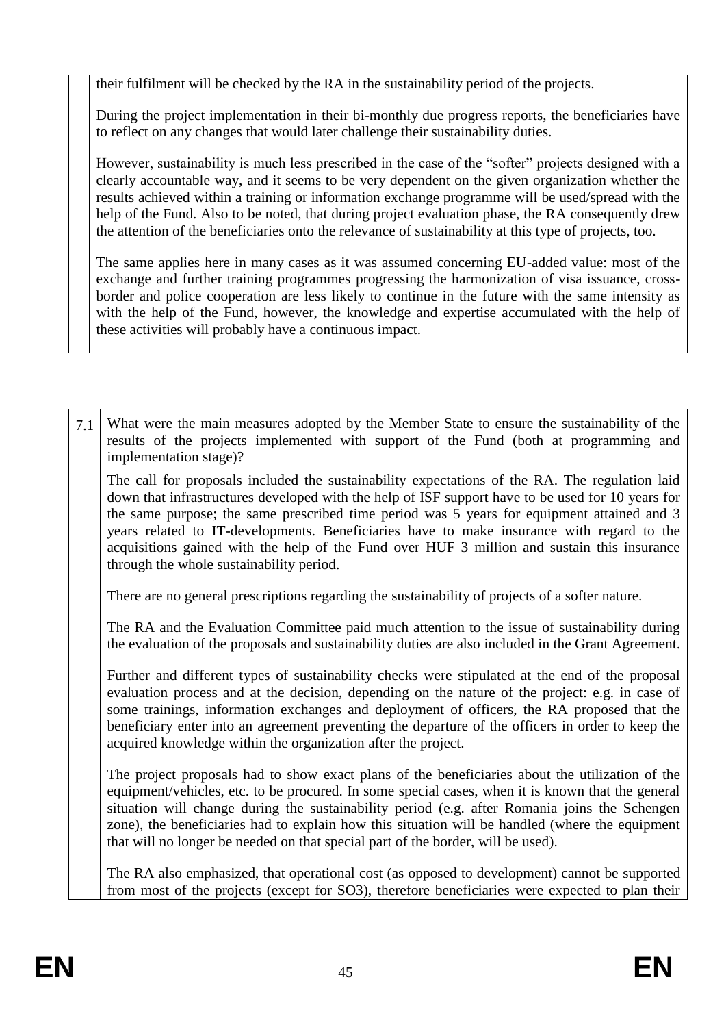| | |
|---|---|
| | their fulfilment will be checked by the RA in the sustainability period of the projects.<br><br>During the project implementation in their bi-monthly due progress reports, the beneficiaries have to reflect on any changes that would later challenge their sustainability duties.<br><br>However, sustainability is much less prescribed in the case of the "softer" projects designed with a clearly accountable way, and it seems to be very dependent on the given organization whether the results achieved within a training or information exchange programme will be used/spread with the help of the Fund. Also to be noted, that during project evaluation phase, the RA consequently drew the attention of the beneficiaries onto the relevance of sustainability at this type of projects, too.<br><br>The same applies here in many cases as it was assumed concerning EU-added value: most of the exchange and further training programmes progressing the harmonization of visa issuance, cross-border and police cooperation are less likely to continue in the future with the same intensity as with the help of the Fund, however, the knowledge and expertise accumulated with the help of these activities will probably have a continuous impact. |

| 7.1 | What were the main measures adopted by the Member State to ensure the sustainability of the results of the projects implemented with support of the Fund (both at programming and implementation stage)? |
|---|---|
| | The call for proposals included the sustainability expectations of the RA. The regulation laid down that infrastructures developed with the help of ISF support have to be used for 10 years for the same purpose; the same prescribed time period was 5 years for equipment attained and 3 years related to IT-developments. Beneficiaries have to make insurance with regard to the acquisitions gained with the help of the Fund over HUF 3 million and sustain this insurance through the whole sustainability period.<br><br>There are no general prescriptions regarding the sustainability of projects of a softer nature.<br><br>The RA and the Evaluation Committee paid much attention to the issue of sustainability during the evaluation of the proposals and sustainability duties are also included in the Grant Agreement.<br><br>Further and different types of sustainability checks were stipulated at the end of the proposal evaluation process and at the decision, depending on the nature of the project: e.g. in case of some trainings, information exchanges and deployment of officers, the RA proposed that the beneficiary enter into an agreement preventing the departure of the officers in order to keep the acquired knowledge within the organization after the project.<br><br>The project proposals had to show exact plans of the beneficiaries about the utilization of the equipment/vehicles, etc. to be procured. In some special cases, when it is known that the general situation will change during the sustainability period (e.g. after Romania joins the Schengen zone), the beneficiaries had to explain how this situation will be handled (where the equipment that will no longer be needed on that special part of the border, will be used).<br><br>The RA also emphasized, that operational cost (as opposed to development) cannot be supported from most of the projects (except for SO3), therefore beneficiaries were expected to plan their |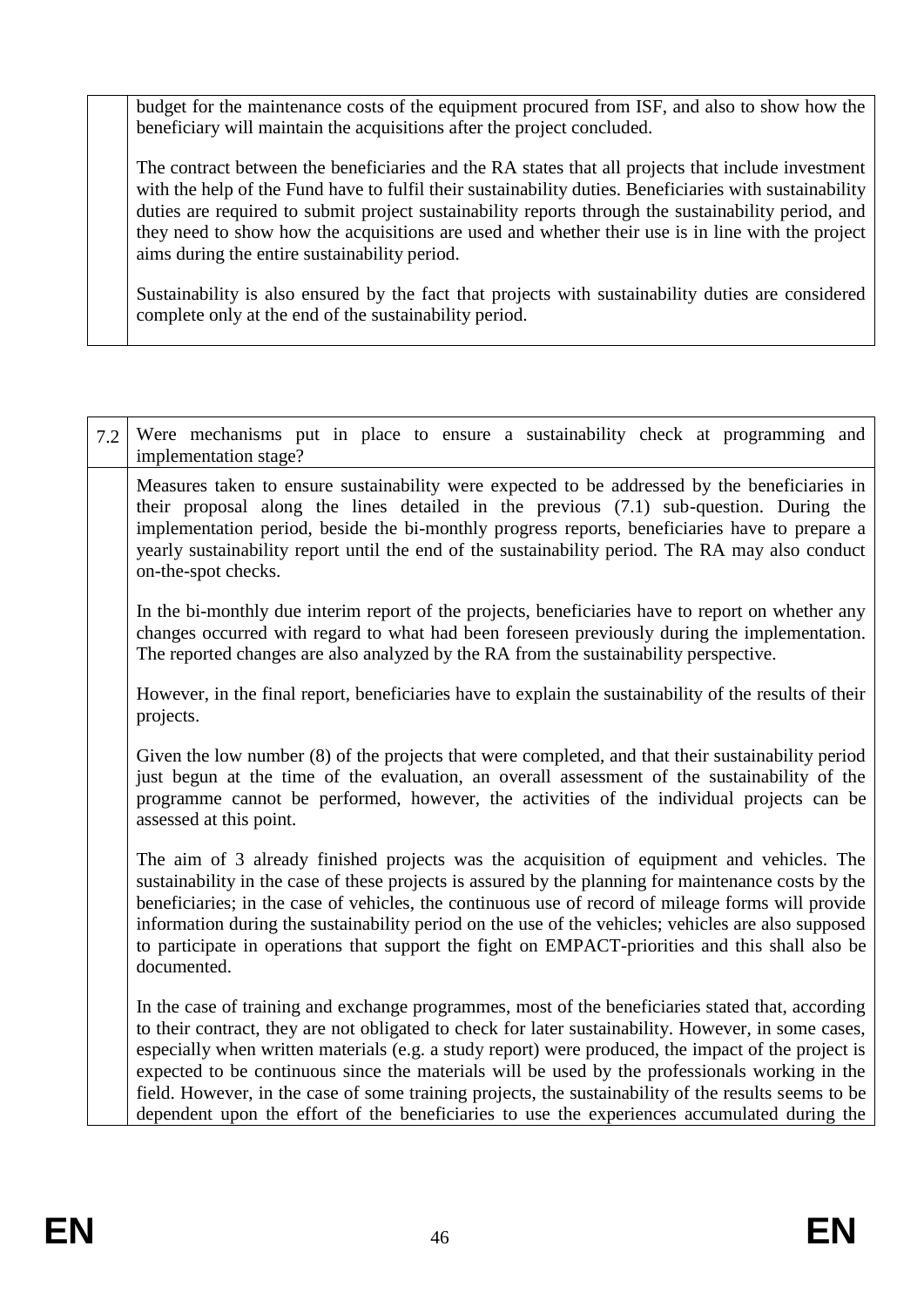| | |
|---|---|
| | budget for the maintenance costs of the equipment procured from ISF, and also to show how the beneficiary will maintain the acquisitions after the project concluded.<br><br>The contract between the beneficiaries and the RA states that all projects that include investment with the help of the Fund have to fulfil their sustainability duties. Beneficiaries with sustainability duties are required to submit project sustainability reports through the sustainability period, and they need to show how the acquisitions are used and whether their use is in line with the project aims during the entire sustainability period.<br><br>Sustainability is also ensured by the fact that projects with sustainability duties are considered complete only at the end of the sustainability period. |

| 7.2 | Were mechanisms put in place to ensure a sustainability check at programming and implementation stage? |
|---|---|
| | Measures taken to ensure sustainability were expected to be addressed by the beneficiaries in their proposal along the lines detailed in the previous (7.1) sub-question. During the implementation period, beside the bi-monthly progress reports, beneficiaries have to prepare a yearly sustainability report until the end of the sustainability period. The RA may also conduct on-the-spot checks.<br><br>In the bi-monthly due interim report of the projects, beneficiaries have to report on whether any changes occurred with regard to what had been foreseen previously during the implementation. The reported changes are also analyzed by the RA from the sustainability perspective.<br><br>However, in the final report, beneficiaries have to explain the sustainability of the results of their projects.<br><br>Given the low number (8) of the projects that were completed, and that their sustainability period just begun at the time of the evaluation, an overall assessment of the sustainability of the programme cannot be performed, however, the activities of the individual projects can be assessed at this point.<br><br>The aim of 3 already finished projects was the acquisition of equipment and vehicles. The sustainability in the case of these projects is assured by the planning for maintenance costs by the beneficiaries; in the case of vehicles, the continuous use of record of mileage forms will provide information during the sustainability period on the use of the vehicles; vehicles are also supposed to participate in operations that support the fight on EMPACT-priorities and this shall also be documented.<br><br>In the case of training and exchange programmes, most of the beneficiaries stated that, according to their contract, they are not obligated to check for later sustainability. However, in some cases, especially when written materials (e.g. a study report) were produced, the impact of the project is expected to be continuous since the materials will be used by the professionals working in the field. However, in the case of some training projects, the sustainability of the results seems to be dependent upon the effort of the beneficiaries to use the experiences accumulated during the |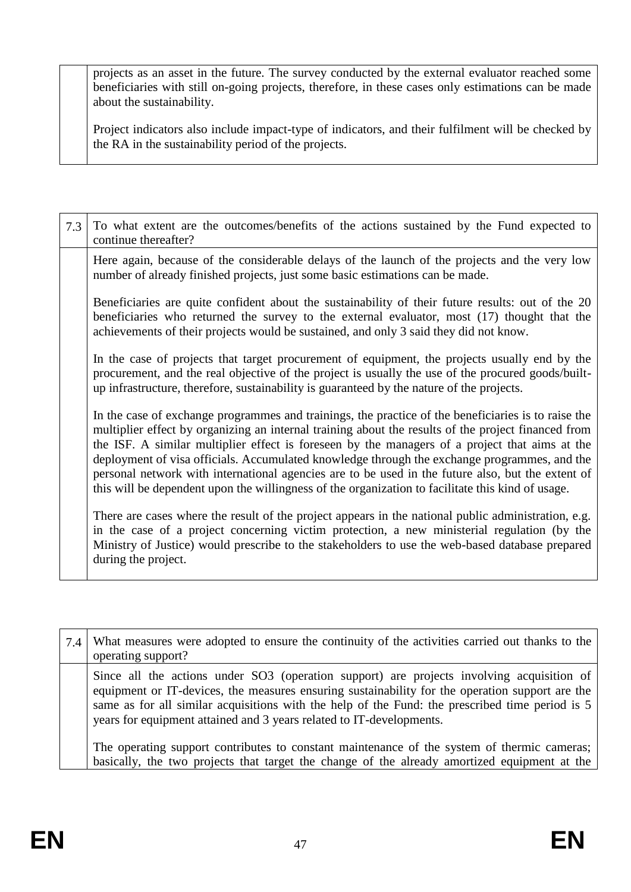| | |
|---|---|
| | projects as an asset in the future. The survey conducted by the external evaluator reached some beneficiaries with still on-going projects, therefore, in these cases only estimations can be made about the sustainability.<br><br>Project indicators also include impact-type of indicators, and their fulfilment will be checked by the RA in the sustainability period of the projects. |

| 7.3 | To what extent are the outcomes/benefits of the actions sustained by the Fund expected to continue thereafter? |
|---|---|
| | Here again, because of the considerable delays of the launch of the projects and the very low number of already finished projects, just some basic estimations can be made.<br><br>Beneficiaries are quite confident about the sustainability of their future results: out of the 20 beneficiaries who returned the survey to the external evaluator, most (17) thought that the achievements of their projects would be sustained, and only 3 said they did not know.<br><br>In the case of projects that target procurement of equipment, the projects usually end by the procurement, and the real objective of the project is usually the use of the procured goods/built-up infrastructure, therefore, sustainability is guaranteed by the nature of the projects.<br><br>In the case of exchange programmes and trainings, the practice of the beneficiaries is to raise the multiplier effect by organizing an internal training about the results of the project financed from the ISF. A similar multiplier effect is foreseen by the managers of a project that aims at the deployment of visa officials. Accumulated knowledge through the exchange programmes, and the personal network with international agencies are to be used in the future also, but the extent of this will be dependent upon the willingness of the organization to facilitate this kind of usage.<br><br>There are cases where the result of the project appears in the national public administration, e.g. in the case of a project concerning victim protection, a new ministerial regulation (by the Ministry of Justice) would prescribe to the stakeholders to use the web-based database prepared during the project. |

| 7.4 | What measures were adopted to ensure the continuity of the activities carried out thanks to the operating support? |
|---|---|
| | Since all the actions under SO3 (operation support) are projects involving acquisition of equipment or IT-devices, the measures ensuring sustainability for the operation support are the same as for all similar acquisitions with the help of the Fund: the prescribed time period is 5 years for equipment attained and 3 years related to IT-developments.<br><br>The operating support contributes to constant maintenance of the system of thermic cameras; basically, the two projects that target the change of the already amortized equipment at the |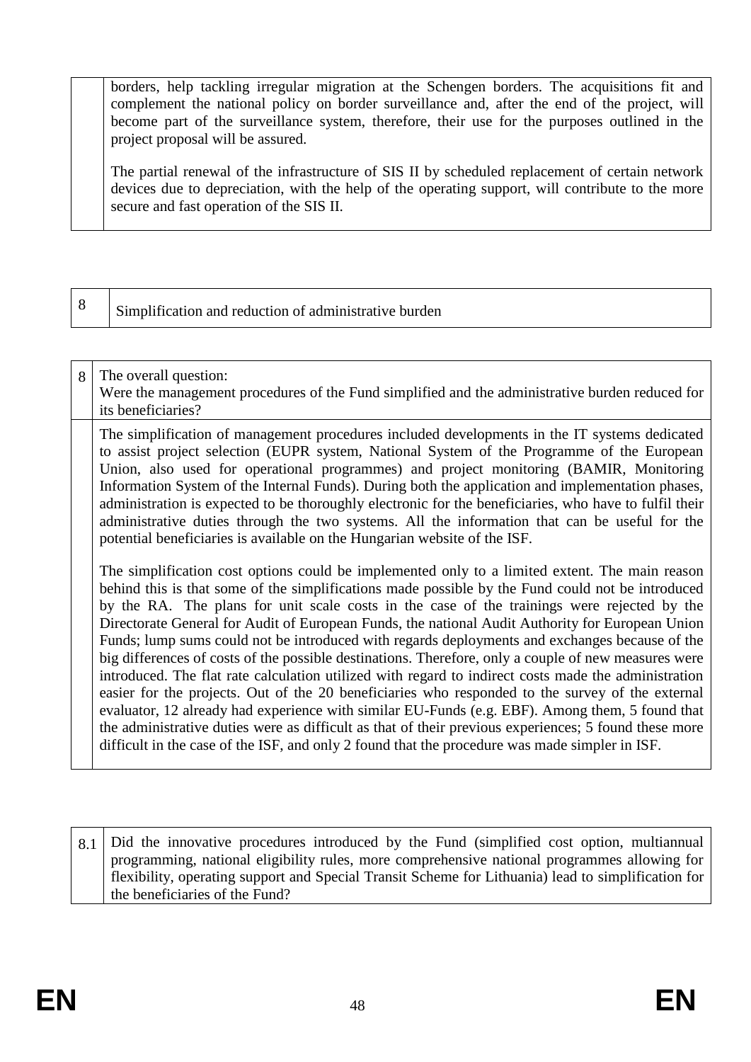| | |
|---|---|
| | borders, help tackling irregular migration at the Schengen borders. The acquisitions fit and complement the national policy on border surveillance and, after the end of the project, will become part of the surveillance system, therefore, their use for the purposes outlined in the project proposal will be assured.<br><br>The partial renewal of the infrastructure of SIS II by scheduled replacement of certain network devices due to depreciation, with the help of the operating support, will contribute to the more secure and fast operation of the SIS II. |

| 8 | Simplification and reduction of administrative burden |
|---|---|

| 8 | The overall question:<br>Were the management procedures of the Fund simplified and the administrative burden reduced for its beneficiaries? |
|---|---|
| | The simplification of management procedures included developments in the IT systems dedicated to assist project selection (EUPR system, National System of the Programme of the European Union, also used for operational programmes) and project monitoring (BAMIR, Monitoring Information System of the Internal Funds). During both the application and implementation phases, administration is expected to be thoroughly electronic for the beneficiaries, who have to fulfil their administrative duties through the two systems. All the information that can be useful for the potential beneficiaries is available on the Hungarian website of the ISF.<br><br>The simplification cost options could be implemented only to a limited extent. The main reason behind this is that some of the simplifications made possible by the Fund could not be introduced by the RA. The plans for unit scale costs in the case of the trainings were rejected by the Directorate General for Audit of European Funds, the national Audit Authority for European Union Funds; lump sums could not be introduced with regards deployments and exchanges because of the big differences of costs of the possible destinations. Therefore, only a couple of new measures were introduced. The flat rate calculation utilized with regard to indirect costs made the administration easier for the projects. Out of the 20 beneficiaries who responded to the survey of the external evaluator, 12 already had experience with similar EU-Funds (e.g. EBF). Among them, 5 found that the administrative duties were as difficult as that of their previous experiences; 5 found these more difficult in the case of the ISF, and only 2 found that the procedure was made simpler in ISF. |

| 8.1 | Did the innovative procedures introduced by the Fund (simplified cost option, multiannual programming, national eligibility rules, more comprehensive national programmes allowing for flexibility, operating support and Special Transit Scheme for Lithuania) lead to simplification for the beneficiaries of the Fund? |
|---|---|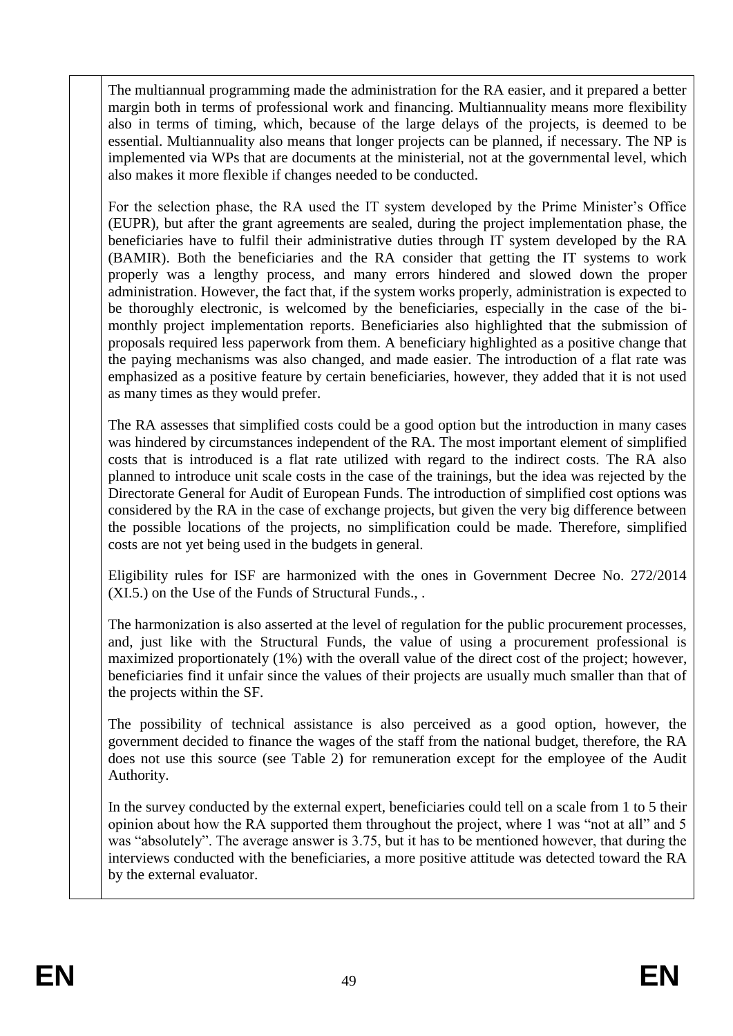The multiannual programming made the administration for the RA easier, and it prepared a better margin both in terms of professional work and financing. Multiannuality means more flexibility also in terms of timing, which, because of the large delays of the projects, is deemed to be essential. Multiannuality also means that longer projects can be planned, if necessary. The NP is implemented via WPs that are documents at the ministerial, not at the governmental level, which also makes it more flexible if changes needed to be conducted.

For the selection phase, the RA used the IT system developed by the Prime Minister's Office (EUPR), but after the grant agreements are sealed, during the project implementation phase, the beneficiaries have to fulfil their administrative duties through IT system developed by the RA (BAMIR). Both the beneficiaries and the RA consider that getting the IT systems to work properly was a lengthy process, and many errors hindered and slowed down the proper administration. However, the fact that, if the system works properly, administration is expected to be thoroughly electronic, is welcomed by the beneficiaries, especially in the case of the bi-monthly project implementation reports. Beneficiaries also highlighted that the submission of proposals required less paperwork from them. A beneficiary highlighted as a positive change that the paying mechanisms was also changed, and made easier. The introduction of a flat rate was emphasized as a positive feature by certain beneficiaries, however, they added that it is not used as many times as they would prefer.

The RA assesses that simplified costs could be a good option but the introduction in many cases was hindered by circumstances independent of the RA. The most important element of simplified costs that is introduced is a flat rate utilized with regard to the indirect costs. The RA also planned to introduce unit scale costs in the case of the trainings, but the idea was rejected by the Directorate General for Audit of European Funds. The introduction of simplified cost options was considered by the RA in the case of exchange projects, but given the very big difference between the possible locations of the projects, no simplification could be made. Therefore, simplified costs are not yet being used in the budgets in general.

Eligibility rules for ISF are harmonized with the ones in Government Decree No. 272/2014 (XI.5.) on the Use of the Funds of Structural Funds., .

The harmonization is also asserted at the level of regulation for the public procurement processes, and, just like with the Structural Funds, the value of using a procurement professional is maximized proportionately (1%) with the overall value of the direct cost of the project; however, beneficiaries find it unfair since the values of their projects are usually much smaller than that of the projects within the SF.

The possibility of technical assistance is also perceived as a good option, however, the government decided to finance the wages of the staff from the national budget, therefore, the RA does not use this source (see Table 2) for remuneration except for the employee of the Audit Authority.

In the survey conducted by the external expert, beneficiaries could tell on a scale from 1 to 5 their opinion about how the RA supported them throughout the project, where 1 was "not at all" and 5 was "absolutely". The average answer is 3.75, but it has to be mentioned however, that during the interviews conducted with the beneficiaries, a more positive attitude was detected toward the RA by the external evaluator.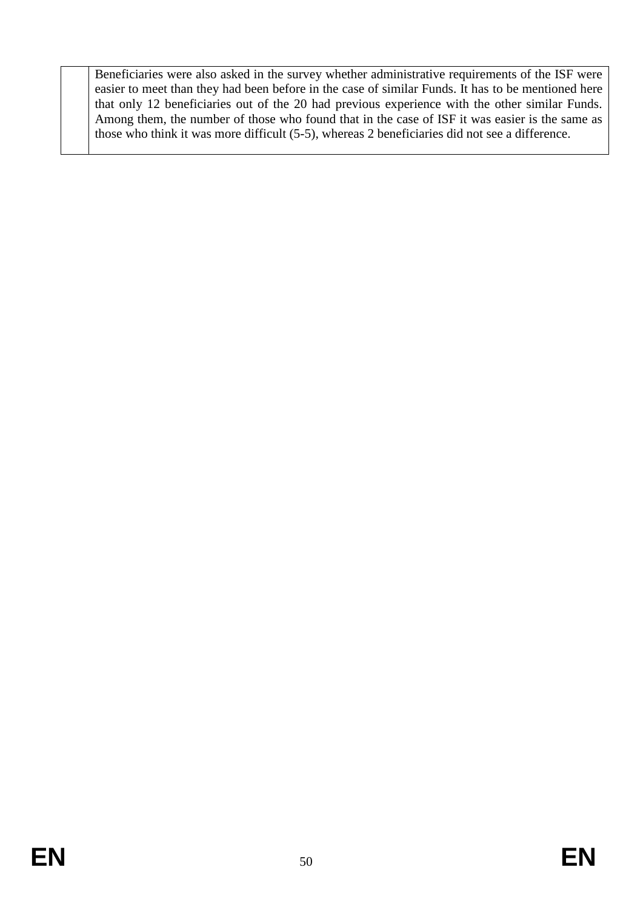|  | Beneficiaries were also asked in the survey whether administrative requirements of the ISF were easier to meet than they had been before in the case of similar Funds. It has to be mentioned here that only 12 beneficiaries out of the 20 had previous experience with the other similar Funds. Among them, the number of those who found that in the case of ISF it was easier is the same as those who think it was more difficult (5-5), whereas 2 beneficiaries did not see a difference. |
|---|---|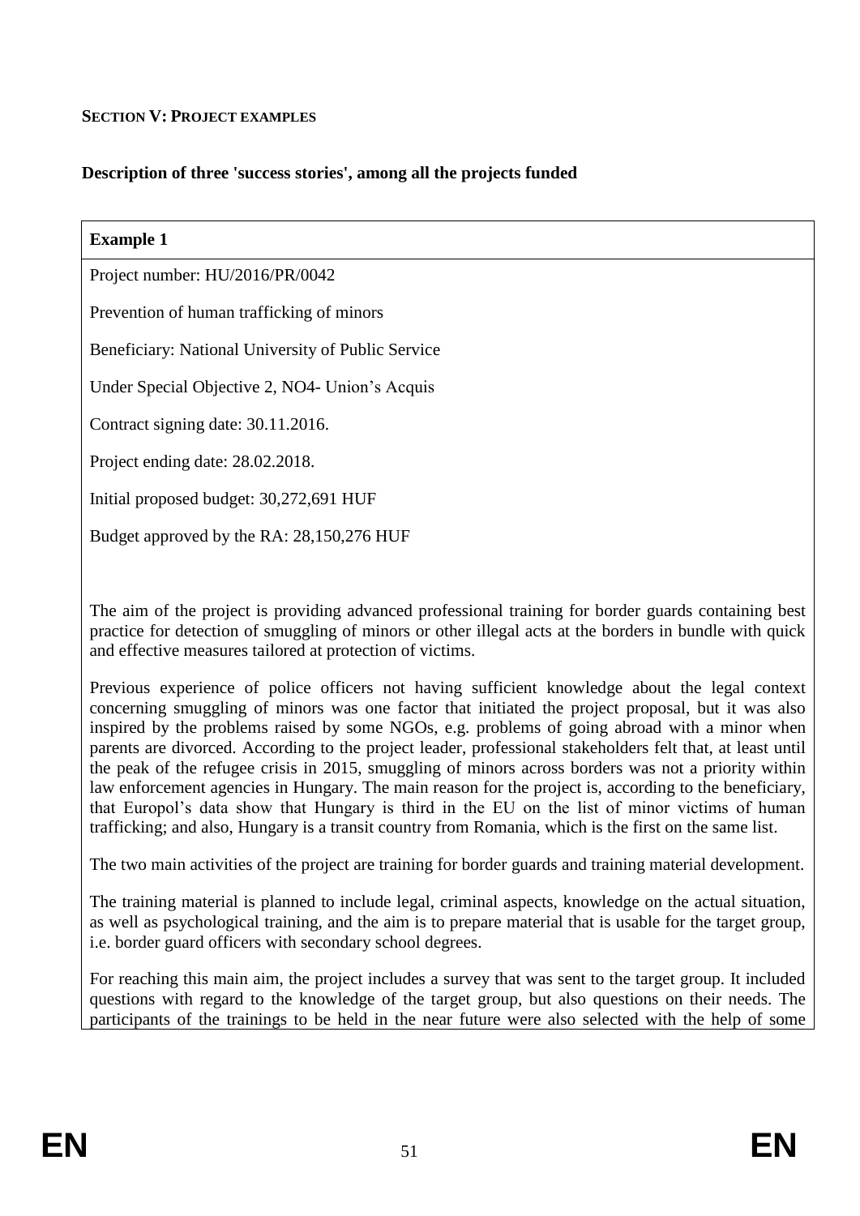**SECTION V: PROJECT EXAMPLES**

**Description of three 'success stories', among all the projects funded**

**Example 1**

Project number: HU/2016/PR/0042

Prevention of human trafficking of minors

Beneficiary: National University of Public Service

Under Special Objective 2, NO4- Union's Acquis

Contract signing date: 30.11.2016.

Project ending date: 28.02.2018.

Initial proposed budget: 30,272,691 HUF

Budget approved by the RA: 28,150,276 HUF

The aim of the project is providing advanced professional training for border guards containing best practice for detection of smuggling of minors or other illegal acts at the borders in bundle with quick and effective measures tailored at protection of victims.

Previous experience of police officers not having sufficient knowledge about the legal context concerning smuggling of minors was one factor that initiated the project proposal, but it was also inspired by the problems raised by some NGOs, e.g. problems of going abroad with a minor when parents are divorced. According to the project leader, professional stakeholders felt that, at least until the peak of the refugee crisis in 2015, smuggling of minors across borders was not a priority within law enforcement agencies in Hungary. The main reason for the project is, according to the beneficiary, that Europol's data show that Hungary is third in the EU on the list of minor victims of human trafficking; and also, Hungary is a transit country from Romania, which is the first on the same list.

The two main activities of the project are training for border guards and training material development.

The training material is planned to include legal, criminal aspects, knowledge on the actual situation, as well as psychological training, and the aim is to prepare material that is usable for the target group, i.e. border guard officers with secondary school degrees.

For reaching this main aim, the project includes a survey that was sent to the target group. It included questions with regard to the knowledge of the target group, but also questions on their needs. The participants of the trainings to be held in the near future were also selected with the help of some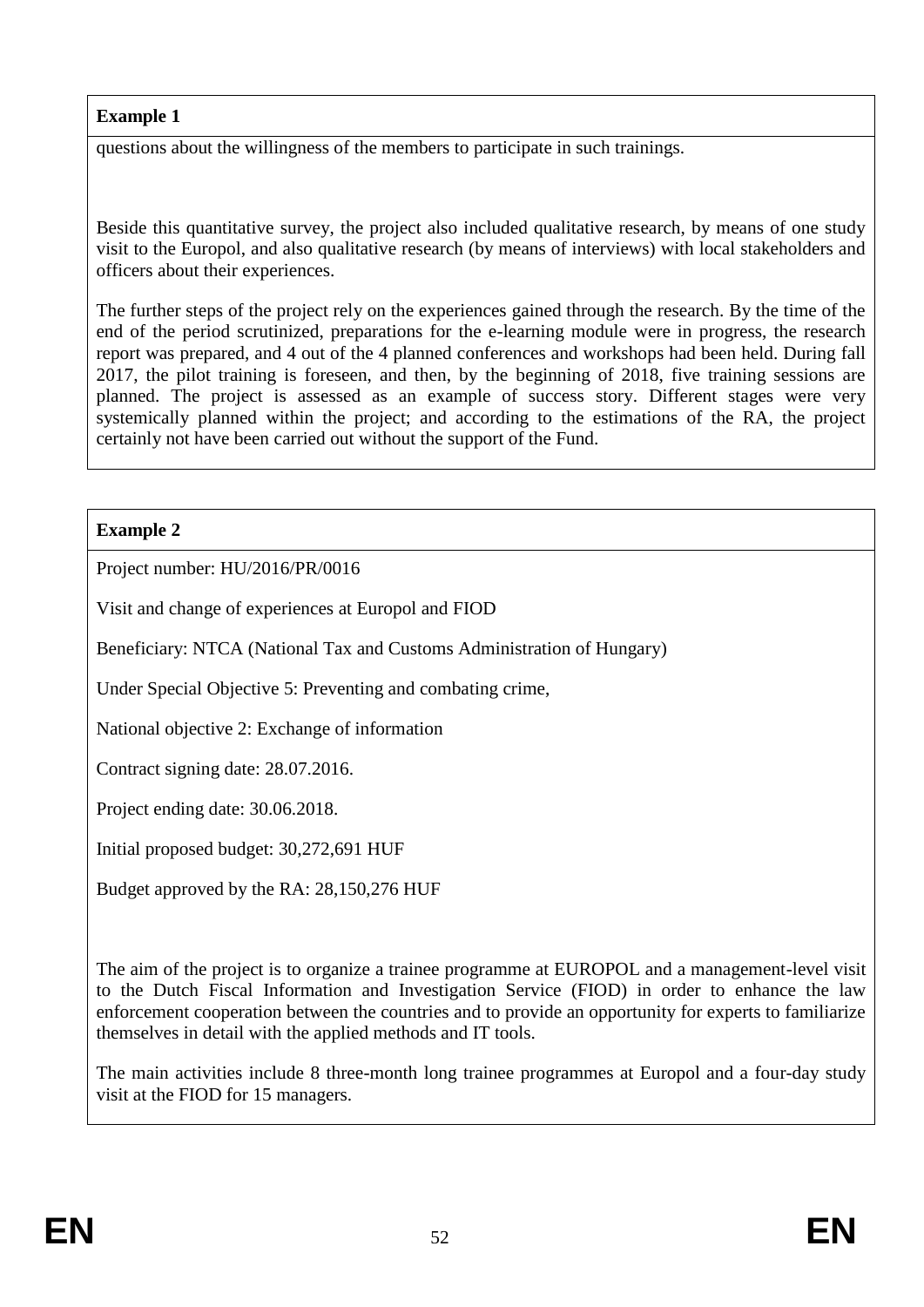**Example 1**

questions about the willingness of the members to participate in such trainings.

Beside this quantitative survey, the project also included qualitative research, by means of one study visit to the Europol, and also qualitative research (by means of interviews) with local stakeholders and officers about their experiences.

The further steps of the project rely on the experiences gained through the research. By the time of the end of the period scrutinized, preparations for the e-learning module were in progress, the research report was prepared, and 4 out of the 4 planned conferences and workshops had been held. During fall 2017, the pilot training is foreseen, and then, by the beginning of 2018, five training sessions are planned. The project is assessed as an example of success story. Different stages were very systemically planned within the project; and according to the estimations of the RA, the project certainly not have been carried out without the support of the Fund.

**Example 2**

Project number: HU/2016/PR/0016

Visit and change of experiences at Europol and FIOD

Beneficiary: NTCA (National Tax and Customs Administration of Hungary)

Under Special Objective 5: Preventing and combating crime,

National objective 2: Exchange of information

Contract signing date: 28.07.2016.

Project ending date: 30.06.2018.

Initial proposed budget: 30,272,691 HUF

Budget approved by the RA: 28,150,276 HUF

The aim of the project is to organize a trainee programme at EUROPOL and a management-level visit to the Dutch Fiscal Information and Investigation Service (FIOD) in order to enhance the law enforcement cooperation between the countries and to provide an opportunity for experts to familiarize themselves in detail with the applied methods and IT tools.

The main activities include 8 three-month long trainee programmes at Europol and a four-day study visit at the FIOD for 15 managers.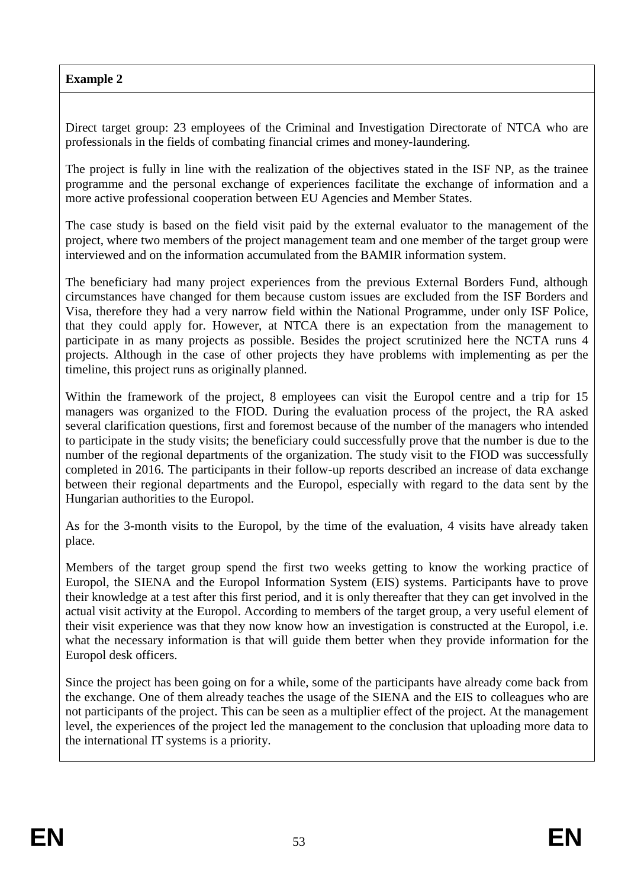**Example 2**

Direct target group: 23 employees of the Criminal and Investigation Directorate of NTCA who are professionals in the fields of combating financial crimes and money-laundering.

The project is fully in line with the realization of the objectives stated in the ISF NP, as the trainee programme and the personal exchange of experiences facilitate the exchange of information and a more active professional cooperation between EU Agencies and Member States.

The case study is based on the field visit paid by the external evaluator to the management of the project, where two members of the project management team and one member of the target group were interviewed and on the information accumulated from the BAMIR information system.

The beneficiary had many project experiences from the previous External Borders Fund, although circumstances have changed for them because custom issues are excluded from the ISF Borders and Visa, therefore they had a very narrow field within the National Programme, under only ISF Police, that they could apply for. However, at NTCA there is an expectation from the management to participate in as many projects as possible. Besides the project scrutinized here the NCTA runs 4 projects. Although in the case of other projects they have problems with implementing as per the timeline, this project runs as originally planned.

Within the framework of the project, 8 employees can visit the Europol centre and a trip for 15 managers was organized to the FIOD. During the evaluation process of the project, the RA asked several clarification questions, first and foremost because of the number of the managers who intended to participate in the study visits; the beneficiary could successfully prove that the number is due to the number of the regional departments of the organization. The study visit to the FIOD was successfully completed in 2016. The participants in their follow-up reports described an increase of data exchange between their regional departments and the Europol, especially with regard to the data sent by the Hungarian authorities to the Europol.

As for the 3-month visits to the Europol, by the time of the evaluation, 4 visits have already taken place.

Members of the target group spend the first two weeks getting to know the working practice of Europol, the SIENA and the Europol Information System (EIS) systems. Participants have to prove their knowledge at a test after this first period, and it is only thereafter that they can get involved in the actual visit activity at the Europol. According to members of the target group, a very useful element of their visit experience was that they now know how an investigation is constructed at the Europol, i.e. what the necessary information is that will guide them better when they provide information for the Europol desk officers.

Since the project has been going on for a while, some of the participants have already come back from the exchange. One of them already teaches the usage of the SIENA and the EIS to colleagues who are not participants of the project. This can be seen as a multiplier effect of the project. At the management level, the experiences of the project led the management to the conclusion that uploading more data to the international IT systems is a priority.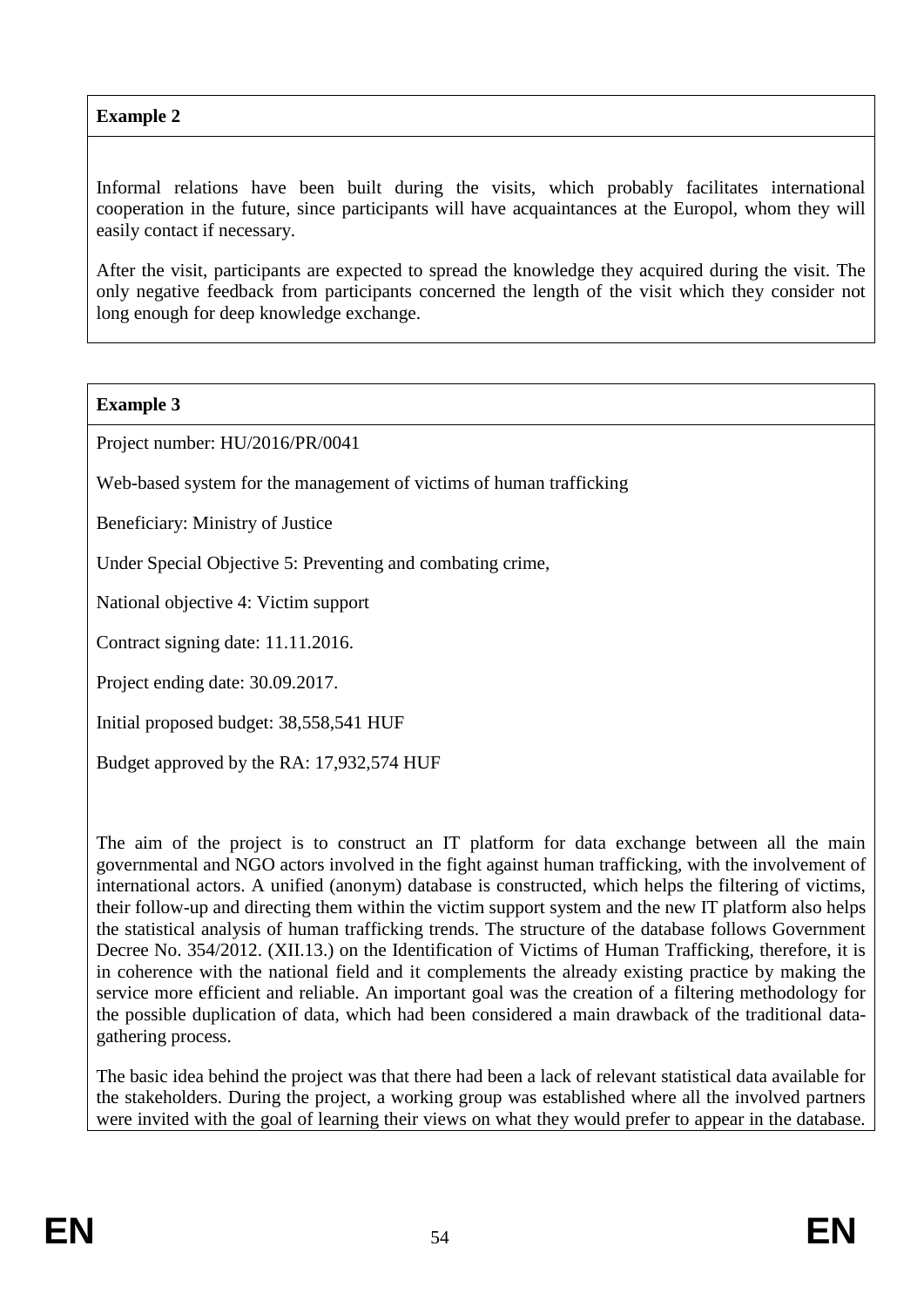**Example 2**

Informal relations have been built during the visits, which probably facilitates international cooperation in the future, since participants will have acquaintances at the Europol, whom they will easily contact if necessary.

After the visit, participants are expected to spread the knowledge they acquired during the visit. The only negative feedback from participants concerned the length of the visit which they consider not long enough for deep knowledge exchange.

**Example 3**

Project number: HU/2016/PR/0041

Web-based system for the management of victims of human trafficking

Beneficiary: Ministry of Justice

Under Special Objective 5: Preventing and combating crime,

National objective 4: Victim support

Contract signing date: 11.11.2016.

Project ending date: 30.09.2017.

Initial proposed budget: 38,558,541 HUF

Budget approved by the RA: 17,932,574 HUF

The aim of the project is to construct an IT platform for data exchange between all the main governmental and NGO actors involved in the fight against human trafficking, with the involvement of international actors. A unified (anonym) database is constructed, which helps the filtering of victims, their follow-up and directing them within the victim support system and the new IT platform also helps the statistical analysis of human trafficking trends. The structure of the database follows Government Decree No. 354/2012. (XII.13.) on the Identification of Victims of Human Trafficking, therefore, it is in coherence with the national field and it complements the already existing practice by making the service more efficient and reliable. An important goal was the creation of a filtering methodology for the possible duplication of data, which had been considered a main drawback of the traditional data-gathering process.

The basic idea behind the project was that there had been a lack of relevant statistical data available for the stakeholders. During the project, a working group was established where all the involved partners were invited with the goal of learning their views on what they would prefer to appear in the database.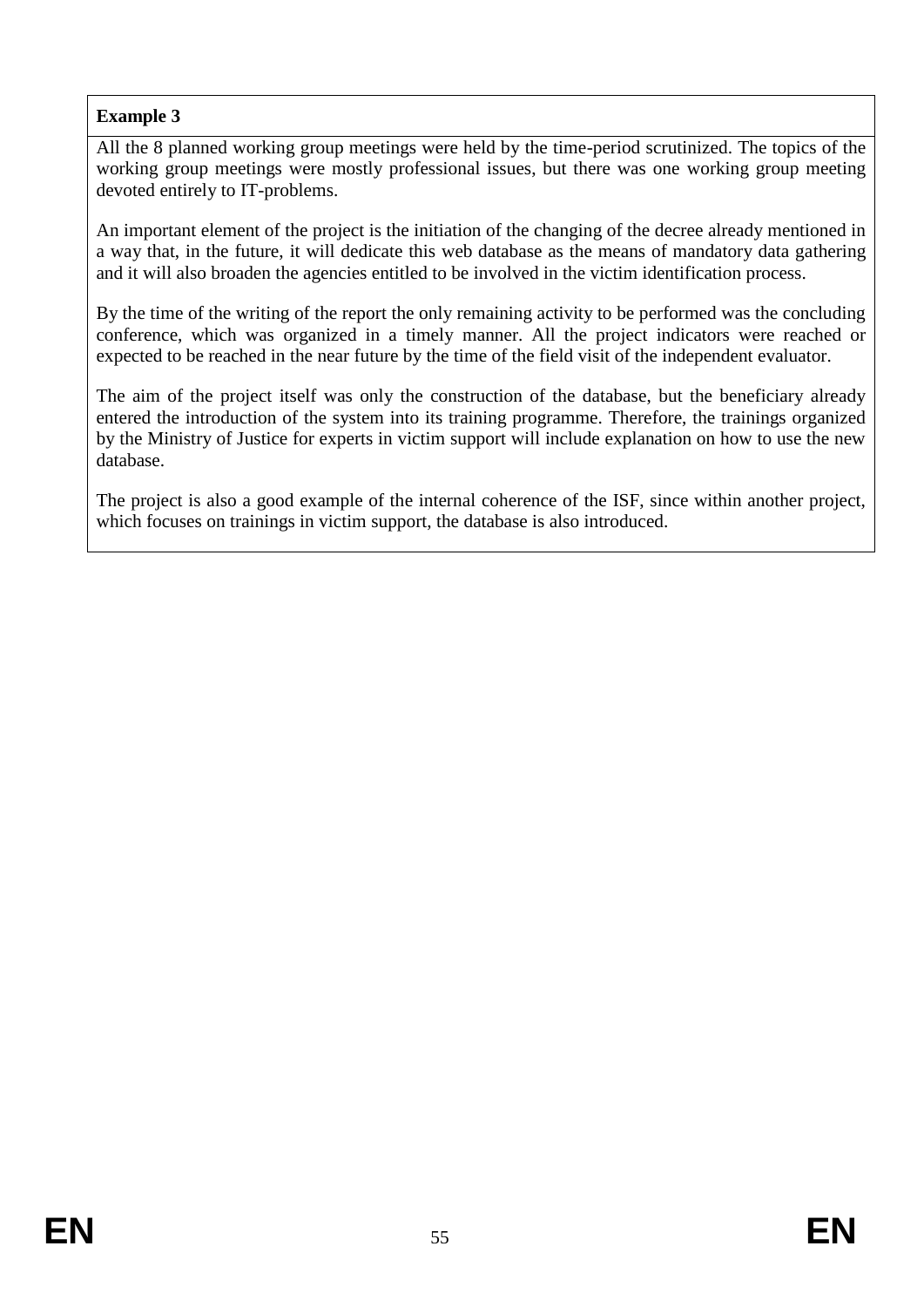**Example 3**

All the 8 planned working group meetings were held by the time-period scrutinized. The topics of the working group meetings were mostly professional issues, but there was one working group meeting devoted entirely to IT-problems.

An important element of the project is the initiation of the changing of the decree already mentioned in a way that, in the future, it will dedicate this web database as the means of mandatory data gathering and it will also broaden the agencies entitled to be involved in the victim identification process.

By the time of the writing of the report the only remaining activity to be performed was the concluding conference, which was organized in a timely manner. All the project indicators were reached or expected to be reached in the near future by the time of the field visit of the independent evaluator.

The aim of the project itself was only the construction of the database, but the beneficiary already entered the introduction of the system into its training programme. Therefore, the trainings organized by the Ministry of Justice for experts in victim support will include explanation on how to use the new database.

The project is also a good example of the internal coherence of the ISF, since within another project, which focuses on trainings in victim support, the database is also introduced.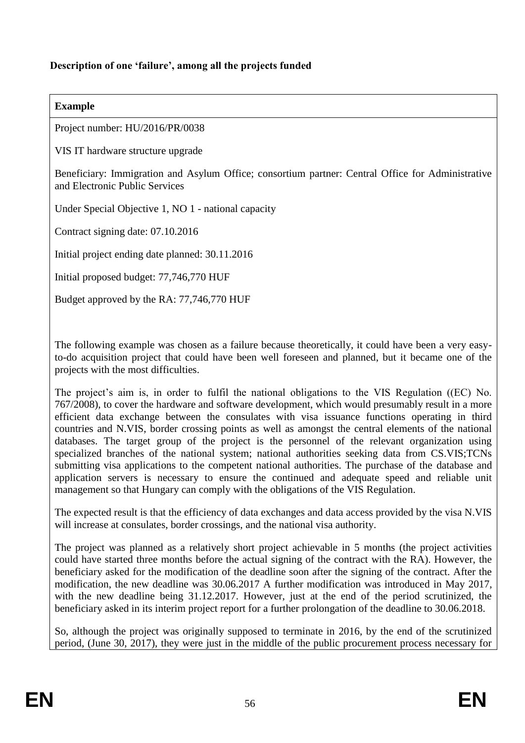**Description of one 'failure', among all the projects funded**

**Example**

Project number: HU/2016/PR/0038

VIS IT hardware structure upgrade

Beneficiary: Immigration and Asylum Office; consortium partner: Central Office for Administrative and Electronic Public Services

Under Special Objective 1, NO 1 - national capacity

Contract signing date: 07.10.2016

Initial project ending date planned: 30.11.2016

Initial proposed budget: 77,746,770 HUF

Budget approved by the RA: 77,746,770 HUF

The following example was chosen as a failure because theoretically, it could have been a very easy-to-do acquisition project that could have been well foreseen and planned, but it became one of the projects with the most difficulties.

The project's aim is, in order to fulfil the national obligations to the VIS Regulation ((EC) No. 767/2008), to cover the hardware and software development, which would presumably result in a more efficient data exchange between the consulates with visa issuance functions operating in third countries and N.VIS, border crossing points as well as amongst the central elements of the national databases. The target group of the project is the personnel of the relevant organization using specialized branches of the national system; national authorities seeking data from CS.VIS;TCNs submitting visa applications to the competent national authorities. The purchase of the database and application servers is necessary to ensure the continued and adequate speed and reliable unit management so that Hungary can comply with the obligations of the VIS Regulation.

The expected result is that the efficiency of data exchanges and data access provided by the visa N.VIS will increase at consulates, border crossings, and the national visa authority.

The project was planned as a relatively short project achievable in 5 months (the project activities could have started three months before the actual signing of the contract with the RA). However, the beneficiary asked for the modification of the deadline soon after the signing of the contract. After the modification, the new deadline was 30.06.2017 A further modification was introduced in May 2017, with the new deadline being 31.12.2017. However, just at the end of the period scrutinized, the beneficiary asked in its interim project report for a further prolongation of the deadline to 30.06.2018.

So, although the project was originally supposed to terminate in 2016, by the end of the scrutinized period, (June 30, 2017), they were just in the middle of the public procurement process necessary for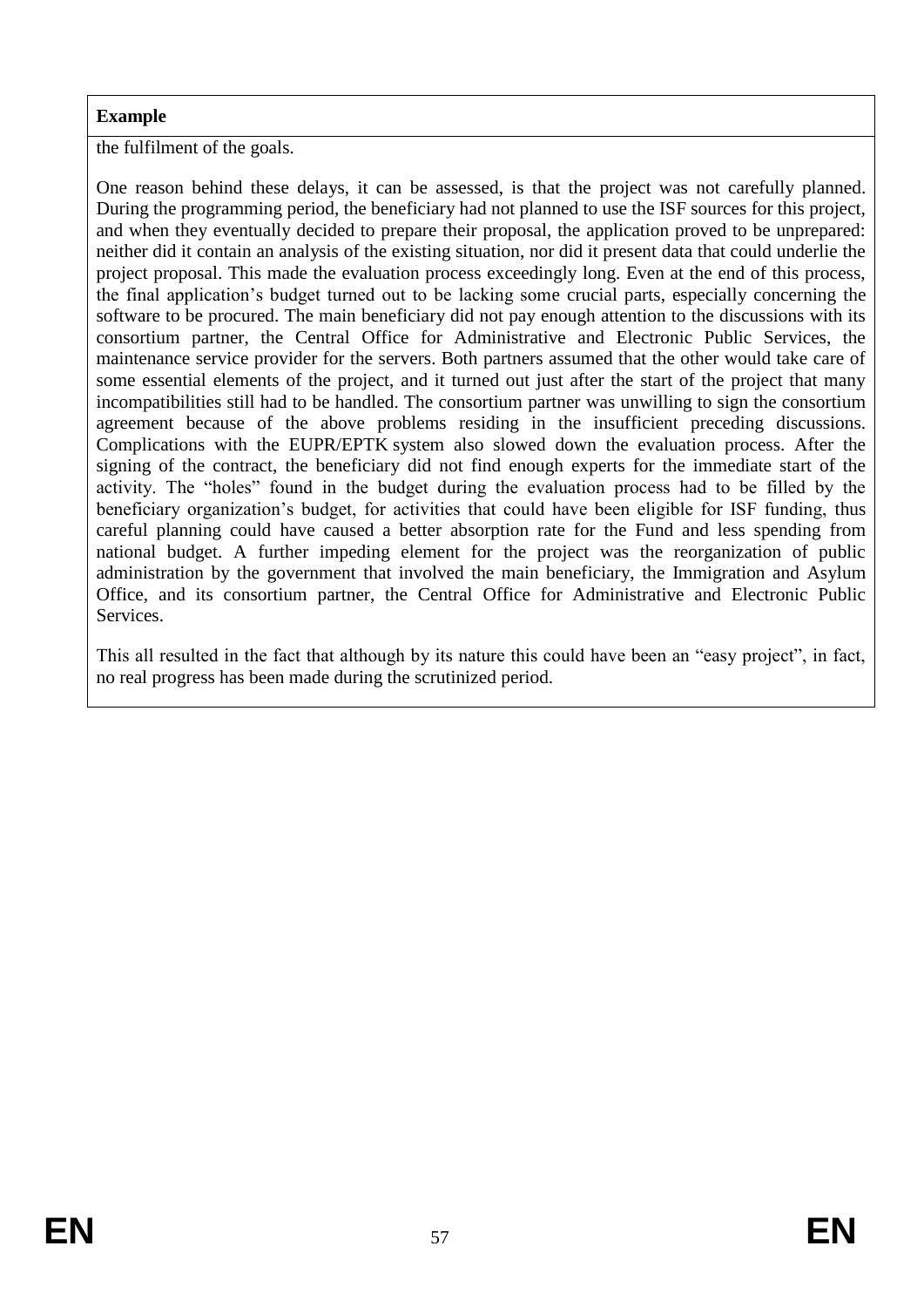**Example**

the fulfilment of the goals.

One reason behind these delays, it can be assessed, is that the project was not carefully planned. During the programming period, the beneficiary had not planned to use the ISF sources for this project, and when they eventually decided to prepare their proposal, the application proved to be unprepared: neither did it contain an analysis of the existing situation, nor did it present data that could underlie the project proposal. This made the evaluation process exceedingly long. Even at the end of this process, the final application's budget turned out to be lacking some crucial parts, especially concerning the software to be procured. The main beneficiary did not pay enough attention to the discussions with its consortium partner, the Central Office for Administrative and Electronic Public Services, the maintenance service provider for the servers. Both partners assumed that the other would take care of some essential elements of the project, and it turned out just after the start of the project that many incompatibilities still had to be handled. The consortium partner was unwilling to sign the consortium agreement because of the above problems residing in the insufficient preceding discussions. Complications with the EUPR/EPTK system also slowed down the evaluation process. After the signing of the contract, the beneficiary did not find enough experts for the immediate start of the activity. The "holes" found in the budget during the evaluation process had to be filled by the beneficiary organization's budget, for activities that could have been eligible for ISF funding, thus careful planning could have caused a better absorption rate for the Fund and less spending from national budget. A further impeding element for the project was the reorganization of public administration by the government that involved the main beneficiary, the Immigration and Asylum Office, and its consortium partner, the Central Office for Administrative and Electronic Public Services.

This all resulted in the fact that although by its nature this could have been an "easy project", in fact, no real progress has been made during the scrutinized period.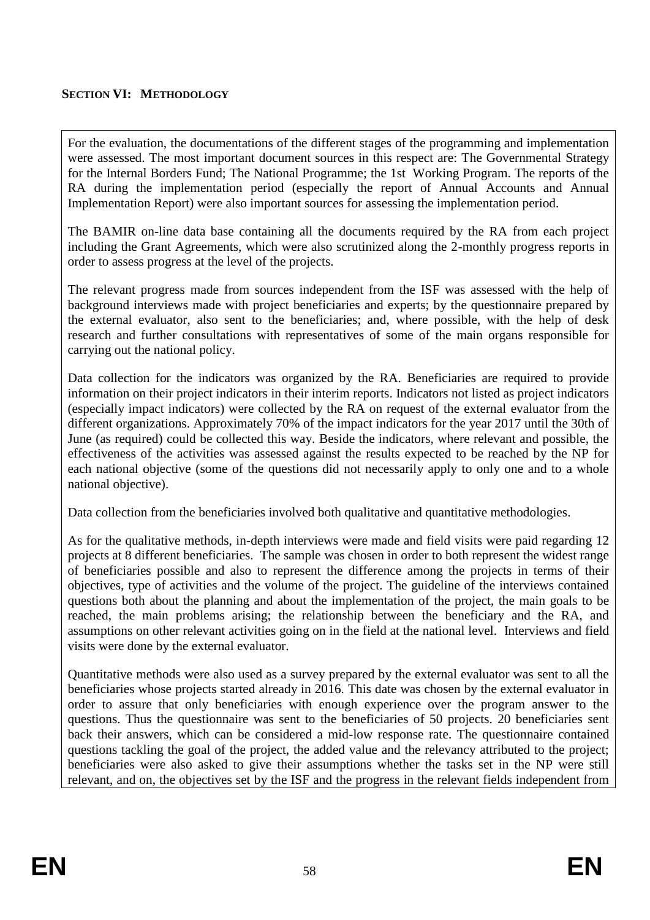## **SECTION VI: METHODOLOGY**

For the evaluation, the documentations of the different stages of the programming and implementation were assessed. The most important document sources in this respect are: The Governmental Strategy for the Internal Borders Fund; The National Programme; the 1st Working Program. The reports of the RA during the implementation period (especially the report of Annual Accounts and Annual Implementation Report) were also important sources for assessing the implementation period.

The BAMIR on-line data base containing all the documents required by the RA from each project including the Grant Agreements, which were also scrutinized along the 2-monthly progress reports in order to assess progress at the level of the projects.

The relevant progress made from sources independent from the ISF was assessed with the help of background interviews made with project beneficiaries and experts; by the questionnaire prepared by the external evaluator, also sent to the beneficiaries; and, where possible, with the help of desk research and further consultations with representatives of some of the main organs responsible for carrying out the national policy.

Data collection for the indicators was organized by the RA. Beneficiaries are required to provide information on their project indicators in their interim reports. Indicators not listed as project indicators (especially impact indicators) were collected by the RA on request of the external evaluator from the different organizations. Approximately 70% of the impact indicators for the year 2017 until the 30th of June (as required) could be collected this way. Beside the indicators, where relevant and possible, the effectiveness of the activities was assessed against the results expected to be reached by the NP for each national objective (some of the questions did not necessarily apply to only one and to a whole national objective).

Data collection from the beneficiaries involved both qualitative and quantitative methodologies.

As for the qualitative methods, in-depth interviews were made and field visits were paid regarding 12 projects at 8 different beneficiaries. The sample was chosen in order to both represent the widest range of beneficiaries possible and also to represent the difference among the projects in terms of their objectives, type of activities and the volume of the project. The guideline of the interviews contained questions both about the planning and about the implementation of the project, the main goals to be reached, the main problems arising; the relationship between the beneficiary and the RA, and assumptions on other relevant activities going on in the field at the national level. Interviews and field visits were done by the external evaluator.

Quantitative methods were also used as a survey prepared by the external evaluator was sent to all the beneficiaries whose projects started already in 2016. This date was chosen by the external evaluator in order to assure that only beneficiaries with enough experience over the program answer to the questions. Thus the questionnaire was sent to the beneficiaries of 50 projects. 20 beneficiaries sent back their answers, which can be considered a mid-low response rate. The questionnaire contained questions tackling the goal of the project, the added value and the relevancy attributed to the project; beneficiaries were also asked to give their assumptions whether the tasks set in the NP were still relevant, and on, the objectives set by the ISF and the progress in the relevant fields independent from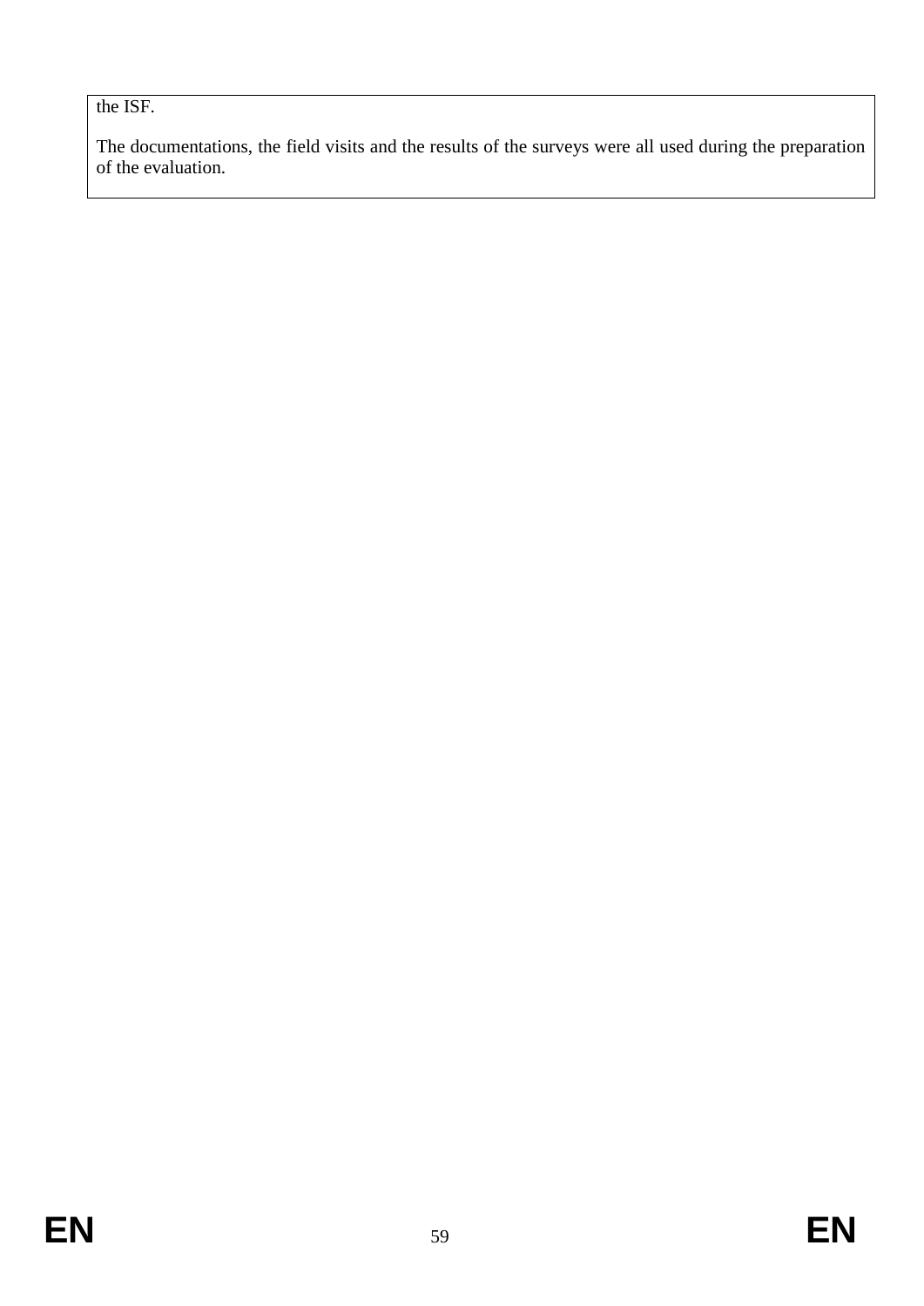the ISF.

The documentations, the field visits and the results of the surveys were all used during the preparation of the evaluation.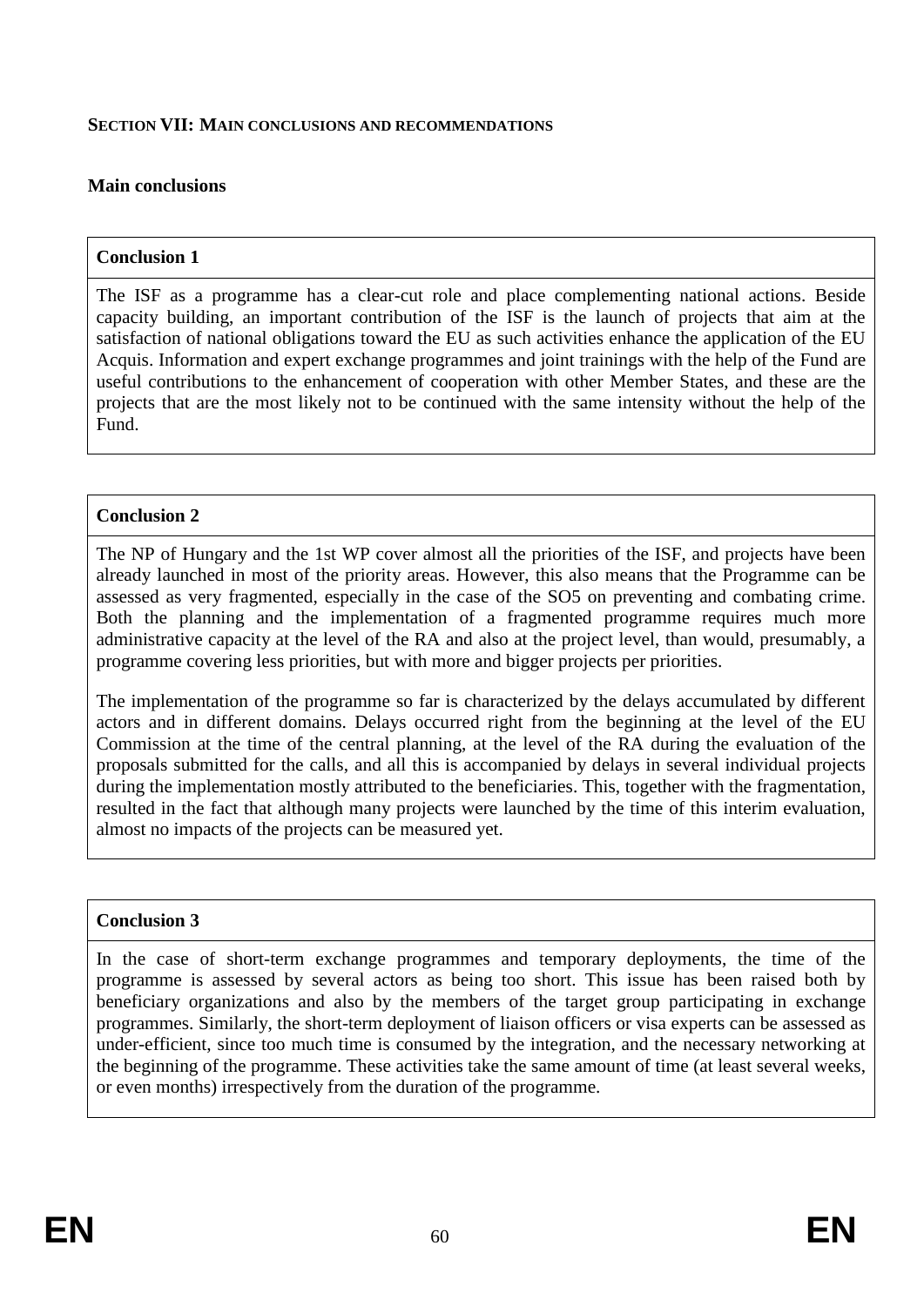## SECTION VII: MAIN CONCLUSIONS AND RECOMMENDATIONS

### Main conclusions

**Conclusion 1**

The ISF as a programme has a clear-cut role and place complementing national actions. Beside capacity building, an important contribution of the ISF is the launch of projects that aim at the satisfaction of national obligations toward the EU as such activities enhance the application of the EU Acquis. Information and expert exchange programmes and joint trainings with the help of the Fund are useful contributions to the enhancement of cooperation with other Member States, and these are the projects that are the most likely not to be continued with the same intensity without the help of the Fund.

**Conclusion 2**

The NP of Hungary and the 1st WP cover almost all the priorities of the ISF, and projects have been already launched in most of the priority areas. However, this also means that the Programme can be assessed as very fragmented, especially in the case of the SO5 on preventing and combating crime. Both the planning and the implementation of a fragmented programme requires much more administrative capacity at the level of the RA and also at the project level, than would, presumably, a programme covering less priorities, but with more and bigger projects per priorities.

The implementation of the programme so far is characterized by the delays accumulated by different actors and in different domains. Delays occurred right from the beginning at the level of the EU Commission at the time of the central planning, at the level of the RA during the evaluation of the proposals submitted for the calls, and all this is accompanied by delays in several individual projects during the implementation mostly attributed to the beneficiaries. This, together with the fragmentation, resulted in the fact that although many projects were launched by the time of this interim evaluation, almost no impacts of the projects can be measured yet.

**Conclusion 3**

In the case of short-term exchange programmes and temporary deployments, the time of the programme is assessed by several actors as being too short. This issue has been raised both by beneficiary organizations and also by the members of the target group participating in exchange programmes. Similarly, the short-term deployment of liaison officers or visa experts can be assessed as under-efficient, since too much time is consumed by the integration, and the necessary networking at the beginning of the programme. These activities take the same amount of time (at least several weeks, or even months) irrespectively from the duration of the programme.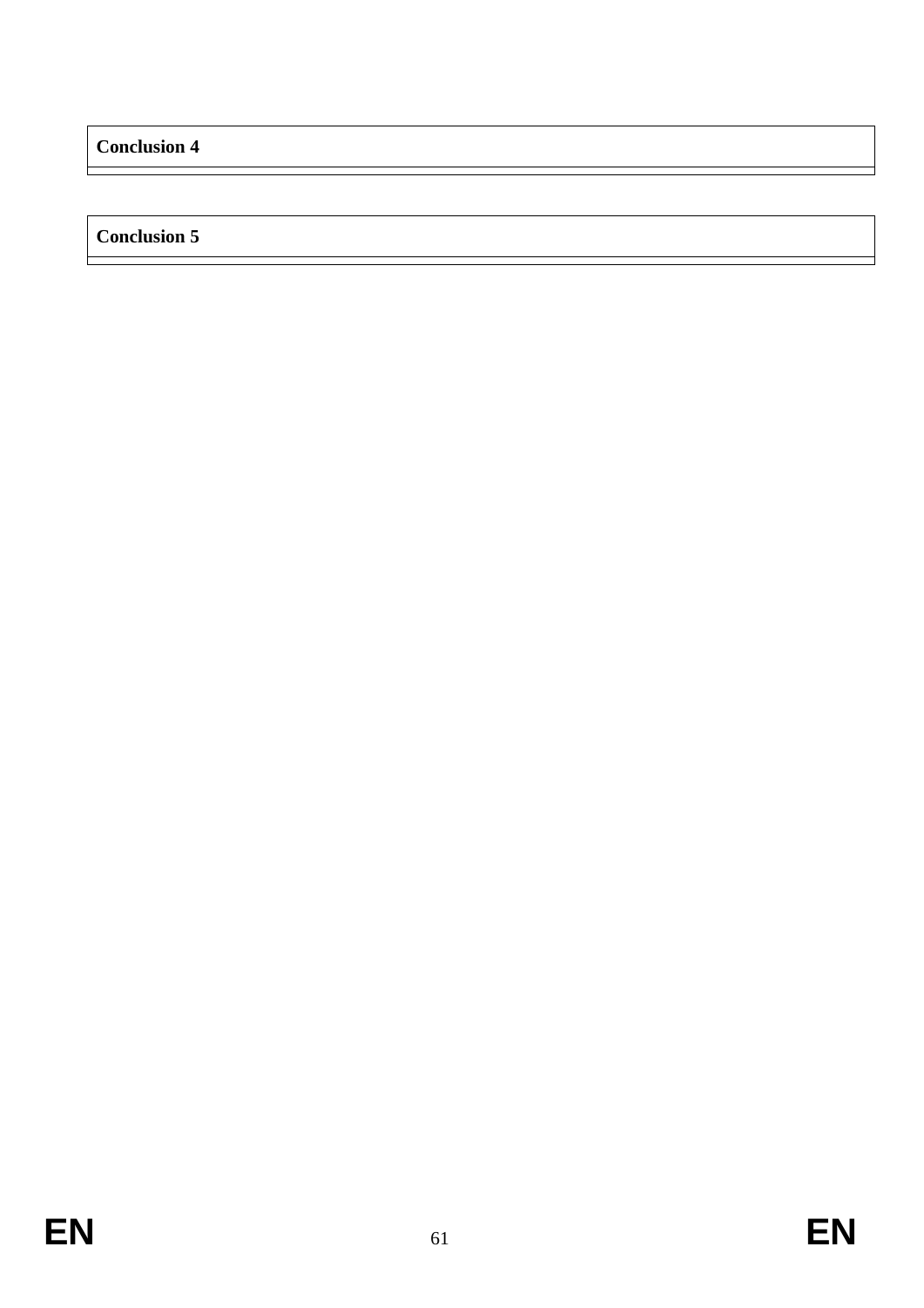| Conclusion 4 |
| --- |
| |

| Conclusion 5 |
| --- |
| |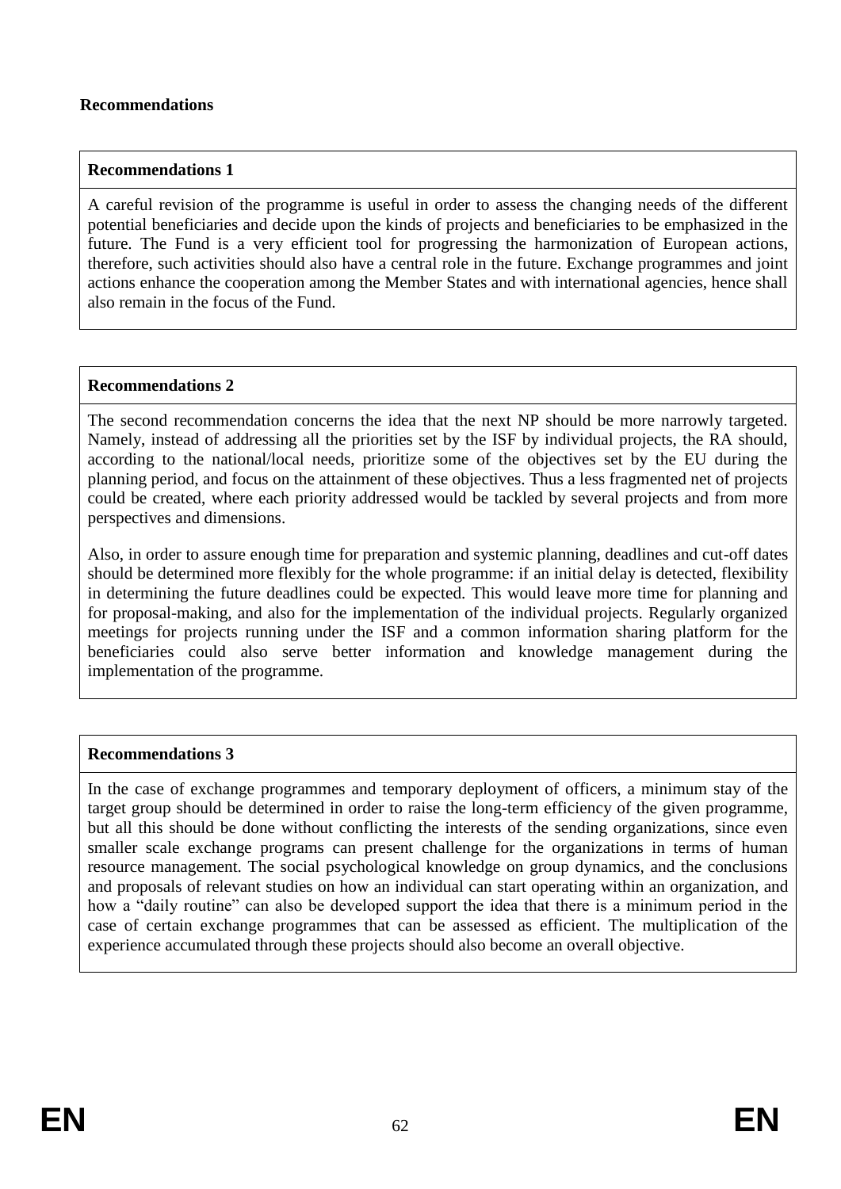**Recommendations**

**Recommendations 1**

A careful revision of the programme is useful in order to assess the changing needs of the different potential beneficiaries and decide upon the kinds of projects and beneficiaries to be emphasized in the future. The Fund is a very efficient tool for progressing the harmonization of European actions, therefore, such activities should also have a central role in the future. Exchange programmes and joint actions enhance the cooperation among the Member States and with international agencies, hence shall also remain in the focus of the Fund.

**Recommendations 2**

The second recommendation concerns the idea that the next NP should be more narrowly targeted. Namely, instead of addressing all the priorities set by the ISF by individual projects, the RA should, according to the national/local needs, prioritize some of the objectives set by the EU during the planning period, and focus on the attainment of these objectives. Thus a less fragmented net of projects could be created, where each priority addressed would be tackled by several projects and from more perspectives and dimensions.

Also, in order to assure enough time for preparation and systemic planning, deadlines and cut-off dates should be determined more flexibly for the whole programme: if an initial delay is detected, flexibility in determining the future deadlines could be expected. This would leave more time for planning and for proposal-making, and also for the implementation of the individual projects. Regularly organized meetings for projects running under the ISF and a common information sharing platform for the beneficiaries could also serve better information and knowledge management during the implementation of the programme.

**Recommendations 3**

In the case of exchange programmes and temporary deployment of officers, a minimum stay of the target group should be determined in order to raise the long-term efficiency of the given programme, but all this should be done without conflicting the interests of the sending organizations, since even smaller scale exchange programs can present challenge for the organizations in terms of human resource management. The social psychological knowledge on group dynamics, and the conclusions and proposals of relevant studies on how an individual can start operating within an organization, and how a "daily routine" can also be developed support the idea that there is a minimum period in the case of certain exchange programmes that can be assessed as efficient. The multiplication of the experience accumulated through these projects should also become an overall objective.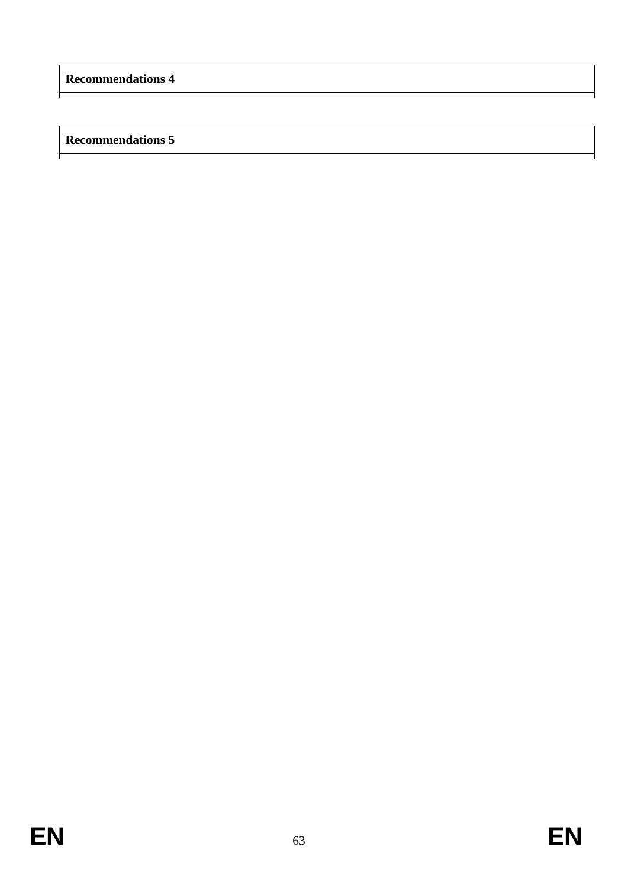| **Recommendations 4** |
|---|
| |

| **Recommendations 5** |
|---|
| |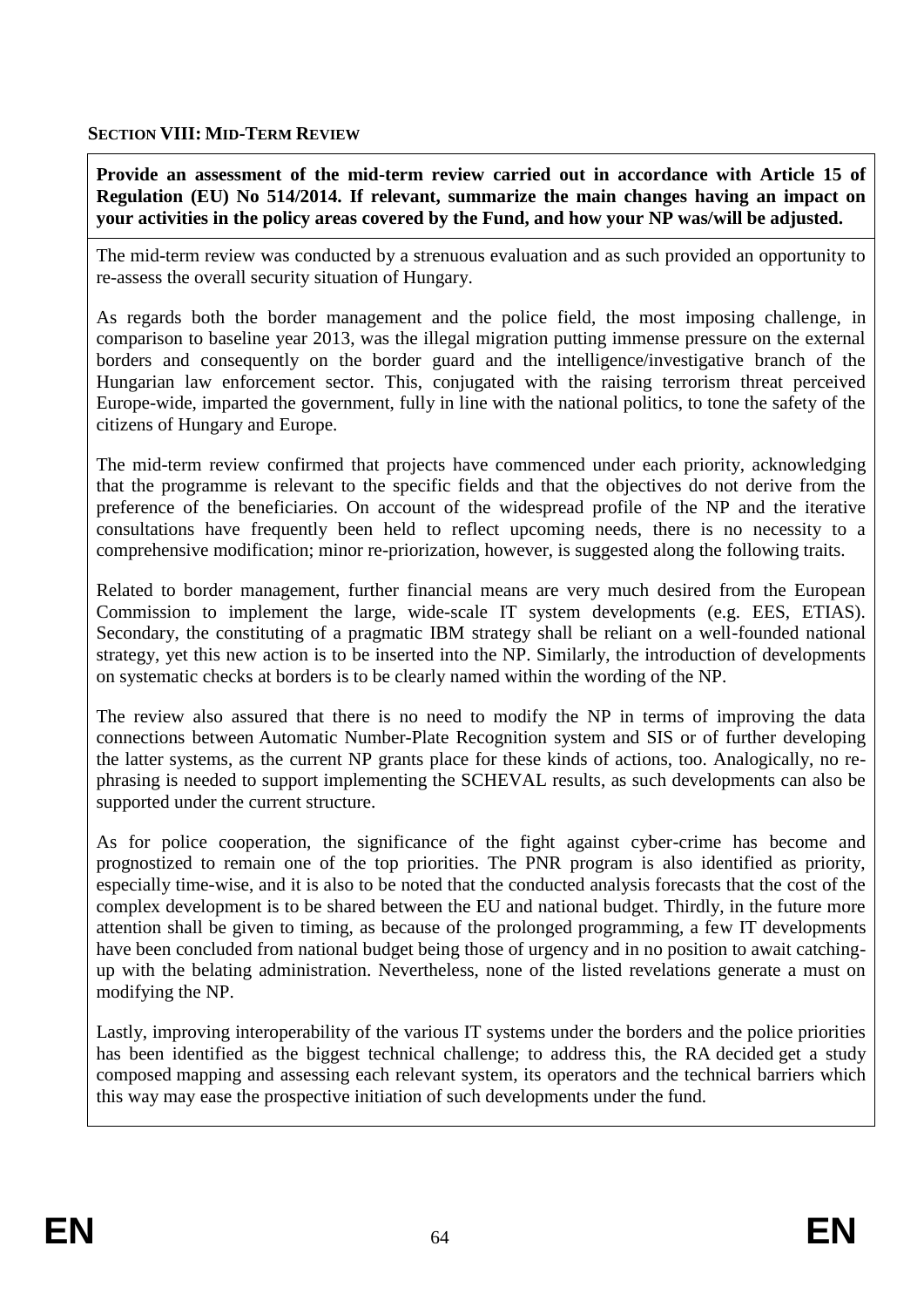**SECTION VIII: MID-TERM REVIEW**

**Provide an assessment of the mid-term review carried out in accordance with Article 15 of Regulation (EU) No 514/2014. If relevant, summarize the main changes having an impact on your activities in the policy areas covered by the Fund, and how your NP was/will be adjusted.**

The mid-term review was conducted by a strenuous evaluation and as such provided an opportunity to re-assess the overall security situation of Hungary.

As regards both the border management and the police field, the most imposing challenge, in comparison to baseline year 2013, was the illegal migration putting immense pressure on the external borders and consequently on the border guard and the intelligence/investigative branch of the Hungarian law enforcement sector. This, conjugated with the raising terrorism threat perceived Europe-wide, imparted the government, fully in line with the national politics, to tone the safety of the citizens of Hungary and Europe.

The mid-term review confirmed that projects have commenced under each priority, acknowledging that the programme is relevant to the specific fields and that the objectives do not derive from the preference of the beneficiaries. On account of the widespread profile of the NP and the iterative consultations have frequently been held to reflect upcoming needs, there is no necessity to a comprehensive modification; minor re-priorization, however, is suggested along the following traits.

Related to border management, further financial means are very much desired from the European Commission to implement the large, wide-scale IT system developments (e.g. EES, ETIAS). Secondary, the constituting of a pragmatic IBM strategy shall be reliant on a well-founded national strategy, yet this new action is to be inserted into the NP. Similarly, the introduction of developments on systematic checks at borders is to be clearly named within the wording of the NP.

The review also assured that there is no need to modify the NP in terms of improving the data connections between Automatic Number-Plate Recognition system and SIS or of further developing the latter systems, as the current NP grants place for these kinds of actions, too. Analogically, no re-phrasing is needed to support implementing the SCHEVAL results, as such developments can also be supported under the current structure.

As for police cooperation, the significance of the fight against cyber-crime has become and prognostized to remain one of the top priorities. The PNR program is also identified as priority, especially time-wise, and it is also to be noted that the conducted analysis forecasts that the cost of the complex development is to be shared between the EU and national budget. Thirdly, in the future more attention shall be given to timing, as because of the prolonged programming, a few IT developments have been concluded from national budget being those of urgency and in no position to await catching-up with the belating administration. Nevertheless, none of the listed revelations generate a must on modifying the NP.

Lastly, improving interoperability of the various IT systems under the borders and the police priorities has been identified as the biggest technical challenge; to address this, the RA decided get a study composed mapping and assessing each relevant system, its operators and the technical barriers which this way may ease the prospective initiation of such developments under the fund.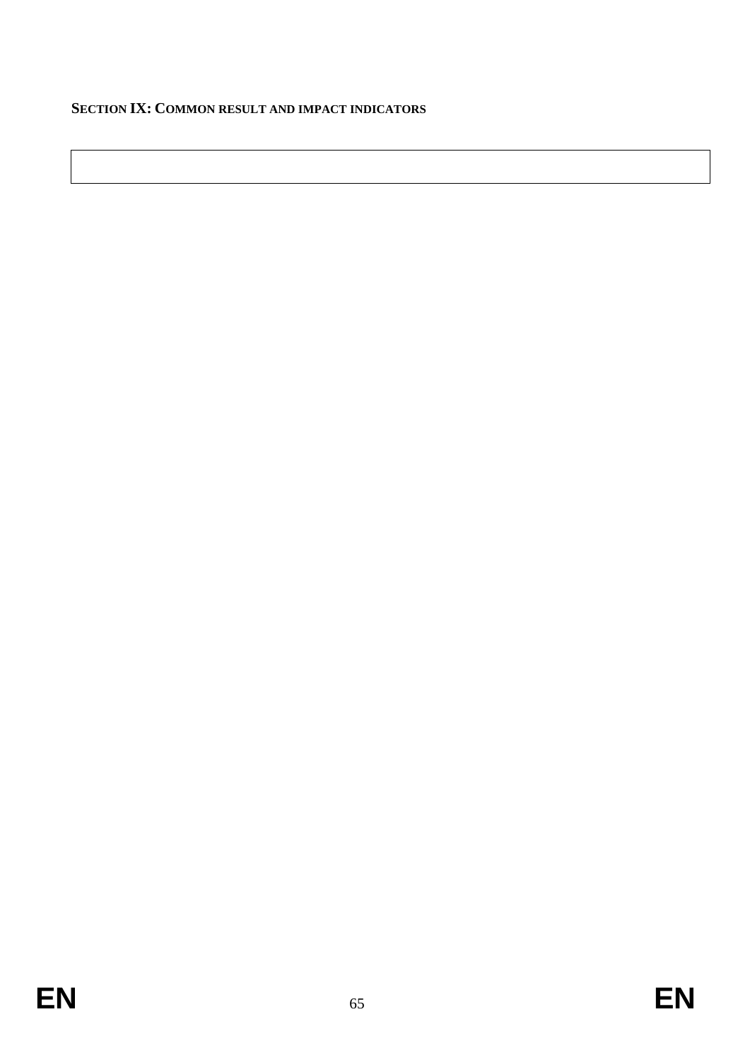**SECTION IX: COMMON RESULT AND IMPACT INDICATORS**

| |
|---|
| |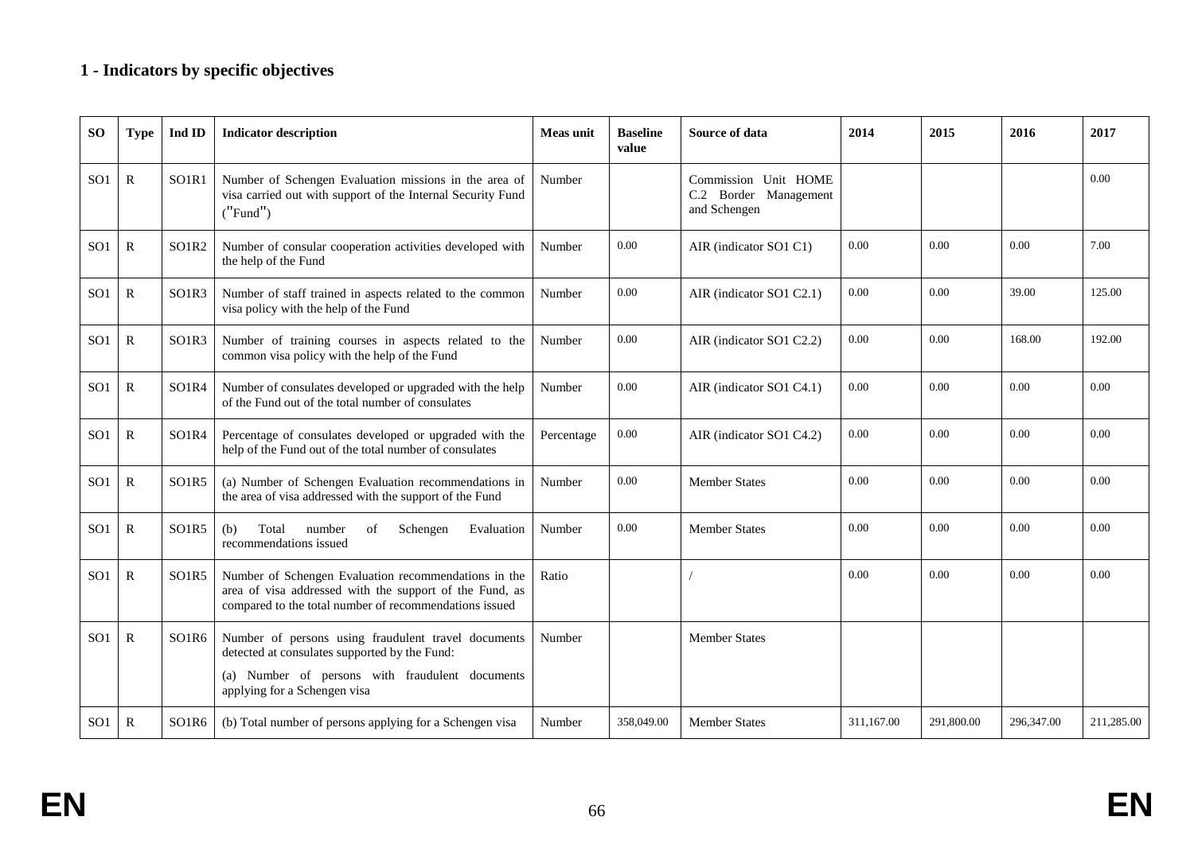## 1 - Indicators by specific objectives

| SO | Type | Ind ID | Indicator description | Meas unit | Baseline value | Source of data | 2014 | 2015 | 2016 | 2017 |
|---|---|---|---|---|---|---|---|---|---|---|
| SO1 | R | SO1R1 | Number of Schengen Evaluation missions in the area of visa carried out with support of the Internal Security Fund ("Fund") | Number | | Commission Unit HOME C.2 Border Management and Schengen | | | | 0.00 |
| SO1 | R | SO1R2 | Number of consular cooperation activities developed with the help of the Fund | Number | 0.00 | AIR (indicator SO1 C1) | 0.00 | 0.00 | 0.00 | 7.00 |
| SO1 | R | SO1R3 | Number of staff trained in aspects related to the common visa policy with the help of the Fund | Number | 0.00 | AIR (indicator SO1 C2.1) | 0.00 | 0.00 | 39.00 | 125.00 |
| SO1 | R | SO1R3 | Number of training courses in aspects related to the common visa policy with the help of the Fund | Number | 0.00 | AIR (indicator SO1 C2.2) | 0.00 | 0.00 | 168.00 | 192.00 |
| SO1 | R | SO1R4 | Number of consulates developed or upgraded with the help of the Fund out of the total number of consulates | Number | 0.00 | AIR (indicator SO1 C4.1) | 0.00 | 0.00 | 0.00 | 0.00 |
| SO1 | R | SO1R4 | Percentage of consulates developed or upgraded with the help of the Fund out of the total number of consulates | Percentage | 0.00 | AIR (indicator SO1 C4.2) | 0.00 | 0.00 | 0.00 | 0.00 |
| SO1 | R | SO1R5 | (a) Number of Schengen Evaluation recommendations in the area of visa addressed with the support of the Fund | Number | 0.00 | Member States | 0.00 | 0.00 | 0.00 | 0.00 |
| SO1 | R | SO1R5 | (b) Total number of Schengen Evaluation recommendations issued | Number | 0.00 | Member States | 0.00 | 0.00 | 0.00 | 0.00 |
| SO1 | R | SO1R5 | Number of Schengen Evaluation recommendations in the area of visa addressed with the support of the Fund, as compared to the total number of recommendations issued | Ratio | | / | 0.00 | 0.00 | 0.00 | 0.00 |
| SO1 | R | SO1R6 | Number of persons using fraudulent travel documents detected at consulates supported by the Fund:<br>(a) Number of persons with fraudulent documents applying for a Schengen visa | Number | | Member States | | | | |
| SO1 | R | SO1R6 | (b) Total number of persons applying for a Schengen visa | Number | 358,049.00 | Member States | 311,167.00 | 291,800.00 | 296,347.00 | 211,285.00 |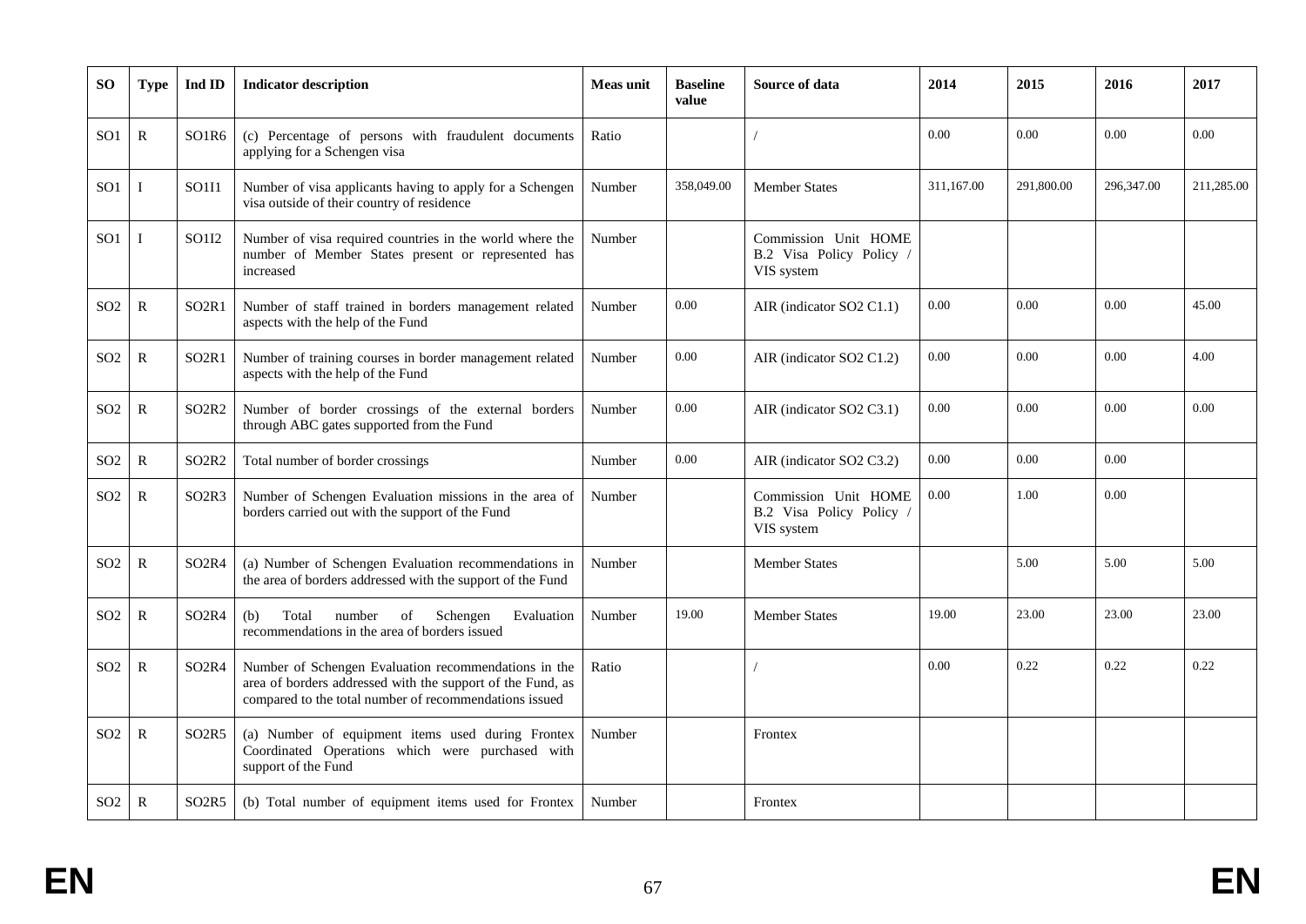| SO | Type | Ind ID | Indicator description | Meas unit | Baseline value | Source of data | 2014 | 2015 | 2016 | 2017 |
|---|---|---|---|---|---|---|---|---|---|---|
| SO1 | R | SO1R6 | (c) Percentage of persons with fraudulent documents applying for a Schengen visa | Ratio | | / | 0.00 | 0.00 | 0.00 | 0.00 |
| SO1 | I | SO1I1 | Number of visa applicants having to apply for a Schengen visa outside of their country of residence | Number | 358,049.00 | Member States | 311,167.00 | 291,800.00 | 296,347.00 | 211,285.00 |
| SO1 | I | SO1I2 | Number of visa required countries in the world where the number of Member States present or represented has increased | Number | | Commission Unit HOME B.2 Visa Policy Policy / VIS system | | | | |
| SO2 | R | SO2R1 | Number of staff trained in borders management related aspects with the help of the Fund | Number | 0.00 | AIR (indicator SO2 C1.1) | 0.00 | 0.00 | 0.00 | 45.00 |
| SO2 | R | SO2R1 | Number of training courses in border management related aspects with the help of the Fund | Number | 0.00 | AIR (indicator SO2 C1.2) | 0.00 | 0.00 | 0.00 | 4.00 |
| SO2 | R | SO2R2 | Number of border crossings of the external borders through ABC gates supported from the Fund | Number | 0.00 | AIR (indicator SO2 C3.1) | 0.00 | 0.00 | 0.00 | 0.00 |
| SO2 | R | SO2R2 | Total number of border crossings | Number | 0.00 | AIR (indicator SO2 C3.2) | 0.00 | 0.00 | 0.00 | |
| SO2 | R | SO2R3 | Number of Schengen Evaluation missions in the area of borders carried out with the support of the Fund | Number | | Commission Unit HOME B.2 Visa Policy Policy / VIS system | 0.00 | 1.00 | 0.00 | |
| SO2 | R | SO2R4 | (a) Number of Schengen Evaluation recommendations in the area of borders addressed with the support of the Fund | Number | | Member States | | 5.00 | 5.00 | 5.00 |
| SO2 | R | SO2R4 | (b) Total number of Schengen Evaluation recommendations in the area of borders issued | Number | 19.00 | Member States | 19.00 | 23.00 | 23.00 | 23.00 |
| SO2 | R | SO2R4 | Number of Schengen Evaluation recommendations in the area of borders addressed with the support of the Fund, as compared to the total number of recommendations issued | Ratio | | / | 0.00 | 0.22 | 0.22 | 0.22 |
| SO2 | R | SO2R5 | (a) Number of equipment items used during Frontex Coordinated Operations which were purchased with support of the Fund | Number | | Frontex | | | | |
| SO2 | R | SO2R5 | (b) Total number of equipment items used for Frontex | Number | | Frontex | | | | |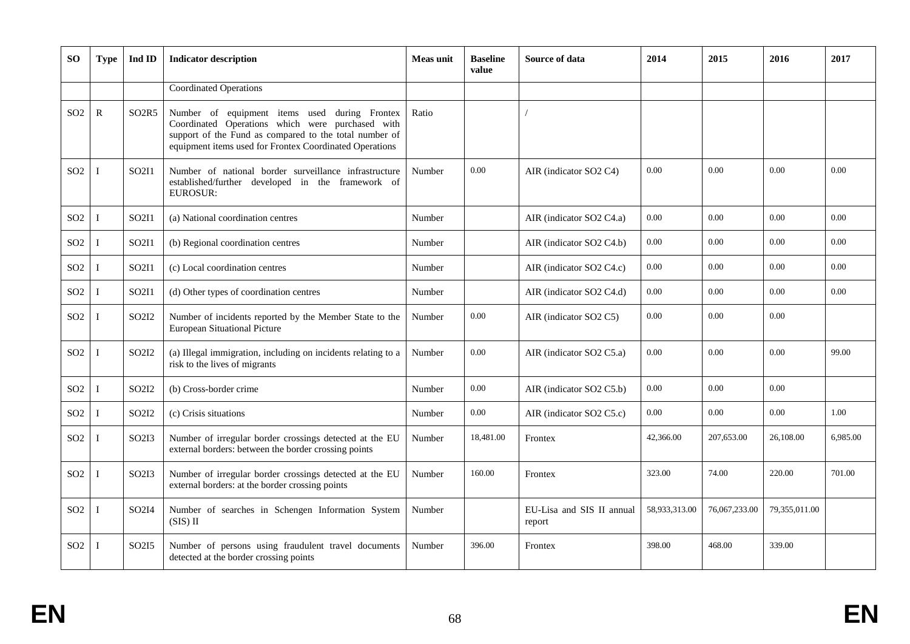| SO | Type | Ind ID | Indicator description | Meas unit | Baseline value | Source of data | 2014 | 2015 | 2016 | 2017 |
|---|---|---|---|---|---|---|---|---|---|---|
| | | | Coordinated Operations | | | | | | | |
| SO2 | R | SO2R5 | Number of equipment items used during Frontex Coordinated Operations which were purchased with support of the Fund as compared to the total number of equipment items used for Frontex Coordinated Operations | Ratio | | / | | | | |
| SO2 | I | SO2I1 | Number of national border surveillance infrastructure established/further developed in the framework of EUROSUR: | Number | 0.00 | AIR (indicator SO2 C4) | 0.00 | 0.00 | 0.00 | 0.00 |
| SO2 | I | SO2I1 | (a) National coordination centres | Number | | AIR (indicator SO2 C4.a) | 0.00 | 0.00 | 0.00 | 0.00 |
| SO2 | I | SO2I1 | (b) Regional coordination centres | Number | | AIR (indicator SO2 C4.b) | 0.00 | 0.00 | 0.00 | 0.00 |
| SO2 | I | SO2I1 | (c) Local coordination centres | Number | | AIR (indicator SO2 C4.c) | 0.00 | 0.00 | 0.00 | 0.00 |
| SO2 | I | SO2I1 | (d) Other types of coordination centres | Number | | AIR (indicator SO2 C4.d) | 0.00 | 0.00 | 0.00 | 0.00 |
| SO2 | I | SO2I2 | Number of incidents reported by the Member State to the European Situational Picture | Number | 0.00 | AIR (indicator SO2 C5) | 0.00 | 0.00 | 0.00 | |
| SO2 | I | SO2I2 | (a) Illegal immigration, including on incidents relating to a risk to the lives of migrants | Number | 0.00 | AIR (indicator SO2 C5.a) | 0.00 | 0.00 | 0.00 | 99.00 |
| SO2 | I | SO2I2 | (b) Cross-border crime | Number | 0.00 | AIR (indicator SO2 C5.b) | 0.00 | 0.00 | 0.00 | |
| SO2 | I | SO2I2 | (c) Crisis situations | Number | 0.00 | AIR (indicator SO2 C5.c) | 0.00 | 0.00 | 0.00 | 1.00 |
| SO2 | I | SO2I3 | Number of irregular border crossings detected at the EU external borders: between the border crossing points | Number | 18,481.00 | Frontex | 42,366.00 | 207,653.00 | 26,108.00 | 6,985.00 |
| SO2 | I | SO2I3 | Number of irregular border crossings detected at the EU external borders: at the border crossing points | Number | 160.00 | Frontex | 323.00 | 74.00 | 220.00 | 701.00 |
| SO2 | I | SO2I4 | Number of searches in Schengen Information System (SIS) II | Number | | EU-Lisa and SIS II annual report | 58,933,313.00 | 76,067,233.00 | 79,355,011.00 | |
| SO2 | I | SO2I5 | Number of persons using fraudulent travel documents detected at the border crossing points | Number | 396.00 | Frontex | 398.00 | 468.00 | 339.00 | |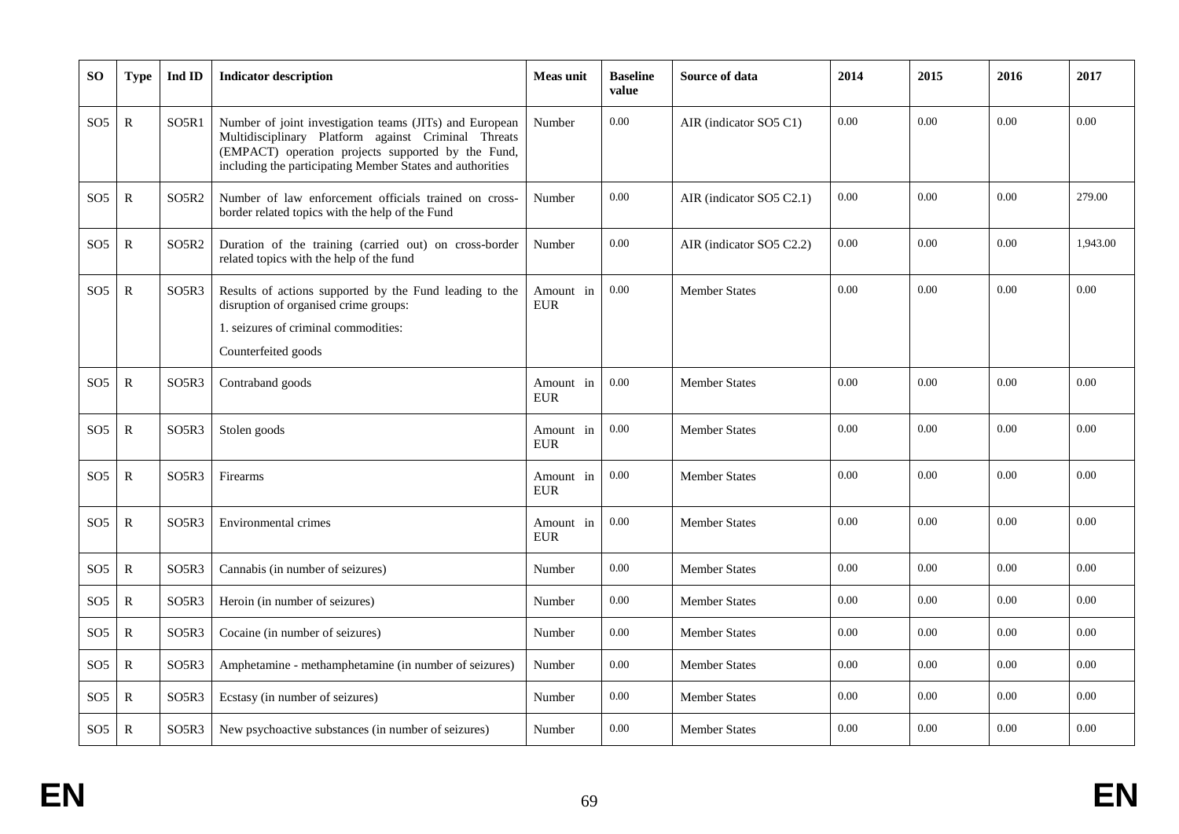| SO | Type | Ind ID | Indicator description | Meas unit | Baseline value | Source of data | 2014 | 2015 | 2016 | 2017 |
|---|---|---|---|---|---|---|---|---|---|---|
| SO5 | R | SO5R1 | Number of joint investigation teams (JITs) and European Multidisciplinary Platform against Criminal Threats (EMPACT) operation projects supported by the Fund, including the participating Member States and authorities | Number | 0.00 | AIR (indicator SO5 C1) | 0.00 | 0.00 | 0.00 | 0.00 |
| SO5 | R | SO5R2 | Number of law enforcement officials trained on cross-border related topics with the help of the Fund | Number | 0.00 | AIR (indicator SO5 C2.1) | 0.00 | 0.00 | 0.00 | 279.00 |
| SO5 | R | SO5R2 | Duration of the training (carried out) on cross-border related topics with the help of the fund | Number | 0.00 | AIR (indicator SO5 C2.2) | 0.00 | 0.00 | 0.00 | 1,943.00 |
| SO5 | R | SO5R3 | Results of actions supported by the Fund leading to the disruption of organised crime groups:<br>1. seizures of criminal commodities:<br>Counterfeited goods | Amount in EUR | 0.00 | Member States | 0.00 | 0.00 | 0.00 | 0.00 |
| SO5 | R | SO5R3 | Contraband goods | Amount in EUR | 0.00 | Member States | 0.00 | 0.00 | 0.00 | 0.00 |
| SO5 | R | SO5R3 | Stolen goods | Amount in EUR | 0.00 | Member States | 0.00 | 0.00 | 0.00 | 0.00 |
| SO5 | R | SO5R3 | Firearms | Amount in EUR | 0.00 | Member States | 0.00 | 0.00 | 0.00 | 0.00 |
| SO5 | R | SO5R3 | Environmental crimes | Amount in EUR | 0.00 | Member States | 0.00 | 0.00 | 0.00 | 0.00 |
| SO5 | R | SO5R3 | Cannabis (in number of seizures) | Number | 0.00 | Member States | 0.00 | 0.00 | 0.00 | 0.00 |
| SO5 | R | SO5R3 | Heroin (in number of seizures) | Number | 0.00 | Member States | 0.00 | 0.00 | 0.00 | 0.00 |
| SO5 | R | SO5R3 | Cocaine (in number of seizures) | Number | 0.00 | Member States | 0.00 | 0.00 | 0.00 | 0.00 |
| SO5 | R | SO5R3 | Amphetamine - methamphetamine (in number of seizures) | Number | 0.00 | Member States | 0.00 | 0.00 | 0.00 | 0.00 |
| SO5 | R | SO5R3 | Ecstasy (in number of seizures) | Number | 0.00 | Member States | 0.00 | 0.00 | 0.00 | 0.00 |
| SO5 | R | SO5R3 | New psychoactive substances (in number of seizures) | Number | 0.00 | Member States | 0.00 | 0.00 | 0.00 | 0.00 |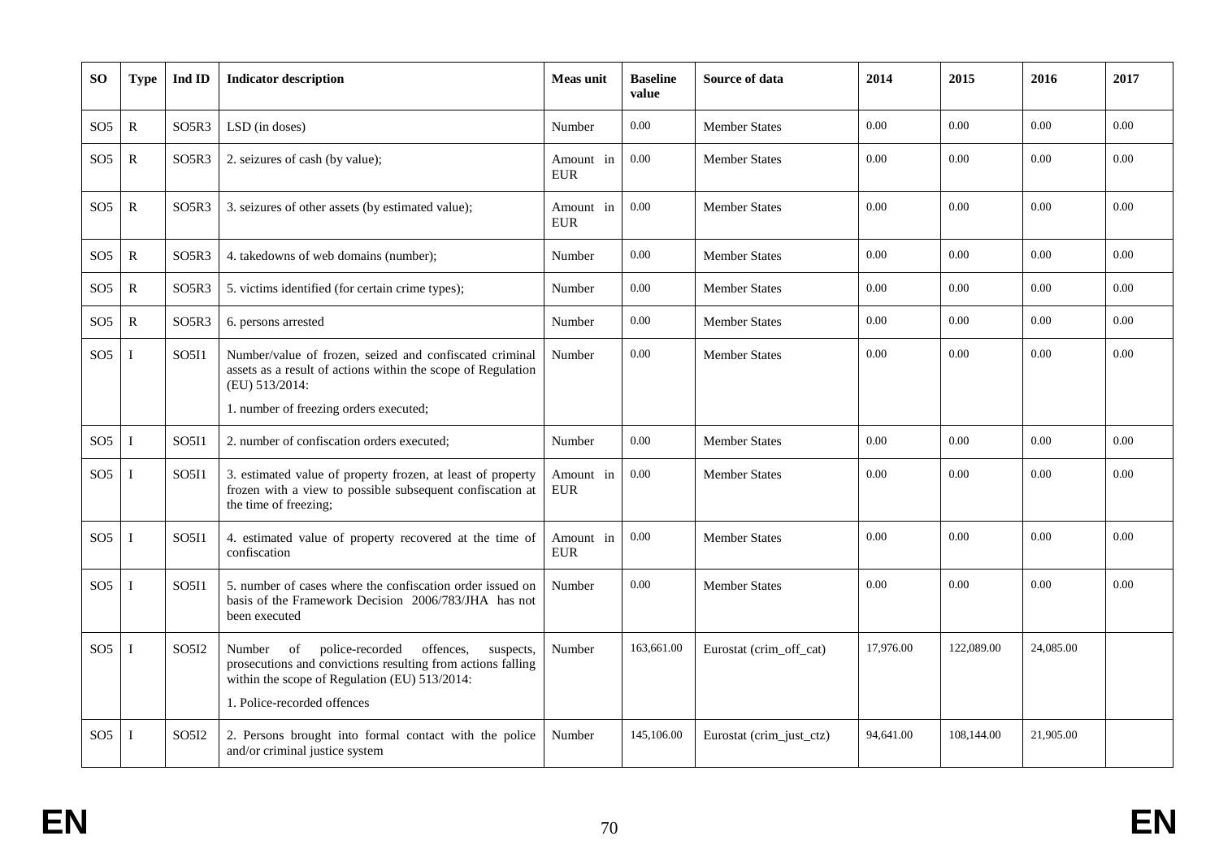| SO | Type | Ind ID | Indicator description | Meas unit | Baseline value | Source of data | 2014 | 2015 | 2016 | 2017 |
|---|---|---|---|---|---|---|---|---|---|---|
| SO5 | R | SO5R3 | LSD (in doses) | Number | 0.00 | Member States | 0.00 | 0.00 | 0.00 | 0.00 |
| SO5 | R | SO5R3 | 2. seizures of cash (by value); | Amount in EUR | 0.00 | Member States | 0.00 | 0.00 | 0.00 | 0.00 |
| SO5 | R | SO5R3 | 3. seizures of other assets (by estimated value); | Amount in EUR | 0.00 | Member States | 0.00 | 0.00 | 0.00 | 0.00 |
| SO5 | R | SO5R3 | 4. takedowns of web domains (number); | Number | 0.00 | Member States | 0.00 | 0.00 | 0.00 | 0.00 |
| SO5 | R | SO5R3 | 5. victims identified (for certain crime types); | Number | 0.00 | Member States | 0.00 | 0.00 | 0.00 | 0.00 |
| SO5 | R | SO5R3 | 6. persons arrested | Number | 0.00 | Member States | 0.00 | 0.00 | 0.00 | 0.00 |
| SO5 | I | SO5I1 | Number/value of frozen, seized and confiscated criminal assets as a result of actions within the scope of Regulation (EU) 513/2014:<br><br>1. number of freezing orders executed; | Number | 0.00 | Member States | 0.00 | 0.00 | 0.00 | 0.00 |
| SO5 | I | SO5I1 | 2. number of confiscation orders executed; | Number | 0.00 | Member States | 0.00 | 0.00 | 0.00 | 0.00 |
| SO5 | I | SO5I1 | 3. estimated value of property frozen, at least of property frozen with a view to possible subsequent confiscation at the time of freezing; | Amount in EUR | 0.00 | Member States | 0.00 | 0.00 | 0.00 | 0.00 |
| SO5 | I | SO5I1 | 4. estimated value of property recovered at the time of confiscation | Amount in EUR | 0.00 | Member States | 0.00 | 0.00 | 0.00 | 0.00 |
| SO5 | I | SO5I1 | 5. number of cases where the confiscation order issued on basis of the Framework Decision 2006/783/JHA has not been executed | Number | 0.00 | Member States | 0.00 | 0.00 | 0.00 | 0.00 |
| SO5 | I | SO5I2 | Number of police-recorded offences, suspects, prosecutions and convictions resulting from actions falling within the scope of Regulation (EU) 513/2014:<br><br>1. Police-recorded offences | Number | 163,661.00 | Eurostat (crim_off_cat) | 17,976.00 | 122,089.00 | 24,085.00 | |
| SO5 | I | SO5I2 | 2. Persons brought into formal contact with the police and/or criminal justice system | Number | 145,106.00 | Eurostat (crim_just_ctz) | 94,641.00 | 108,144.00 | 21,905.00 | |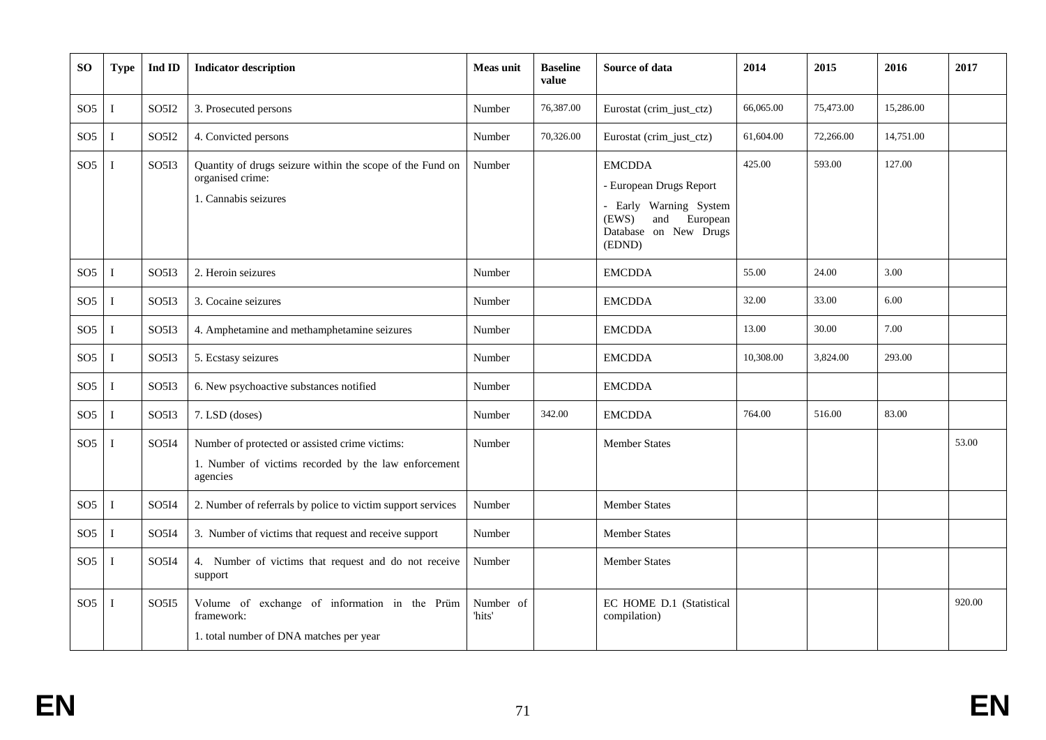| SO | Type | Ind ID | Indicator description | Meas unit | Baseline value | Source of data | 2014 | 2015 | 2016 | 2017 |
|---|---|---|---|---|---|---|---|---|---|---|
| SO5 | I | SO5I2 | 3. Prosecuted persons | Number | 76,387.00 | Eurostat (crim_just_ctz) | 66,065.00 | 75,473.00 | 15,286.00 | |
| SO5 | I | SO5I2 | 4. Convicted persons | Number | 70,326.00 | Eurostat (crim_just_ctz) | 61,604.00 | 72,266.00 | 14,751.00 | |
| SO5 | I | SO5I3 | Quantity of drugs seizure within the scope of the Fund on organised crime:<br>1. Cannabis seizures | Number | | EMCDDA<br>- European Drugs Report<br>- Early Warning System (EWS) and European Database on New Drugs (EDND) | 425.00 | 593.00 | 127.00 | |
| SO5 | I | SO5I3 | 2. Heroin seizures | Number | | EMCDDA | 55.00 | 24.00 | 3.00 | |
| SO5 | I | SO5I3 | 3. Cocaine seizures | Number | | EMCDDA | 32.00 | 33.00 | 6.00 | |
| SO5 | I | SO5I3 | 4. Amphetamine and methamphetamine seizures | Number | | EMCDDA | 13.00 | 30.00 | 7.00 | |
| SO5 | I | SO5I3 | 5. Ecstasy seizures | Number | | EMCDDA | 10,308.00 | 3,824.00 | 293.00 | |
| SO5 | I | SO5I3 | 6. New psychoactive substances notified | Number | | EMCDDA | | | | |
| SO5 | I | SO5I3 | 7. LSD (doses) | Number | 342.00 | EMCDDA | 764.00 | 516.00 | 83.00 | |
| SO5 | I | SO5I4 | Number of protected or assisted crime victims:<br>1. Number of victims recorded by the law enforcement agencies | Number | | Member States | | | | 53.00 |
| SO5 | I | SO5I4 | 2. Number of referrals by police to victim support services | Number | | Member States | | | | |
| SO5 | I | SO5I4 | 3. Number of victims that request and receive support | Number | | Member States | | | | |
| SO5 | I | SO5I4 | 4. Number of victims that request and do not receive support | Number | | Member States | | | | |
| SO5 | I | SO5I5 | Volume of exchange of information in the Prüm framework:<br>1. total number of DNA matches per year | Number of 'hits' | | EC HOME D.1 (Statistical compilation) | | | | 920.00 |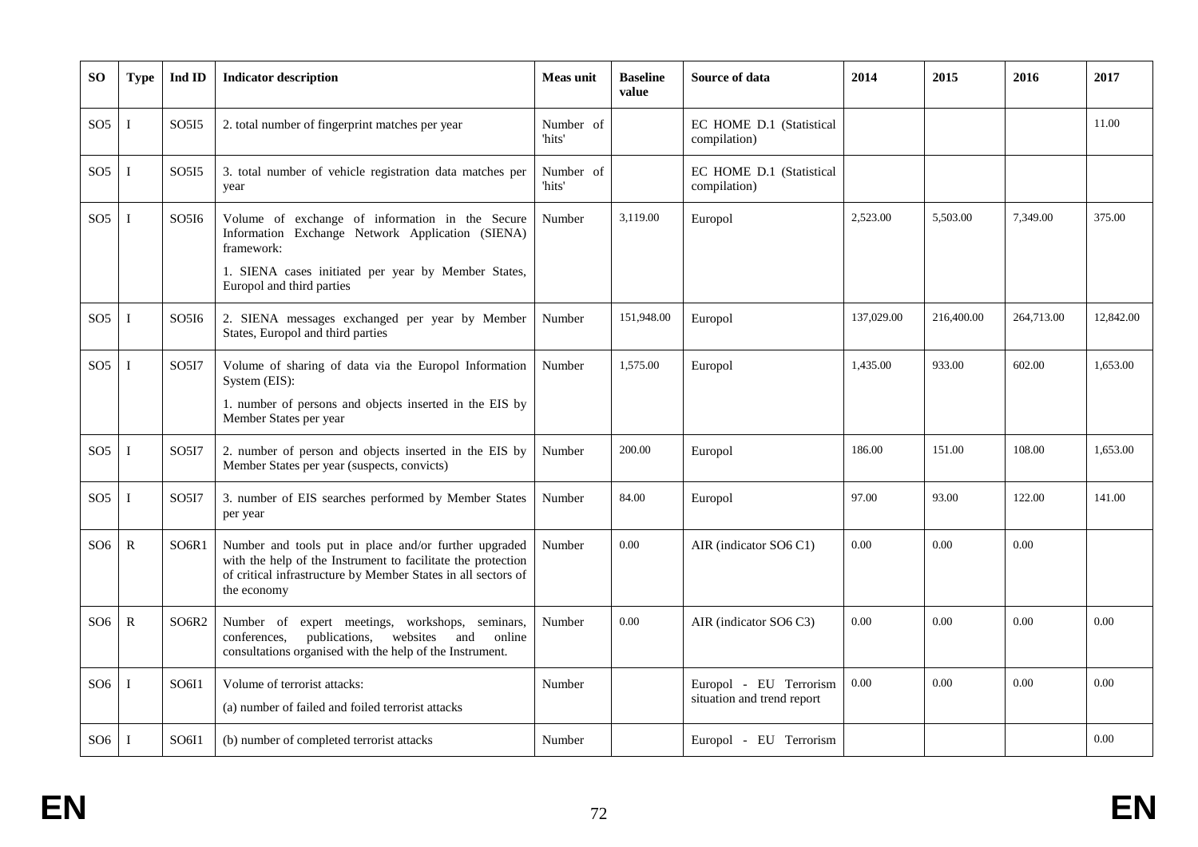| SO | Type | Ind ID | Indicator description | Meas unit | Baseline value | Source of data | 2014 | 2015 | 2016 | 2017 |
|---|---|---|---|---|---|---|---|---|---|---|
| SO5 | I | SO5I5 | 2. total number of fingerprint matches per year | Number of 'hits' | | EC HOME D.1 (Statistical compilation) | | | | 11.00 |
| SO5 | I | SO5I5 | 3. total number of vehicle registration data matches per year | Number of 'hits' | | EC HOME D.1 (Statistical compilation) | | | | |
| SO5 | I | SO5I6 | Volume of exchange of information in the Secure Information Exchange Network Application (SIENA) framework:<br>1. SIENA cases initiated per year by Member States, Europol and third parties | Number | 3,119.00 | Europol | 2,523.00 | 5,503.00 | 7,349.00 | 375.00 |
| SO5 | I | SO5I6 | 2. SIENA messages exchanged per year by Member States, Europol and third parties | Number | 151,948.00 | Europol | 137,029.00 | 216,400.00 | 264,713.00 | 12,842.00 |
| SO5 | I | SO5I7 | Volume of sharing of data via the Europol Information System (EIS):<br>1. number of persons and objects inserted in the EIS by Member States per year | Number | 1,575.00 | Europol | 1,435.00 | 933.00 | 602.00 | 1,653.00 |
| SO5 | I | SO5I7 | 2. number of person and objects inserted in the EIS by Member States per year (suspects, convicts) | Number | 200.00 | Europol | 186.00 | 151.00 | 108.00 | 1,653.00 |
| SO5 | I | SO5I7 | 3. number of EIS searches performed by Member States per year | Number | 84.00 | Europol | 97.00 | 93.00 | 122.00 | 141.00 |
| SO6 | R | SO6R1 | Number and tools put in place and/or further upgraded with the help of the Instrument to facilitate the protection of critical infrastructure by Member States in all sectors of the economy | Number | 0.00 | AIR (indicator SO6 C1) | 0.00 | 0.00 | 0.00 | |
| SO6 | R | SO6R2 | Number of expert meetings, workshops, seminars, conferences, publications, websites and online consultations organised with the help of the Instrument. | Number | 0.00 | AIR (indicator SO6 C3) | 0.00 | 0.00 | 0.00 | 0.00 |
| SO6 | I | SO6I1 | Volume of terrorist attacks:<br>(a) number of failed and foiled terrorist attacks | Number | | Europol - EU Terrorism situation and trend report | 0.00 | 0.00 | 0.00 | 0.00 |
| SO6 | I | SO6I1 | (b) number of completed terrorist attacks | Number | | Europol - EU Terrorism | | | | 0.00 |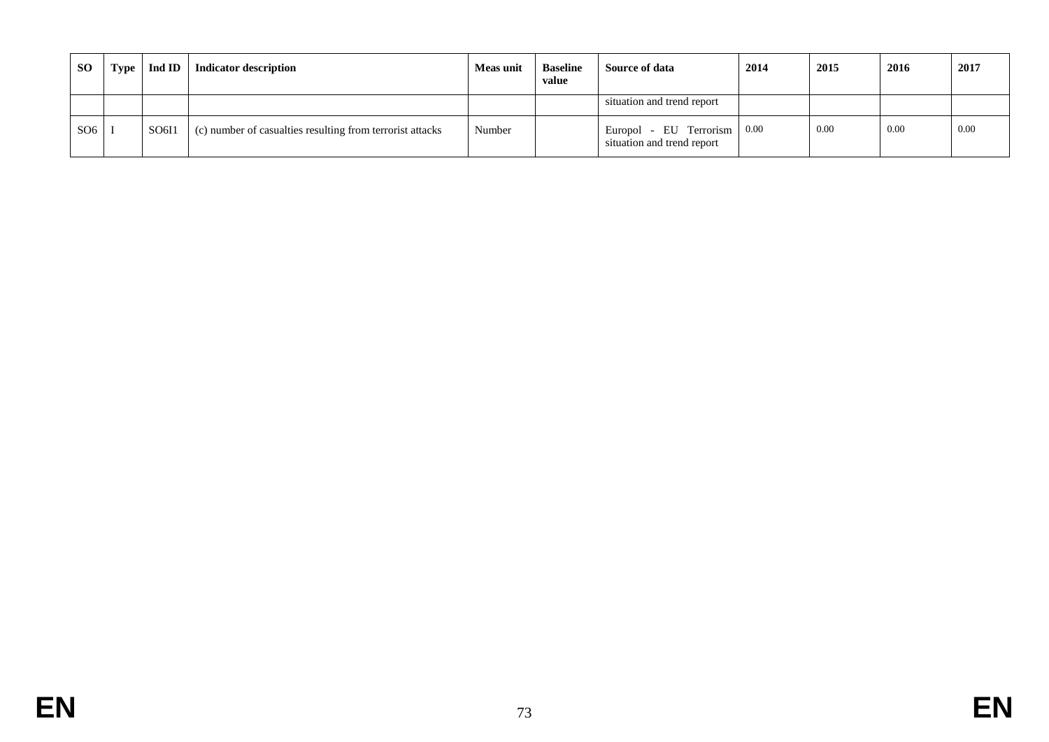| SO | Type | Ind ID | Indicator description | Meas unit | Baseline value | Source of data | 2014 | 2015 | 2016 | 2017 |
|---|---|---|---|---|---|---|---|---|---|---|
| | | | | | | situation and trend report | | | | |
| SO6 | I | SO6I1 | (c) number of casualties resulting from terrorist attacks | Number | | Europol - EU Terrorism situation and trend report | 0.00 | 0.00 | 0.00 | 0.00 |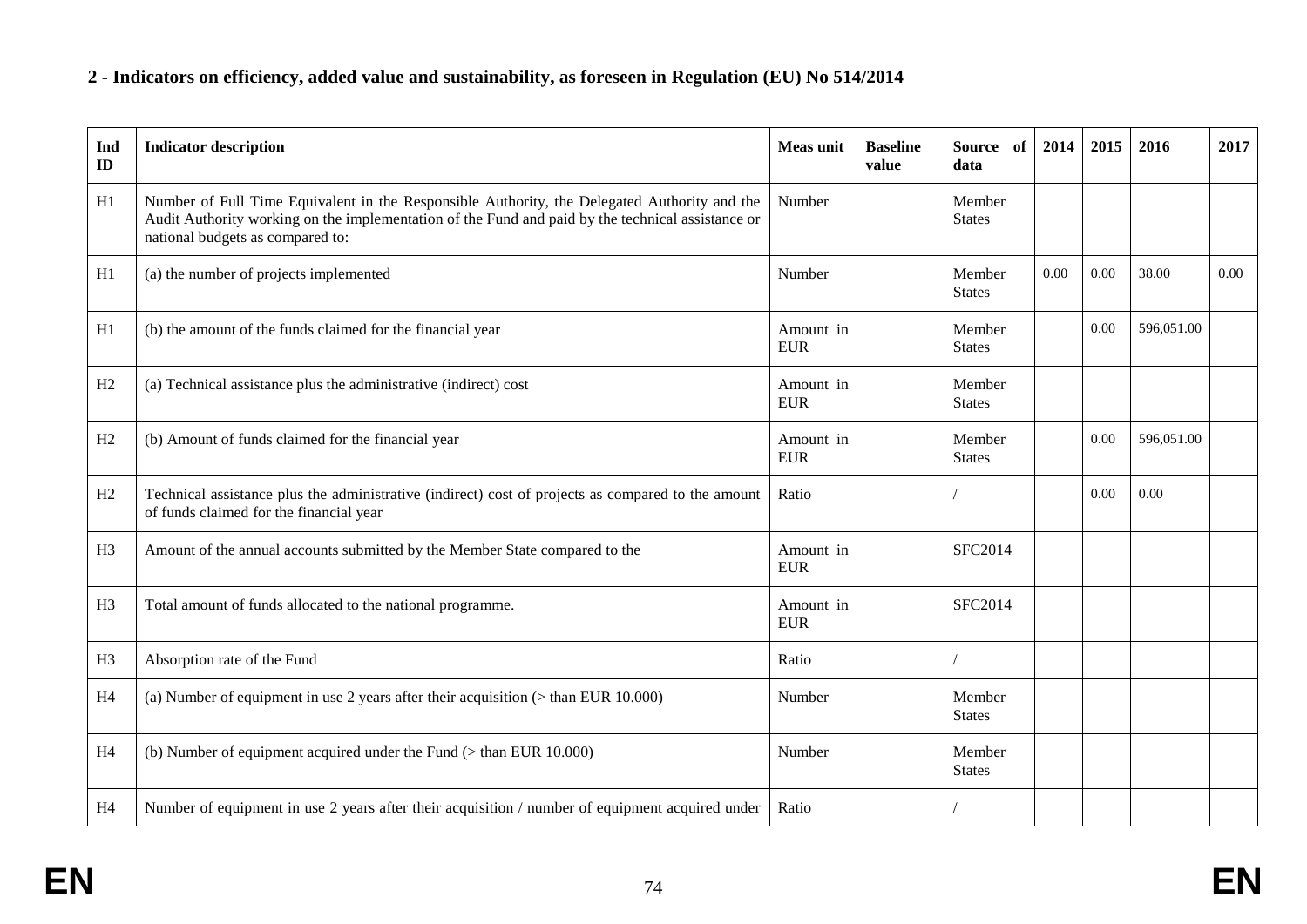**2 - Indicators on efficiency, added value and sustainability, as foreseen in Regulation (EU) No 514/2014**

| Ind ID | Indicator description | Meas unit | Baseline value | Source of data | 2014 | 2015 | 2016 | 2017 |
|---|---|---|---|---|---|---|---|---|
| H1 | Number of Full Time Equivalent in the Responsible Authority, the Delegated Authority and the Audit Authority working on the implementation of the Fund and paid by the technical assistance or national budgets as compared to: | Number | | Member States | | | | |
| H1 | (a) the number of projects implemented | Number | | Member States | 0.00 | 0.00 | 38.00 | 0.00 |
| H1 | (b) the amount of the funds claimed for the financial year | Amount in EUR | | Member States | | 0.00 | 596,051.00 | |
| H2 | (a) Technical assistance plus the administrative (indirect) cost | Amount in EUR | | Member States | | | | |
| H2 | (b) Amount of funds claimed for the financial year | Amount in EUR | | Member States | | 0.00 | 596,051.00 | |
| H2 | Technical assistance plus the administrative (indirect) cost of projects as compared to the amount of funds claimed for the financial year | Ratio | | / | | 0.00 | 0.00 | |
| H3 | Amount of the annual accounts submitted by the Member State compared to the | Amount in EUR | | SFC2014 | | | | |
| H3 | Total amount of funds allocated to the national programme. | Amount in EUR | | SFC2014 | | | | |
| H3 | Absorption rate of the Fund | Ratio | | / | | | | |
| H4 | (a) Number of equipment in use 2 years after their acquisition (> than EUR 10.000) | Number | | Member States | | | | |
| H4 | (b) Number of equipment acquired under the Fund (> than EUR 10.000) | Number | | Member States | | | | |
| H4 | Number of equipment in use 2 years after their acquisition / number of equipment acquired under | Ratio | | / | | | | |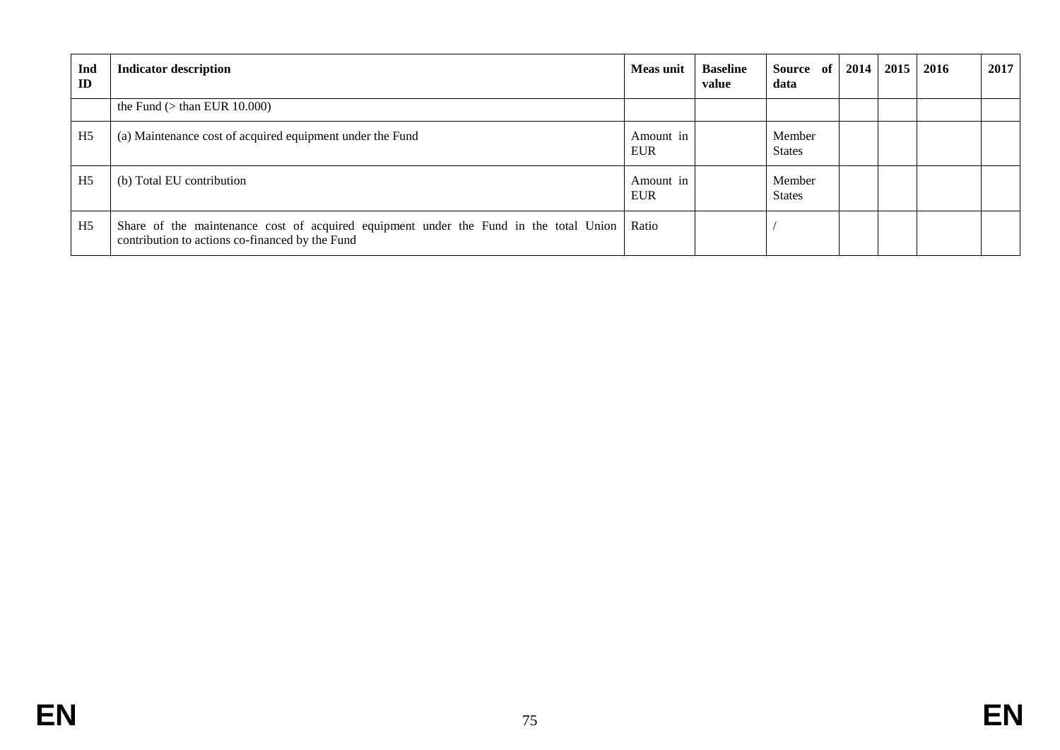| Ind ID | Indicator description | Meas unit | Baseline value | Source of data | 2014 | 2015 | 2016 | 2017 |
|---|---|---|---|---|---|---|---|---|
| | the Fund (> than EUR 10.000) | | | | | | | |
| H5 | (a) Maintenance cost of acquired equipment under the Fund | Amount in EUR | | Member States | | | | |
| H5 | (b) Total EU contribution | Amount in EUR | | Member States | | | | |
| H5 | Share of the maintenance cost of acquired equipment under the Fund in the total Union contribution to actions co-financed by the Fund | Ratio | | / | | | | |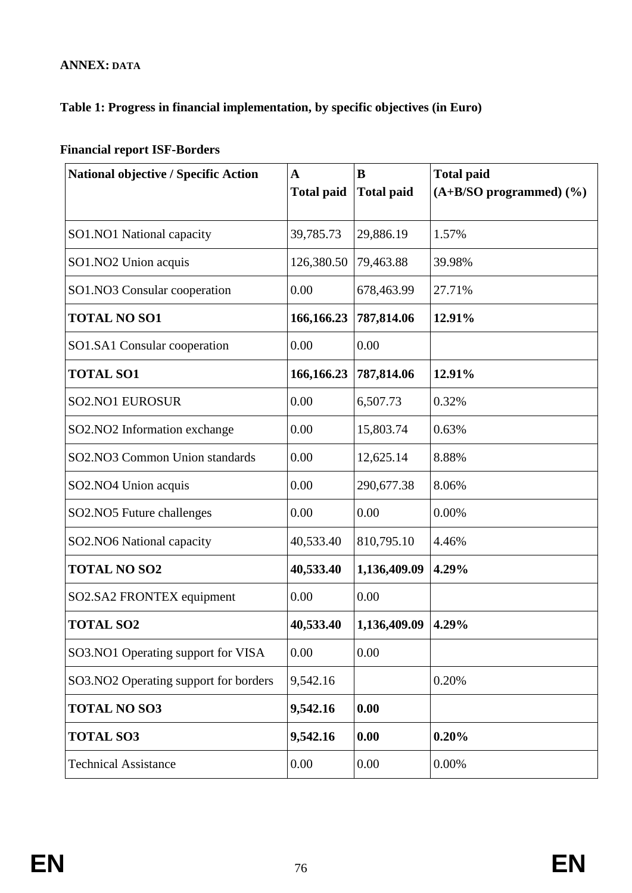**ANNEX: DATA**

**Table 1: Progress in financial implementation, by specific objectives (in Euro)**

**Financial report ISF-Borders**

| National objective / Specific Action | A Total paid | B Total paid | Total paid (A+B/SO programmed) (%) |
|---|---|---|---|
| SO1.NO1 National capacity | 39,785.73 | 29,886.19 | 1.57% |
| SO1.NO2 Union acquis | 126,380.50 | 79,463.88 | 39.98% |
| SO1.NO3 Consular cooperation | 0.00 | 678,463.99 | 27.71% |
| **TOTAL NO SO1** | **166,166.23** | **787,814.06** | **12.91%** |
| SO1.SA1 Consular cooperation | 0.00 | 0.00 | |
| **TOTAL SO1** | **166,166.23** | **787,814.06** | **12.91%** |
| SO2.NO1 EUROSUR | 0.00 | 6,507.73 | 0.32% |
| SO2.NO2 Information exchange | 0.00 | 15,803.74 | 0.63% |
| SO2.NO3 Common Union standards | 0.00 | 12,625.14 | 8.88% |
| SO2.NO4 Union acquis | 0.00 | 290,677.38 | 8.06% |
| SO2.NO5 Future challenges | 0.00 | 0.00 | 0.00% |
| SO2.NO6 National capacity | 40,533.40 | 810,795.10 | 4.46% |
| **TOTAL NO SO2** | **40,533.40** | **1,136,409.09** | **4.29%** |
| SO2.SA2 FRONTEX equipment | 0.00 | 0.00 | |
| **TOTAL SO2** | **40,533.40** | **1,136,409.09** | **4.29%** |
| SO3.NO1 Operating support for VISA | 0.00 | 0.00 | |
| SO3.NO2 Operating support for borders | 9,542.16 | | 0.20% |
| **TOTAL NO SO3** | **9,542.16** | **0.00** | |
| **TOTAL SO3** | **9,542.16** | **0.00** | **0.20%** |
| Technical Assistance | 0.00 | 0.00 | 0.00% |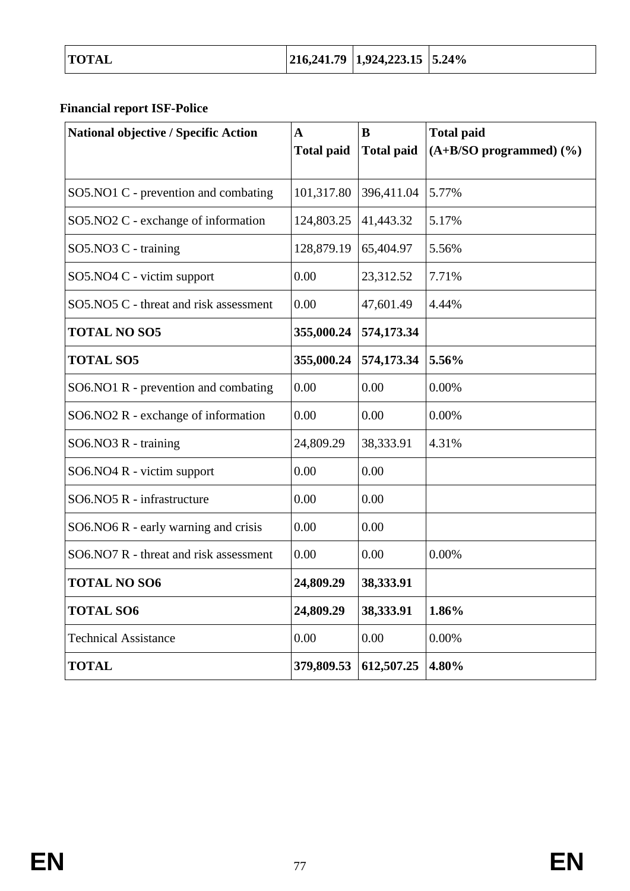| **TOTAL** | **216,241.79** | **1,924,223.15** | **5.24%** |
|---|---|---|---|

**Financial report ISF-Police**

| National objective / Specific Action | A<br>Total paid | B<br>Total paid | Total paid<br>(A+B/SO programmed) (%) |
|---|---|---|---|
| SO5.NO1 C - prevention and combating | 101,317.80 | 396,411.04 | 5.77% |
| SO5.NO2 C - exchange of information | 124,803.25 | 41,443.32 | 5.17% |
| SO5.NO3 C - training | 128,879.19 | 65,404.97 | 5.56% |
| SO5.NO4 C - victim support | 0.00 | 23,312.52 | 7.71% |
| SO5.NO5 C - threat and risk assessment | 0.00 | 47,601.49 | 4.44% |
| **TOTAL NO SO5** | **355,000.24** | **574,173.34** | |
| **TOTAL SO5** | **355,000.24** | **574,173.34** | **5.56%** |
| SO6.NO1 R - prevention and combating | 0.00 | 0.00 | 0.00% |
| SO6.NO2 R - exchange of information | 0.00 | 0.00 | 0.00% |
| SO6.NO3 R - training | 24,809.29 | 38,333.91 | 4.31% |
| SO6.NO4 R - victim support | 0.00 | 0.00 | |
| SO6.NO5 R - infrastructure | 0.00 | 0.00 | |
| SO6.NO6 R - early warning and crisis | 0.00 | 0.00 | |
| SO6.NO7 R - threat and risk assessment | 0.00 | 0.00 | 0.00% |
| **TOTAL NO SO6** | **24,809.29** | **38,333.91** | |
| **TOTAL SO6** | **24,809.29** | **38,333.91** | **1.86%** |
| Technical Assistance | 0.00 | 0.00 | 0.00% |
| **TOTAL** | **379,809.53** | **612,507.25** | **4.80%** |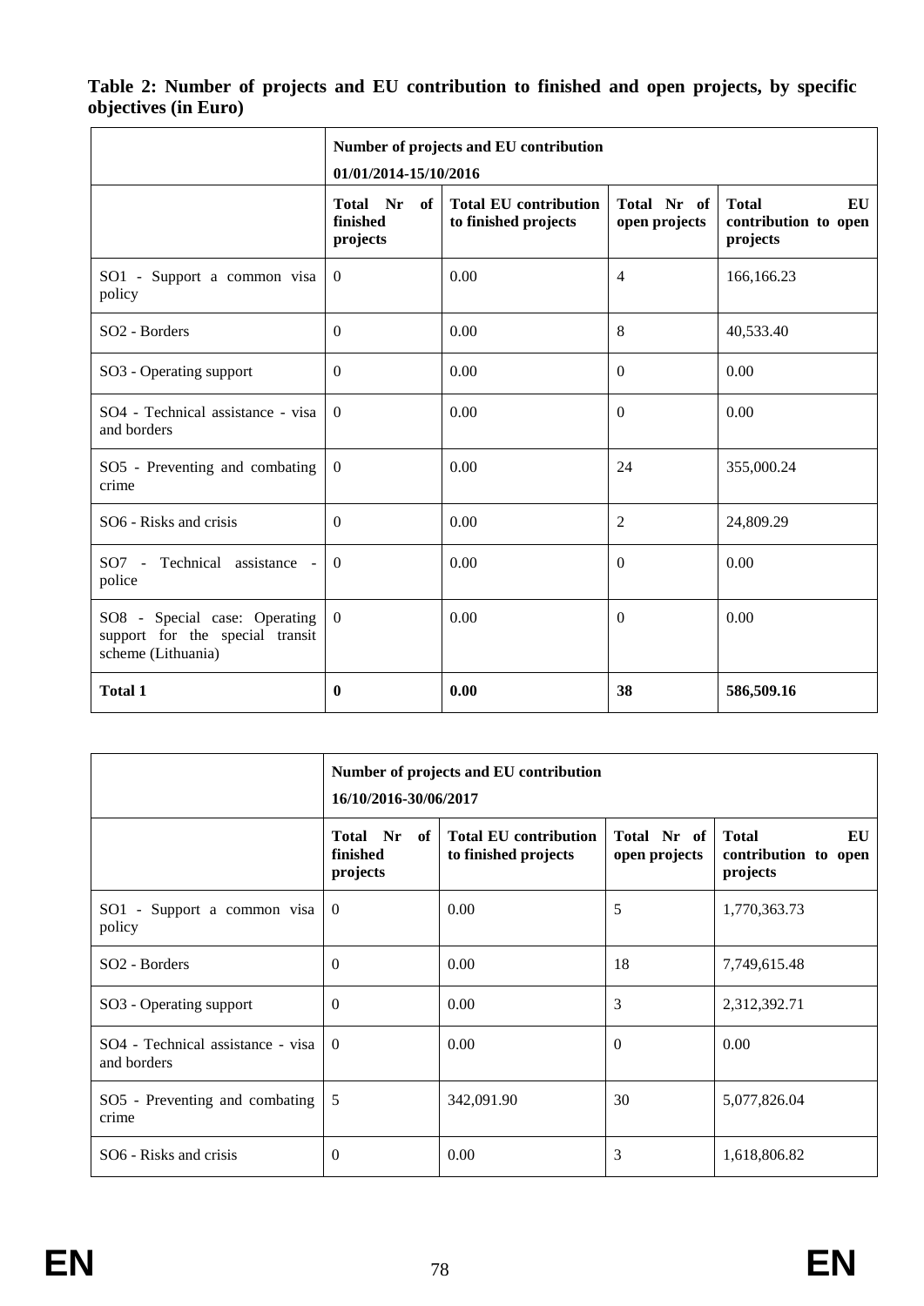**Table 2: Number of projects and EU contribution to finished and open projects, by specific objectives (in Euro)**

| | Number of projects and EU contribution 01/01/2014-15/10/2016 | | | |
|---|---|---|---|---|
| | **Total Nr of finished projects** | **Total EU contribution to finished projects** | **Total Nr of open projects** | **Total EU contribution to open projects** |
| SO1 - Support a common visa policy | 0 | 0.00 | 4 | 166,166.23 |
| SO2 - Borders | 0 | 0.00 | 8 | 40,533.40 |
| SO3 - Operating support | 0 | 0.00 | 0 | 0.00 |
| SO4 - Technical assistance - visa and borders | 0 | 0.00 | 0 | 0.00 |
| SO5 - Preventing and combating crime | 0 | 0.00 | 24 | 355,000.24 |
| SO6 - Risks and crisis | 0 | 0.00 | 2 | 24,809.29 |
| SO7 - Technical assistance - police | 0 | 0.00 | 0 | 0.00 |
| SO8 - Special case: Operating support for the special transit scheme (Lithuania) | 0 | 0.00 | 0 | 0.00 |
| **Total 1** | **0** | **0.00** | **38** | **586,509.16** |

| | Number of projects and EU contribution 16/10/2016-30/06/2017 | | | |
|---|---|---|---|---|
| | **Total Nr of finished projects** | **Total EU contribution to finished projects** | **Total Nr of open projects** | **Total EU contribution to open projects** |
| SO1 - Support a common visa policy | 0 | 0.00 | 5 | 1,770,363.73 |
| SO2 - Borders | 0 | 0.00 | 18 | 7,749,615.48 |
| SO3 - Operating support | 0 | 0.00 | 3 | 2,312,392.71 |
| SO4 - Technical assistance - visa and borders | 0 | 0.00 | 0 | 0.00 |
| SO5 - Preventing and combating crime | 5 | 342,091.90 | 30 | 5,077,826.04 |
| SO6 - Risks and crisis | 0 | 0.00 | 3 | 1,618,806.82 |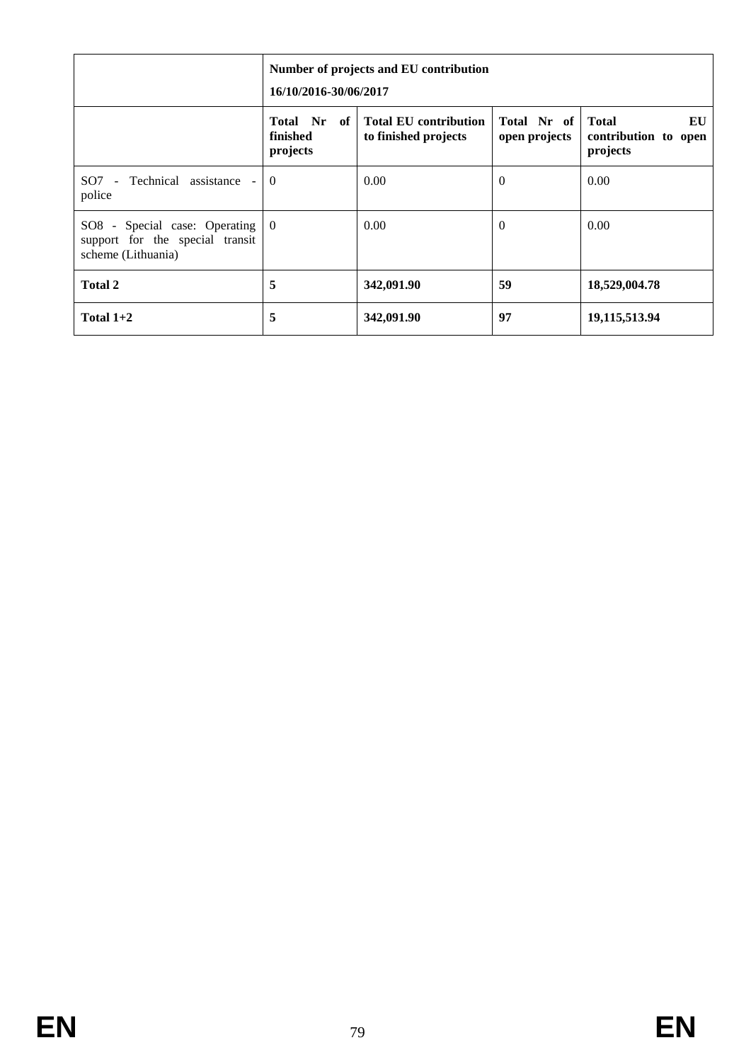| | Number of projects and EU contribution 16/10/2016-30/06/2017 | | | |
|---|---|---|---|---|
| | **Total Nr of finished projects** | **Total EU contribution to finished projects** | **Total Nr of open projects** | **Total EU contribution to open projects** |
| SO7 - Technical assistance - police | 0 | 0.00 | 0 | 0.00 |
| SO8 - Special case: Operating support for the special transit scheme (Lithuania) | 0 | 0.00 | 0 | 0.00 |
| **Total 2** | **5** | **342,091.90** | **59** | **18,529,004.78** |
| **Total 1+2** | **5** | **342,091.90** | **97** | **19,115,513.94** |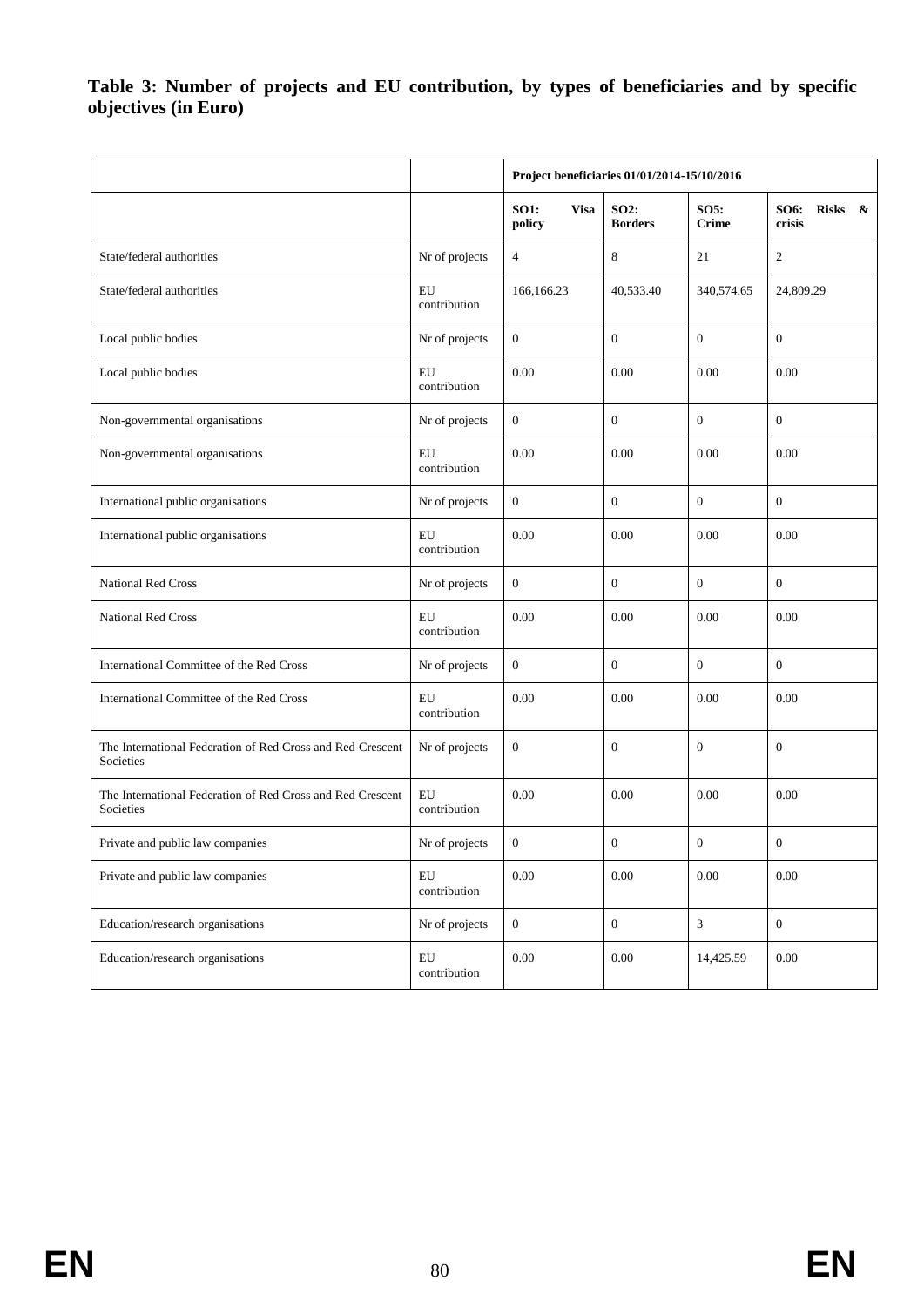**Table 3: Number of projects and EU contribution, by types of beneficiaries and by specific objectives (in Euro)**

| | | Project beneficiaries 01/01/2014-15/10/2016 | | | |
|---|---|---|---|---|---|
| | | **SO1: Visa policy** | **SO2: Borders** | **SO5: Crime** | **SO6: Risks & crisis** |
| State/federal authorities | Nr of projects | 4 | 8 | 21 | 2 |
| State/federal authorities | EU contribution | 166,166.23 | 40,533.40 | 340,574.65 | 24,809.29 |
| Local public bodies | Nr of projects | 0 | 0 | 0 | 0 |
| Local public bodies | EU contribution | 0.00 | 0.00 | 0.00 | 0.00 |
| Non-governmental organisations | Nr of projects | 0 | 0 | 0 | 0 |
| Non-governmental organisations | EU contribution | 0.00 | 0.00 | 0.00 | 0.00 |
| International public organisations | Nr of projects | 0 | 0 | 0 | 0 |
| International public organisations | EU contribution | 0.00 | 0.00 | 0.00 | 0.00 |
| National Red Cross | Nr of projects | 0 | 0 | 0 | 0 |
| National Red Cross | EU contribution | 0.00 | 0.00 | 0.00 | 0.00 |
| International Committee of the Red Cross | Nr of projects | 0 | 0 | 0 | 0 |
| International Committee of the Red Cross | EU contribution | 0.00 | 0.00 | 0.00 | 0.00 |
| The International Federation of Red Cross and Red Crescent Societies | Nr of projects | 0 | 0 | 0 | 0 |
| The International Federation of Red Cross and Red Crescent Societies | EU contribution | 0.00 | 0.00 | 0.00 | 0.00 |
| Private and public law companies | Nr of projects | 0 | 0 | 0 | 0 |
| Private and public law companies | EU contribution | 0.00 | 0.00 | 0.00 | 0.00 |
| Education/research organisations | Nr of projects | 0 | 0 | 3 | 0 |
| Education/research organisations | EU contribution | 0.00 | 0.00 | 14,425.59 | 0.00 |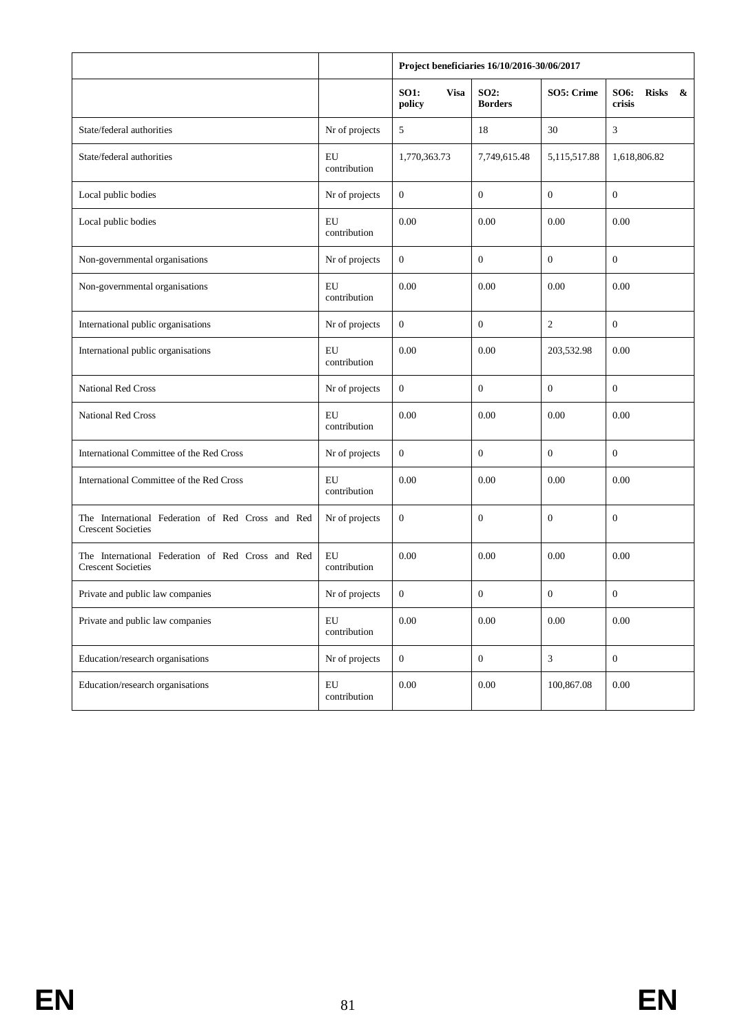| | | Project beneficiaries 16/10/2016-30/06/2017 | | | |
|---|---|---|---|---|---|
| | | **SO1: Visa policy** | **SO2: Borders** | **SO5: Crime** | **SO6: Risks & crisis** |
| State/federal authorities | Nr of projects | 5 | 18 | 30 | 3 |
| State/federal authorities | EU contribution | 1,770,363.73 | 7,749,615.48 | 5,115,517.88 | 1,618,806.82 |
| Local public bodies | Nr of projects | 0 | 0 | 0 | 0 |
| Local public bodies | EU contribution | 0.00 | 0.00 | 0.00 | 0.00 |
| Non-governmental organisations | Nr of projects | 0 | 0 | 0 | 0 |
| Non-governmental organisations | EU contribution | 0.00 | 0.00 | 0.00 | 0.00 |
| International public organisations | Nr of projects | 0 | 0 | 2 | 0 |
| International public organisations | EU contribution | 0.00 | 0.00 | 203,532.98 | 0.00 |
| National Red Cross | Nr of projects | 0 | 0 | 0 | 0 |
| National Red Cross | EU contribution | 0.00 | 0.00 | 0.00 | 0.00 |
| International Committee of the Red Cross | Nr of projects | 0 | 0 | 0 | 0 |
| International Committee of the Red Cross | EU contribution | 0.00 | 0.00 | 0.00 | 0.00 |
| The International Federation of Red Cross and Red Crescent Societies | Nr of projects | 0 | 0 | 0 | 0 |
| The International Federation of Red Cross and Red Crescent Societies | EU contribution | 0.00 | 0.00 | 0.00 | 0.00 |
| Private and public law companies | Nr of projects | 0 | 0 | 0 | 0 |
| Private and public law companies | EU contribution | 0.00 | 0.00 | 0.00 | 0.00 |
| Education/research organisations | Nr of projects | 0 | 0 | 3 | 0 |
| Education/research organisations | EU contribution | 0.00 | 0.00 | 100,867.08 | 0.00 |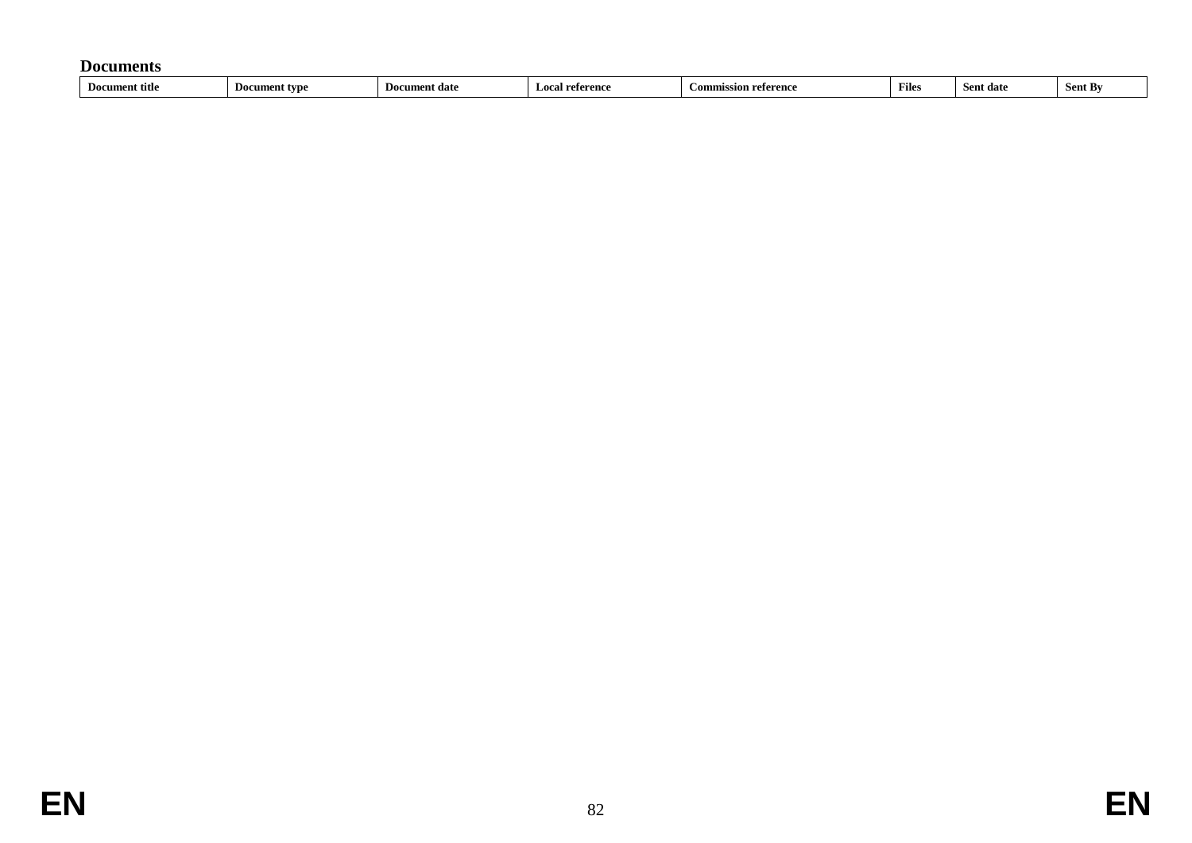**Documents**

| Document title | Document type | Document date | Local reference | Commission reference | Files | Sent date | Sent By |
|---|---|---|---|---|---|---|---|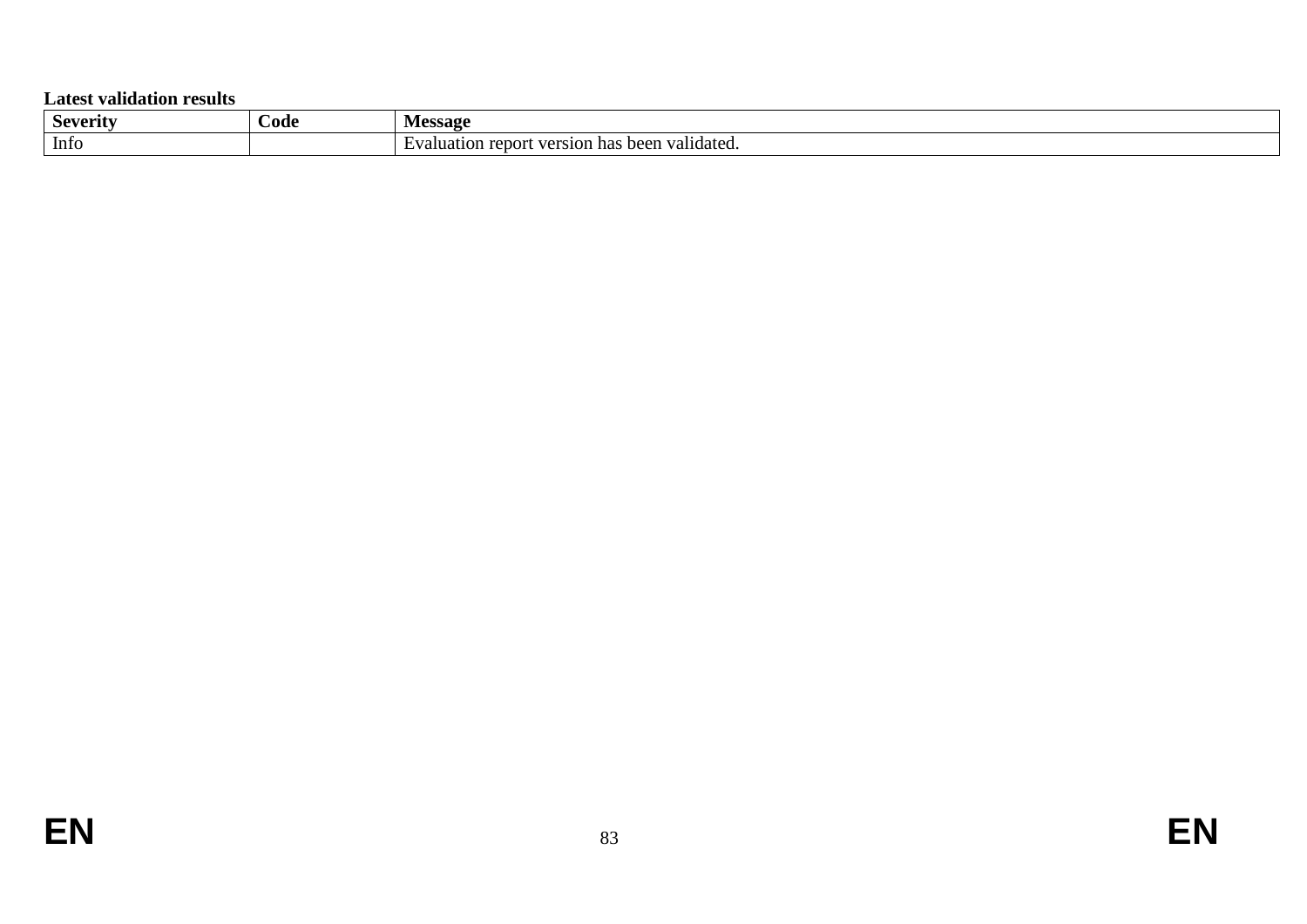**Latest validation results**

| Severity | Code | Message |
|---|---|---|
| Info | | Evaluation report version has been validated. |